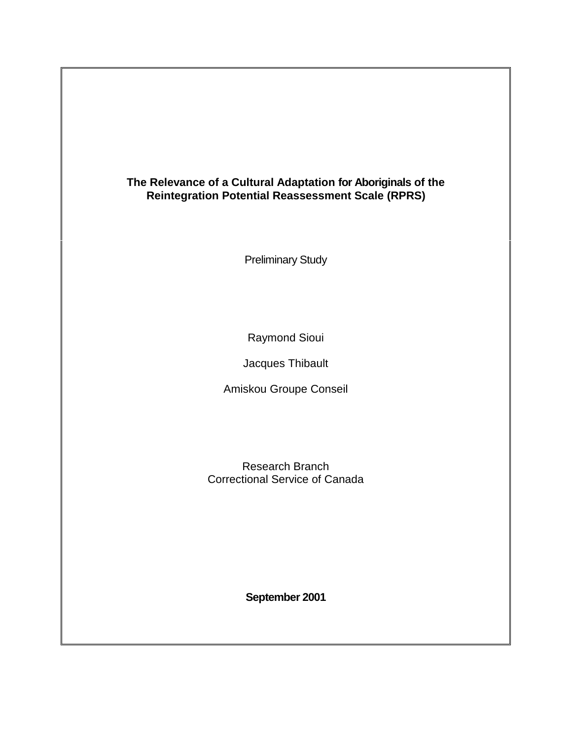# The Relevance of a Cultural Adaptation for Aboriginals of the Reintegration Potential Reassessment Scale (RPRS)

Preliminary Study

Raymond Sioui

Jacques Thibault

Amiskou Groupe Conseil

Research Branch
Correctional Service of Canada

**September 2001**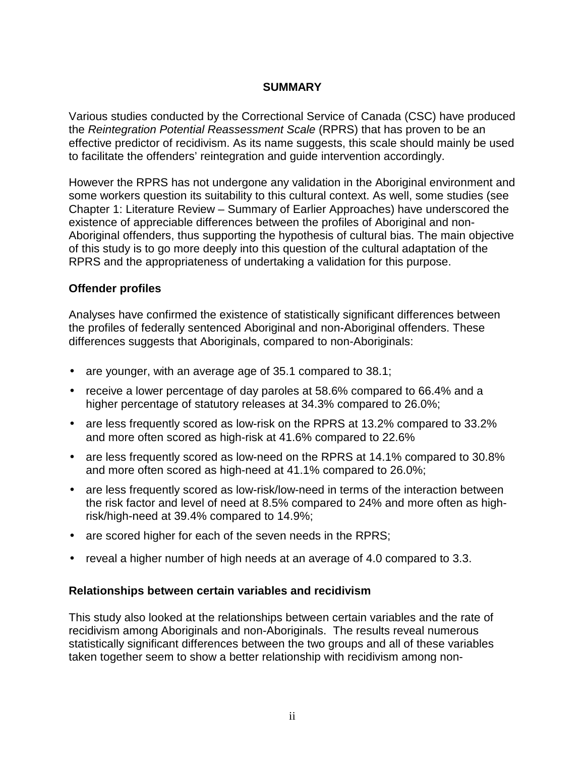## SUMMARY

Various studies conducted by the Correctional Service of Canada (CSC) have produced the *Reintegration Potential Reassessment Scale* (RPRS) that has proven to be an effective predictor of recidivism. As its name suggests, this scale should mainly be used to facilitate the offenders' reintegration and guide intervention accordingly.

However the RPRS has not undergone any validation in the Aboriginal environment and some workers question its suitability to this cultural context. As well, some studies (see Chapter 1: Literature Review – Summary of Earlier Approaches) have underscored the existence of appreciable differences between the profiles of Aboriginal and non-Aboriginal offenders, thus supporting the hypothesis of cultural bias. The main objective of this study is to go more deeply into this question of the cultural adaptation of the RPRS and the appropriateness of undertaking a validation for this purpose.

### Offender profiles

Analyses have confirmed the existence of statistically significant differences between the profiles of federally sentenced Aboriginal and non-Aboriginal offenders. These differences suggests that Aboriginals, compared to non-Aboriginals:

- are younger, with an average age of 35.1 compared to 38.1;
- receive a lower percentage of day paroles at 58.6% compared to 66.4% and a higher percentage of statutory releases at 34.3% compared to 26.0%;
- are less frequently scored as low-risk on the RPRS at 13.2% compared to 33.2% and more often scored as high-risk at 41.6% compared to 22.6%
- are less frequently scored as low-need on the RPRS at 14.1% compared to 30.8% and more often scored as high-need at 41.1% compared to 26.0%;
- are less frequently scored as low-risk/low-need in terms of the interaction between the risk factor and level of need at 8.5% compared to 24% and more often as high-risk/high-need at 39.4% compared to 14.9%;
- are scored higher for each of the seven needs in the RPRS;
- reveal a higher number of high needs at an average of 4.0 compared to 3.3.

### Relationships between certain variables and recidivism

This study also looked at the relationships between certain variables and the rate of recidivism among Aboriginals and non-Aboriginals. The results reveal numerous statistically significant differences between the two groups and all of these variables taken together seem to show a better relationship with recidivism among non-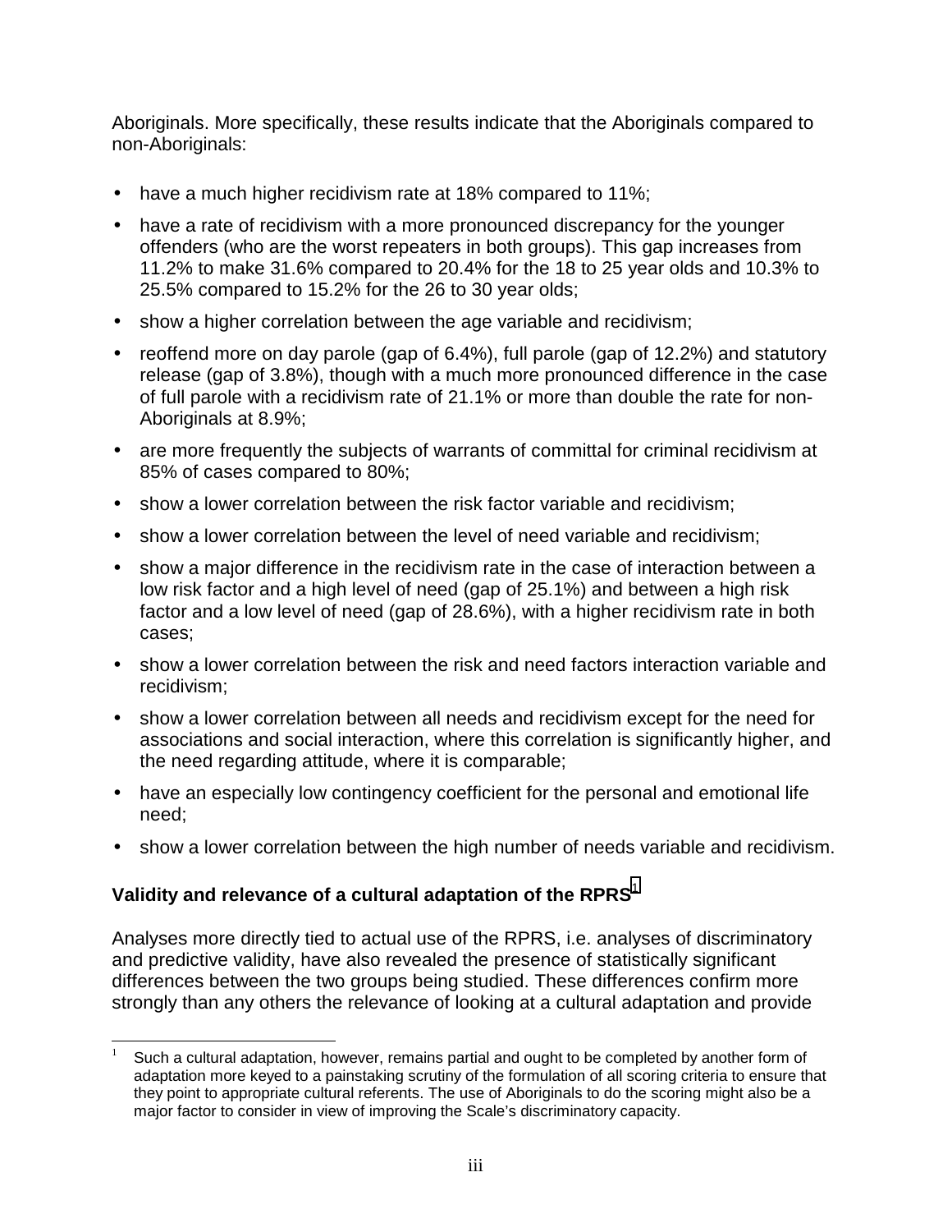Aboriginals. More specifically, these results indicate that the Aboriginals compared to non-Aboriginals:

- have a much higher recidivism rate at 18% compared to 11%;
- have a rate of recidivism with a more pronounced discrepancy for the younger offenders (who are the worst repeaters in both groups). This gap increases from 11.2% to make 31.6% compared to 20.4% for the 18 to 25 year olds and 10.3% to 25.5% compared to 15.2% for the 26 to 30 year olds;
- show a higher correlation between the age variable and recidivism;
- reoffend more on day parole (gap of 6.4%), full parole (gap of 12.2%) and statutory release (gap of 3.8%), though with a much more pronounced difference in the case of full parole with a recidivism rate of 21.1% or more than double the rate for non-Aboriginals at 8.9%;
- are more frequently the subjects of warrants of committal for criminal recidivism at 85% of cases compared to 80%;
- show a lower correlation between the risk factor variable and recidivism;
- show a lower correlation between the level of need variable and recidivism;
- show a major difference in the recidivism rate in the case of interaction between a low risk factor and a high level of need (gap of 25.1%) and between a high risk factor and a low level of need (gap of 28.6%), with a higher recidivism rate in both cases;
- show a lower correlation between the risk and need factors interaction variable and recidivism;
- show a lower correlation between all needs and recidivism except for the need for associations and social interaction, where this correlation is significantly higher, and the need regarding attitude, where it is comparable;
- have an especially low contingency coefficient for the personal and emotional life need;
- show a lower correlation between the high number of needs variable and recidivism.

## Validity and relevance of a cultural adaptation of the RPRS[1]

Analyses more directly tied to actual use of the RPRS, i.e. analyses of discriminatory and predictive validity, have also revealed the presence of statistically significant differences between the two groups being studied. These differences confirm more strongly than any others the relevance of looking at a cultural adaptation and provide

[1] Such a cultural adaptation, however, remains partial and ought to be completed by another form of adaptation more keyed to a painstaking scrutiny of the formulation of all scoring criteria to ensure that they point to appropriate cultural referents. The use of Aboriginals to do the scoring might also be a major factor to consider in view of improving the Scale's discriminatory capacity.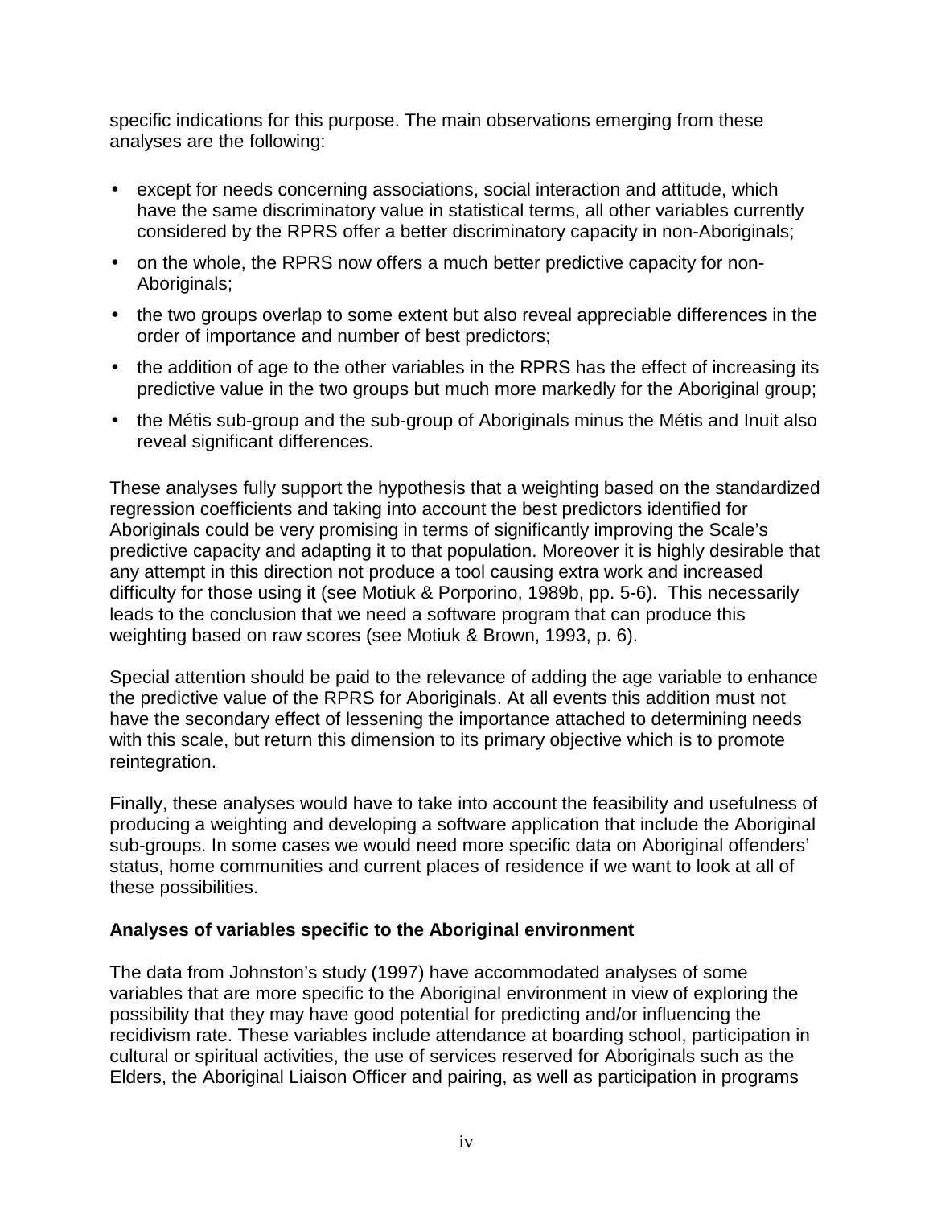specific indications for this purpose. The main observations emerging from these analyses are the following:

- except for needs concerning associations, social interaction and attitude, which have the same discriminatory value in statistical terms, all other variables currently considered by the RPRS offer a better discriminatory capacity in non-Aboriginals;
- on the whole, the RPRS now offers a much better predictive capacity for non-Aboriginals;
- the two groups overlap to some extent but also reveal appreciable differences in the order of importance and number of best predictors;
- the addition of age to the other variables in the RPRS has the effect of increasing its predictive value in the two groups but much more markedly for the Aboriginal group;
- the Métis sub-group and the sub-group of Aboriginals minus the Métis and Inuit also reveal significant differences.

These analyses fully support the hypothesis that a weighting based on the standardized regression coefficients and taking into account the best predictors identified for Aboriginals could be very promising in terms of significantly improving the Scale's predictive capacity and adapting it to that population. Moreover it is highly desirable that any attempt in this direction not produce a tool causing extra work and increased difficulty for those using it (see Motiuk & Porporino, 1989b, pp. 5-6). This necessarily leads to the conclusion that we need a software program that can produce this weighting based on raw scores (see Motiuk & Brown, 1993, p. 6).

Special attention should be paid to the relevance of adding the age variable to enhance the predictive value of the RPRS for Aboriginals. At all events this addition must not have the secondary effect of lessening the importance attached to determining needs with this scale, but return this dimension to its primary objective which is to promote reintegration.

Finally, these analyses would have to take into account the feasibility and usefulness of producing a weighting and developing a software application that include the Aboriginal sub-groups. In some cases we would need more specific data on Aboriginal offenders' status, home communities and current places of residence if we want to look at all of these possibilities.

**Analyses of variables specific to the Aboriginal environment**

The data from Johnston's study (1997) have accommodated analyses of some variables that are more specific to the Aboriginal environment in view of exploring the possibility that they may have good potential for predicting and/or influencing the recidivism rate. These variables include attendance at boarding school, participation in cultural or spiritual activities, the use of services reserved for Aboriginals such as the Elders, the Aboriginal Liaison Officer and pairing, as well as participation in programs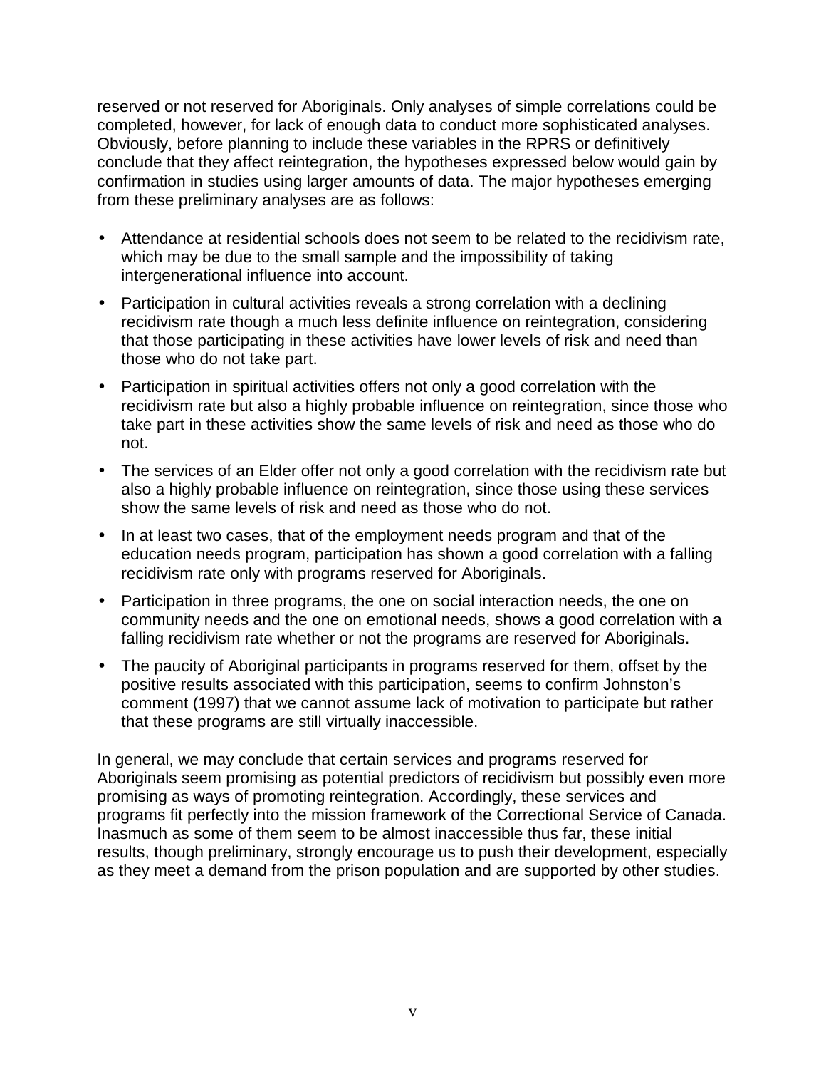reserved or not reserved for Aboriginals. Only analyses of simple correlations could be completed, however, for lack of enough data to conduct more sophisticated analyses. Obviously, before planning to include these variables in the RPRS or definitively conclude that they affect reintegration, the hypotheses expressed below would gain by confirmation in studies using larger amounts of data. The major hypotheses emerging from these preliminary analyses are as follows:

- Attendance at residential schools does not seem to be related to the recidivism rate, which may be due to the small sample and the impossibility of taking intergenerational influence into account.
- Participation in cultural activities reveals a strong correlation with a declining recidivism rate though a much less definite influence on reintegration, considering that those participating in these activities have lower levels of risk and need than those who do not take part.
- Participation in spiritual activities offers not only a good correlation with the recidivism rate but also a highly probable influence on reintegration, since those who take part in these activities show the same levels of risk and need as those who do not.
- The services of an Elder offer not only a good correlation with the recidivism rate but also a highly probable influence on reintegration, since those using these services show the same levels of risk and need as those who do not.
- In at least two cases, that of the employment needs program and that of the education needs program, participation has shown a good correlation with a falling recidivism rate only with programs reserved for Aboriginals.
- Participation in three programs, the one on social interaction needs, the one on community needs and the one on emotional needs, shows a good correlation with a falling recidivism rate whether or not the programs are reserved for Aboriginals.
- The paucity of Aboriginal participants in programs reserved for them, offset by the positive results associated with this participation, seems to confirm Johnston's comment (1997) that we cannot assume lack of motivation to participate but rather that these programs are still virtually inaccessible.

In general, we may conclude that certain services and programs reserved for Aboriginals seem promising as potential predictors of recidivism but possibly even more promising as ways of promoting reintegration. Accordingly, these services and programs fit perfectly into the mission framework of the Correctional Service of Canada. Inasmuch as some of them seem to be almost inaccessible thus far, these initial results, though preliminary, strongly encourage us to push their development, especially as they meet a demand from the prison population and are supported by other studies.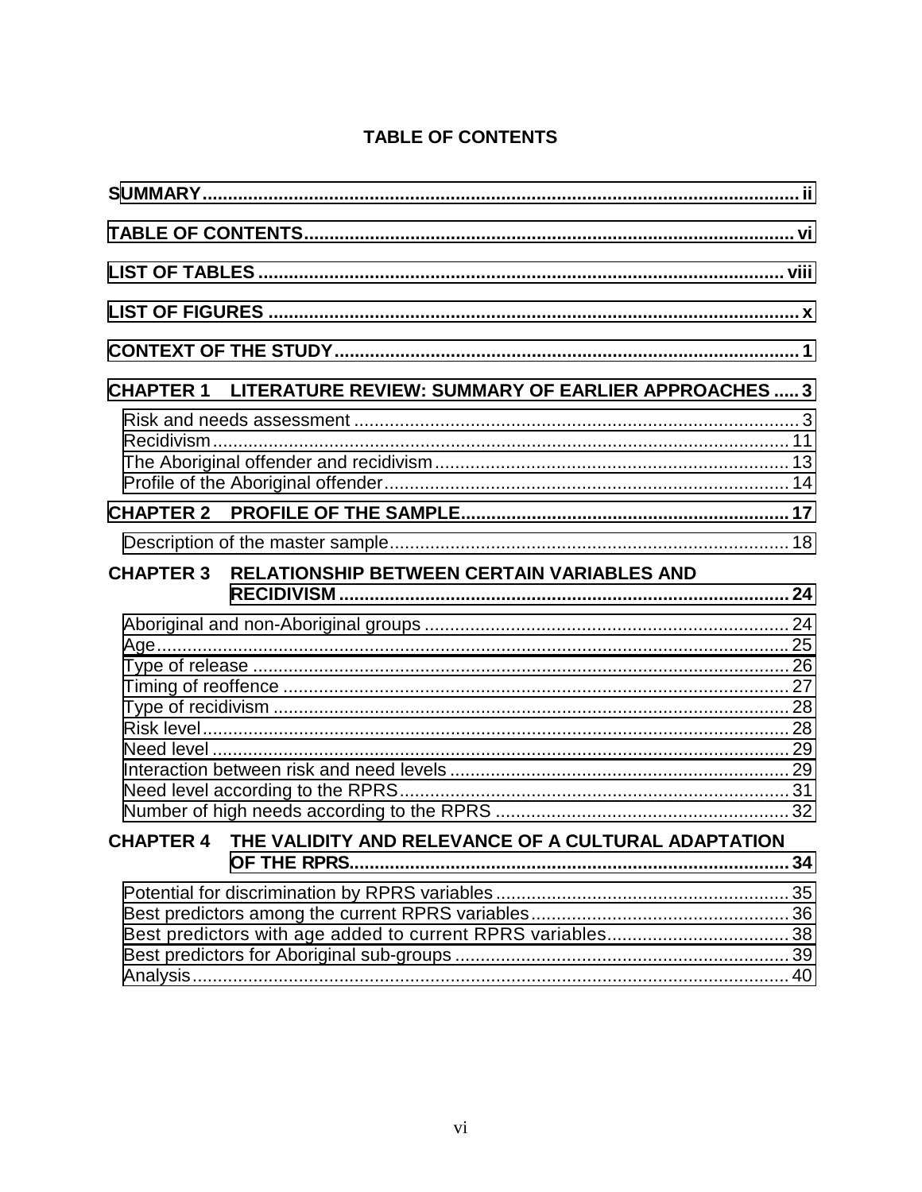# TABLE OF CONTENTS

SUMMARY ..... ii

TABLE OF CONTENTS ..... vi

LIST OF TABLES ..... viii

LIST OF FIGURES ..... x

CONTEXT OF THE STUDY ..... 1

**CHAPTER 1 LITERATURE REVIEW: SUMMARY OF EARLIER APPROACHES ..... 3**

- Risk and needs assessment ..... 3
- Recidivism ..... 11
- The Aboriginal offender and recidivism ..... 13
- Profile of the Aboriginal offender ..... 14

**CHAPTER 2 PROFILE OF THE SAMPLE ..... 17**

- Description of the master sample ..... 18

**CHAPTER 3 RELATIONSHIP BETWEEN CERTAIN VARIABLES AND RECIDIVISM ..... 24**

- Aboriginal and non-Aboriginal groups ..... 24
- Age ..... 25
- Type of release ..... 26
- Timing of reoffence ..... 27
- Type of recidivism ..... 28
- Risk level ..... 28
- Need level ..... 29
- Interaction between risk and need levels ..... 29
- Need level according to the RPRS ..... 31
- Number of high needs according to the RPRS ..... 32

**CHAPTER 4 THE VALIDITY AND RELEVANCE OF A CULTURAL ADAPTATION OF THE RPRS ..... 34**

- Potential for discrimination by RPRS variables ..... 35
- Best predictors among the current RPRS variables ..... 36
- Best predictors with age added to current RPRS variables ..... 38
- Best predictors for Aboriginal sub-groups ..... 39
- Analysis ..... 40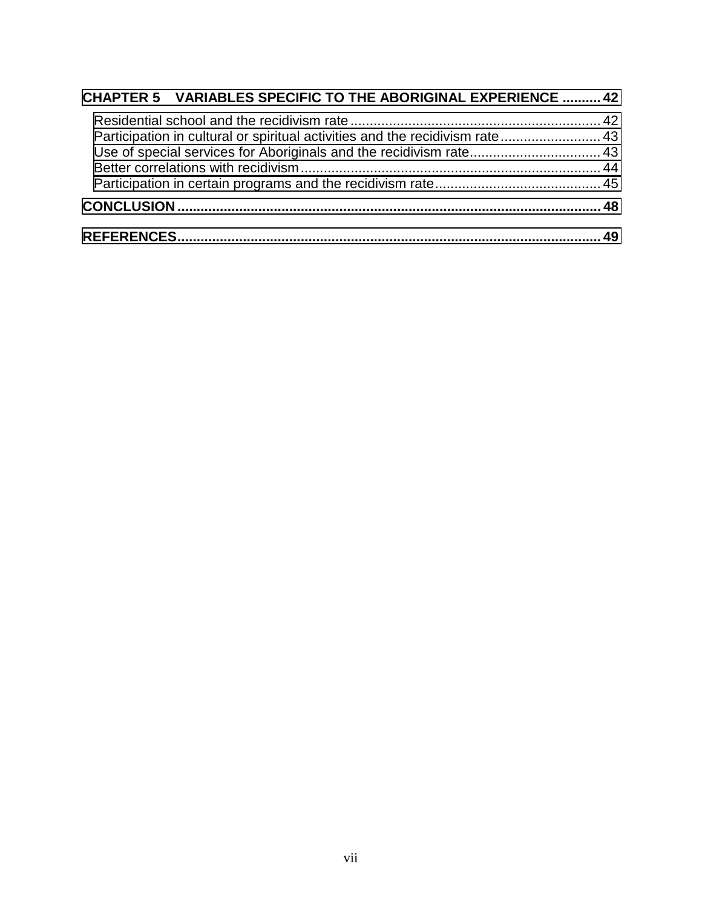**CHAPTER 5 VARIABLES SPECIFIC TO THE ABORIGINAL EXPERIENCE .......... 42**

Residential school and the recidivism rate ................................................................ 42
Participation in cultural or spiritual activities and the recidivism rate .......................... 43
Use of special services for Aboriginals and the recidivism rate.................................. 43
Better correlations with recidivism............................................................................. 44
Participation in certain programs and the recidivism rate........................................... 45

**CONCLUSION.............................................................................................................. 48**

**REFERENCES.............................................................................................................. 49**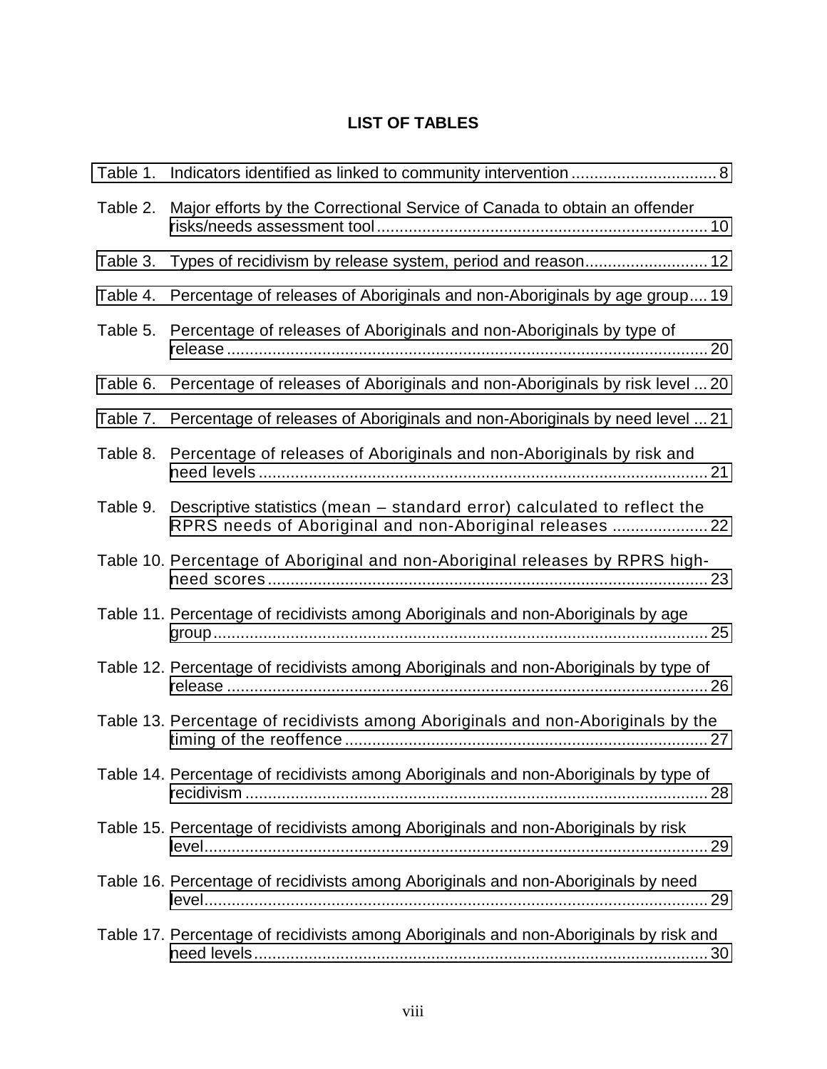## LIST OF TABLES

Table 1. Indicators identified as linked to community intervention ................................ 8

Table 2. Major efforts by the Correctional Service of Canada to obtain an offender risks/needs assessment tool ......................................................................... 10

Table 3. Types of recidivism by release system, period and reason........................... 12

Table 4. Percentage of releases of Aboriginals and non-Aboriginals by age group.... 19

Table 5. Percentage of releases of Aboriginals and non-Aboriginals by type of release .......................................................................................................... 20

Table 6. Percentage of releases of Aboriginals and non-Aboriginals by risk level ... 20

Table 7. Percentage of releases of Aboriginals and non-Aboriginals by need level ... 21

Table 8. Percentage of releases of Aboriginals and non-Aboriginals by risk and need levels ................................................................................................... 21

Table 9. Descriptive statistics (mean – standard error) calculated to reflect the RPRS needs of Aboriginal and non-Aboriginal releases ..................... 22

Table 10. Percentage of Aboriginal and non-Aboriginal releases by RPRS high-need scores ................................................................................................. 23

Table 11. Percentage of recidivists among Aboriginals and non-Aboriginals by age group.............................................................................................................. 25

Table 12. Percentage of recidivists among Aboriginals and non-Aboriginals by type of release .......................................................................................................... 26

Table 13. Percentage of recidivists among Aboriginals and non-Aboriginals by the timing of the reoffence ............................................................................... 27

Table 14. Percentage of recidivists among Aboriginals and non-Aboriginals by type of recidivism ..................................................................................................... 28

Table 15. Percentage of recidivists among Aboriginals and non-Aboriginals by risk level................................................................................................................ 29

Table 16. Percentage of recidivists among Aboriginals and non-Aboriginals by need level................................................................................................................ 29

Table 17. Percentage of recidivists among Aboriginals and non-Aboriginals by risk and need levels..................................................................................................... 30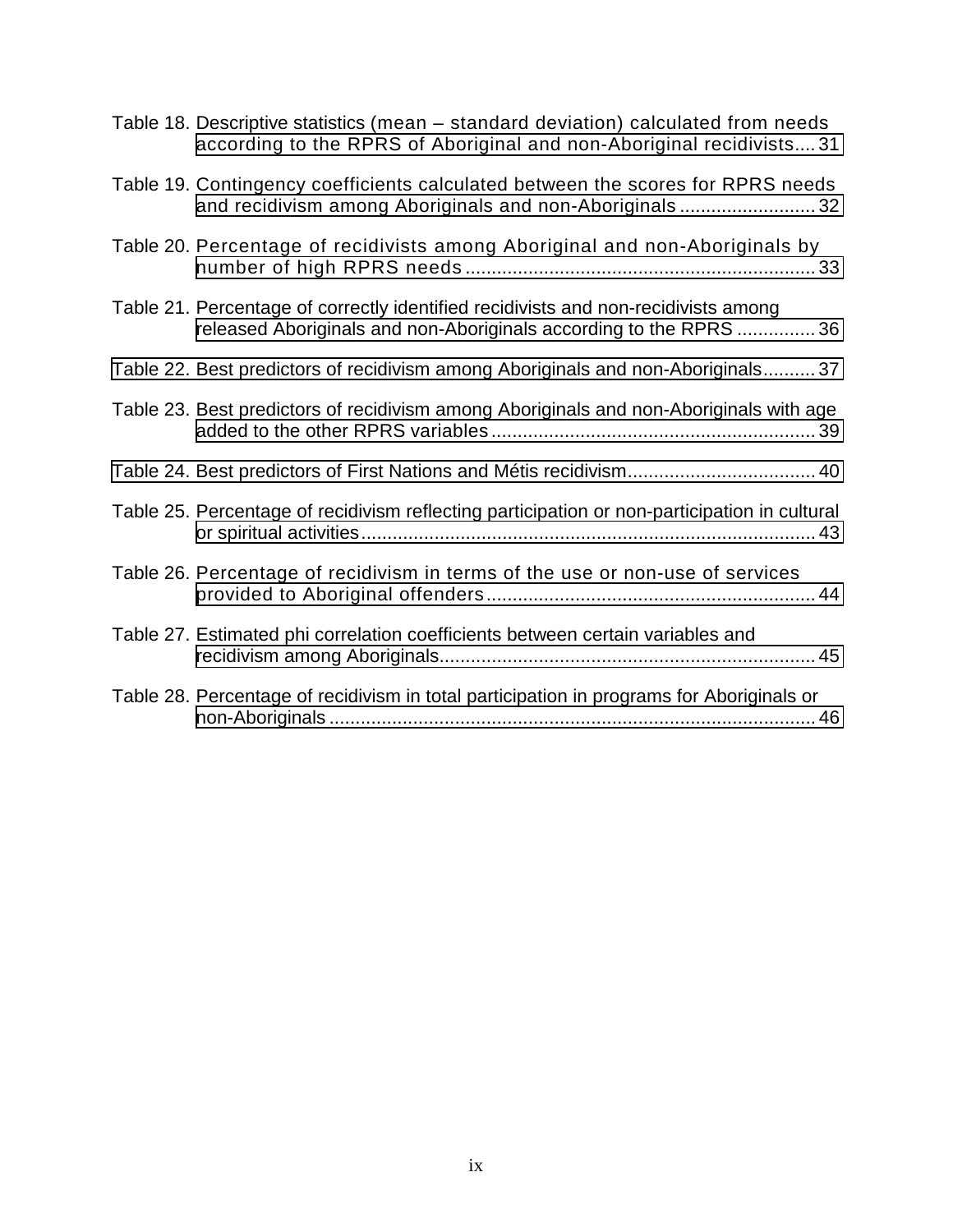Table 18. Descriptive statistics (mean – standard deviation) calculated from needs according to the RPRS of Aboriginal and non-Aboriginal recidivists.... 31

Table 19. Contingency coefficients calculated between the scores for RPRS needs and recidivism among Aboriginals and non-Aboriginals .......................... 32

Table 20. Percentage of recidivists among Aboriginal and non-Aboriginals by number of high RPRS needs .................................................................. 33

Table 21. Percentage of correctly identified recidivists and non-recidivists among released Aboriginals and non-Aboriginals according to the RPRS ............... 36

Table 22. Best predictors of recidivism among Aboriginals and non-Aboriginals.......... 37

Table 23. Best predictors of recidivism among Aboriginals and non-Aboriginals with age added to the other RPRS variables ............................................................. 39

Table 24. Best predictors of First Nations and Métis recidivism.................................... 40

Table 25. Percentage of recidivism reflecting participation or non-participation in cultural or spiritual activities....................................................................................... 43

Table 26. Percentage of recidivism in terms of the use or non-use of services provided to Aboriginal offenders............................................................... 44

Table 27. Estimated phi correlation coefficients between certain variables and recidivism among Aboriginals....................................................................... 45

Table 28. Percentage of recidivism in total participation in programs for Aboriginals or non-Aboriginals ............................................................................................ 46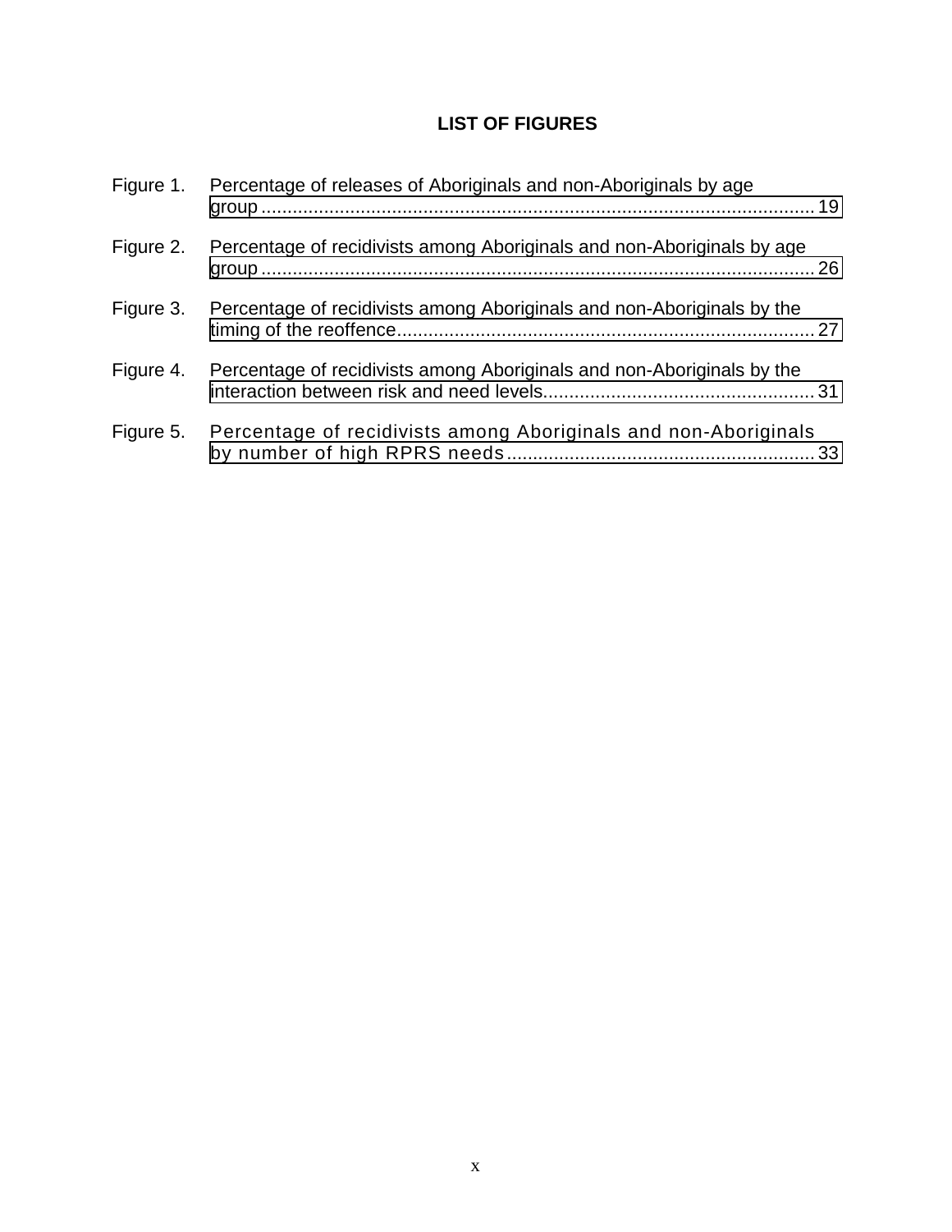## LIST OF FIGURES

Figure 1. Percentage of releases of Aboriginals and non-Aboriginals by age group........................................................................................................ 19

Figure 2. Percentage of recidivists among Aboriginals and non-Aboriginals by age group........................................................................................................ 26

Figure 3. Percentage of recidivists among Aboriginals and non-Aboriginals by the timing of the reoffence................................................................................ 27

Figure 4. Percentage of recidivists among Aboriginals and non-Aboriginals by the interaction between risk and need levels................................................... 31

Figure 5. Percentage of recidivists among Aboriginals and non-Aboriginals by number of high RPRS needs.......................................................... 33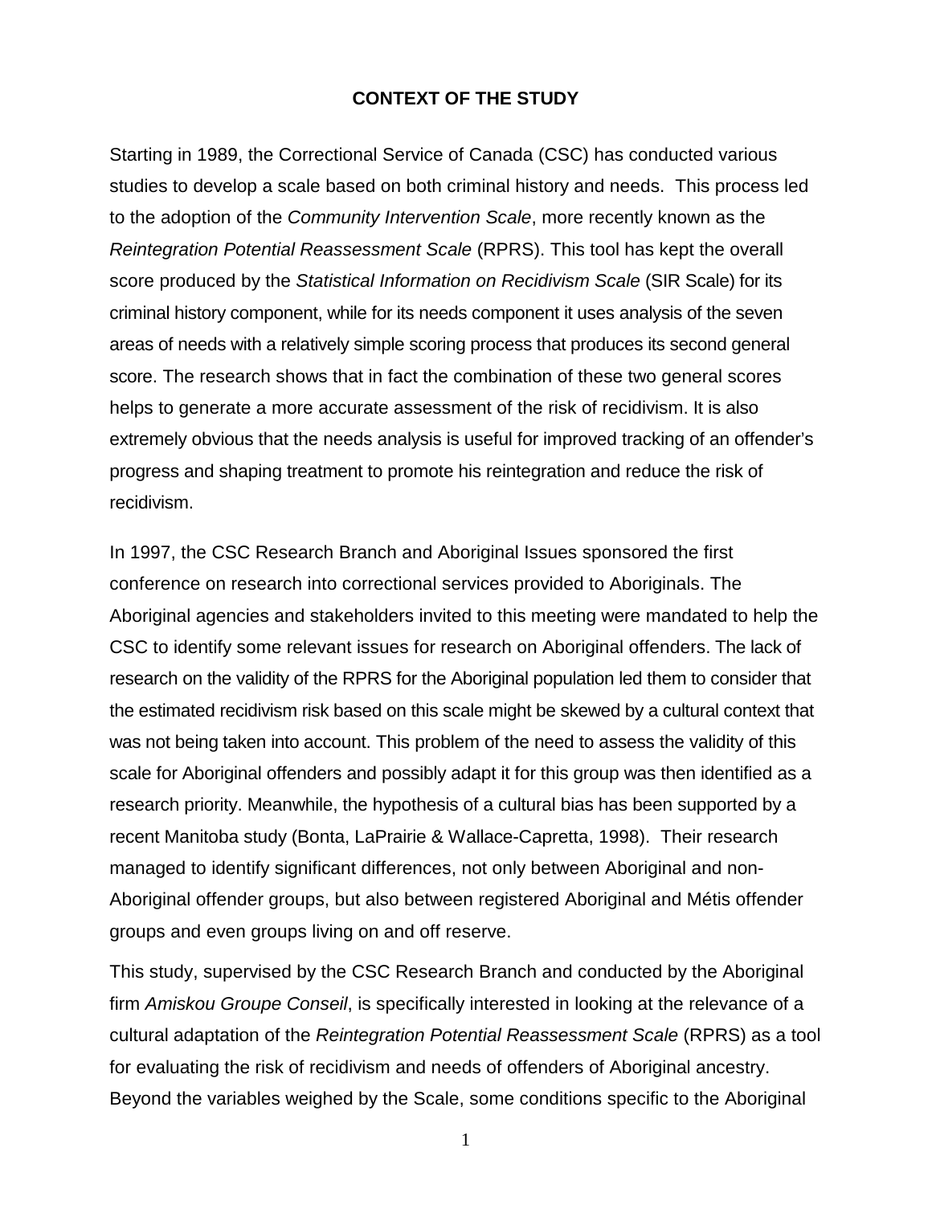# CONTEXT OF THE STUDY

Starting in 1989, the Correctional Service of Canada (CSC) has conducted various studies to develop a scale based on both criminal history and needs. This process led to the adoption of the *Community Intervention Scale*, more recently known as the *Reintegration Potential Reassessment Scale* (RPRS). This tool has kept the overall score produced by the *Statistical Information on Recidivism Scale* (SIR Scale) for its criminal history component, while for its needs component it uses analysis of the seven areas of needs with a relatively simple scoring process that produces its second general score. The research shows that in fact the combination of these two general scores helps to generate a more accurate assessment of the risk of recidivism. It is also extremely obvious that the needs analysis is useful for improved tracking of an offender's progress and shaping treatment to promote his reintegration and reduce the risk of recidivism.

In 1997, the CSC Research Branch and Aboriginal Issues sponsored the first conference on research into correctional services provided to Aboriginals. The Aboriginal agencies and stakeholders invited to this meeting were mandated to help the CSC to identify some relevant issues for research on Aboriginal offenders. The lack of research on the validity of the RPRS for the Aboriginal population led them to consider that the estimated recidivism risk based on this scale might be skewed by a cultural context that was not being taken into account. This problem of the need to assess the validity of this scale for Aboriginal offenders and possibly adapt it for this group was then identified as a research priority. Meanwhile, the hypothesis of a cultural bias has been supported by a recent Manitoba study (Bonta, LaPrairie & Wallace-Capretta, 1998). Their research managed to identify significant differences, not only between Aboriginal and non-Aboriginal offender groups, but also between registered Aboriginal and Métis offender groups and even groups living on and off reserve.

This study, supervised by the CSC Research Branch and conducted by the Aboriginal firm *Amiskou Groupe Conseil*, is specifically interested in looking at the relevance of a cultural adaptation of the *Reintegration Potential Reassessment Scale* (RPRS) as a tool for evaluating the risk of recidivism and needs of offenders of Aboriginal ancestry. Beyond the variables weighed by the Scale, some conditions specific to the Aboriginal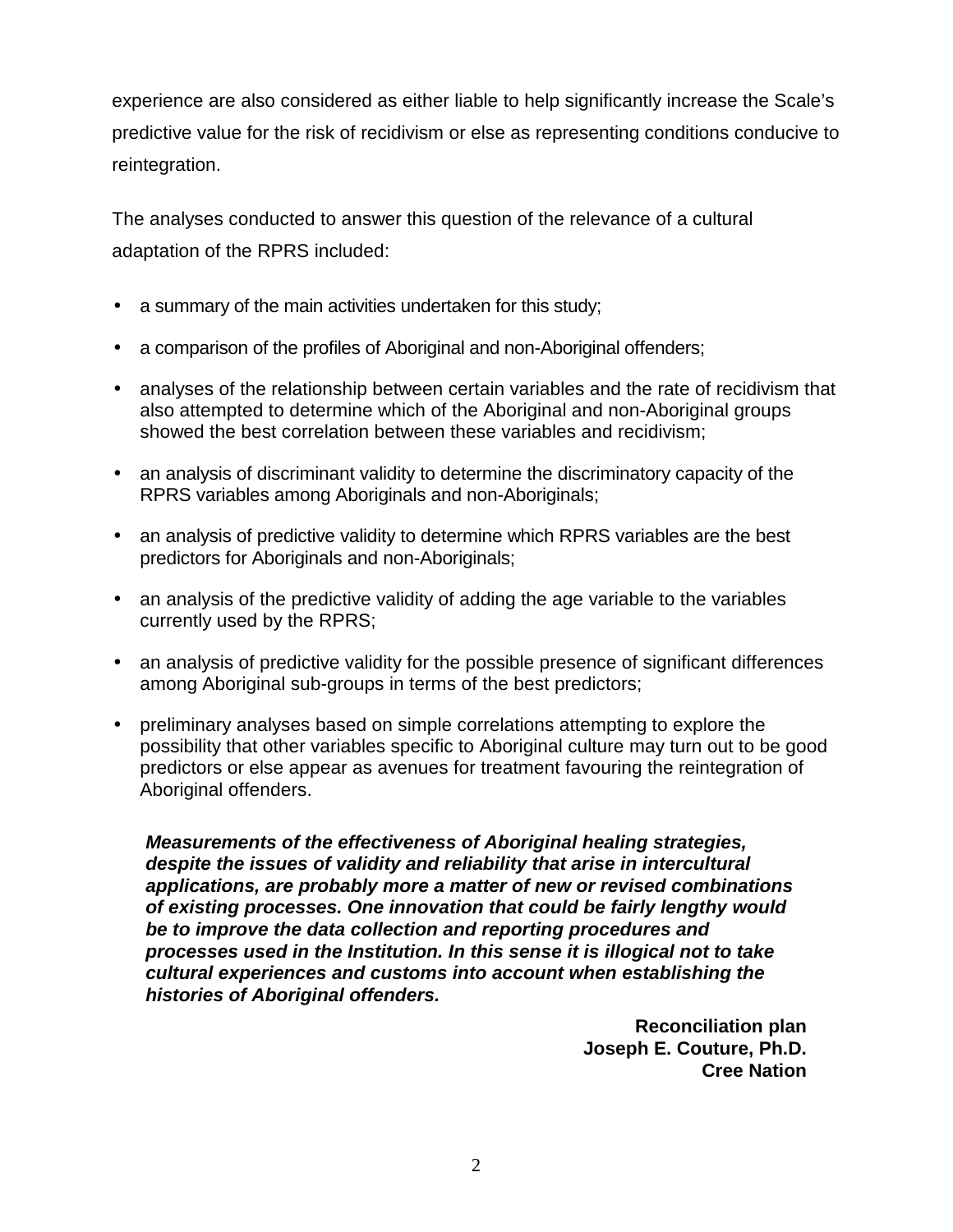experience are also considered as either liable to help significantly increase the Scale's predictive value for the risk of recidivism or else as representing conditions conducive to reintegration.

The analyses conducted to answer this question of the relevance of a cultural adaptation of the RPRS included:

- a summary of the main activities undertaken for this study;
- a comparison of the profiles of Aboriginal and non-Aboriginal offenders;
- analyses of the relationship between certain variables and the rate of recidivism that also attempted to determine which of the Aboriginal and non-Aboriginal groups showed the best correlation between these variables and recidivism;
- an analysis of discriminant validity to determine the discriminatory capacity of the RPRS variables among Aboriginals and non-Aboriginals;
- an analysis of predictive validity to determine which RPRS variables are the best predictors for Aboriginals and non-Aboriginals;
- an analysis of the predictive validity of adding the age variable to the variables currently used by the RPRS;
- an analysis of predictive validity for the possible presence of significant differences among Aboriginal sub-groups in terms of the best predictors;
- preliminary analyses based on simple correlations attempting to explore the possibility that other variables specific to Aboriginal culture may turn out to be good predictors or else appear as avenues for treatment favouring the reintegration of Aboriginal offenders.

> ***Measurements of the effectiveness of Aboriginal healing strategies, despite the issues of validity and reliability that arise in intercultural applications, are probably more a matter of new or revised combinations of existing processes. One innovation that could be fairly lengthy would be to improve the data collection and reporting procedures and processes used in the Institution. In this sense it is illogical not to take cultural experiences and customs into account when establishing the histories of Aboriginal offenders.***
>
> **Reconciliation plan**
> **Joseph E. Couture, Ph.D.**
> **Cree Nation**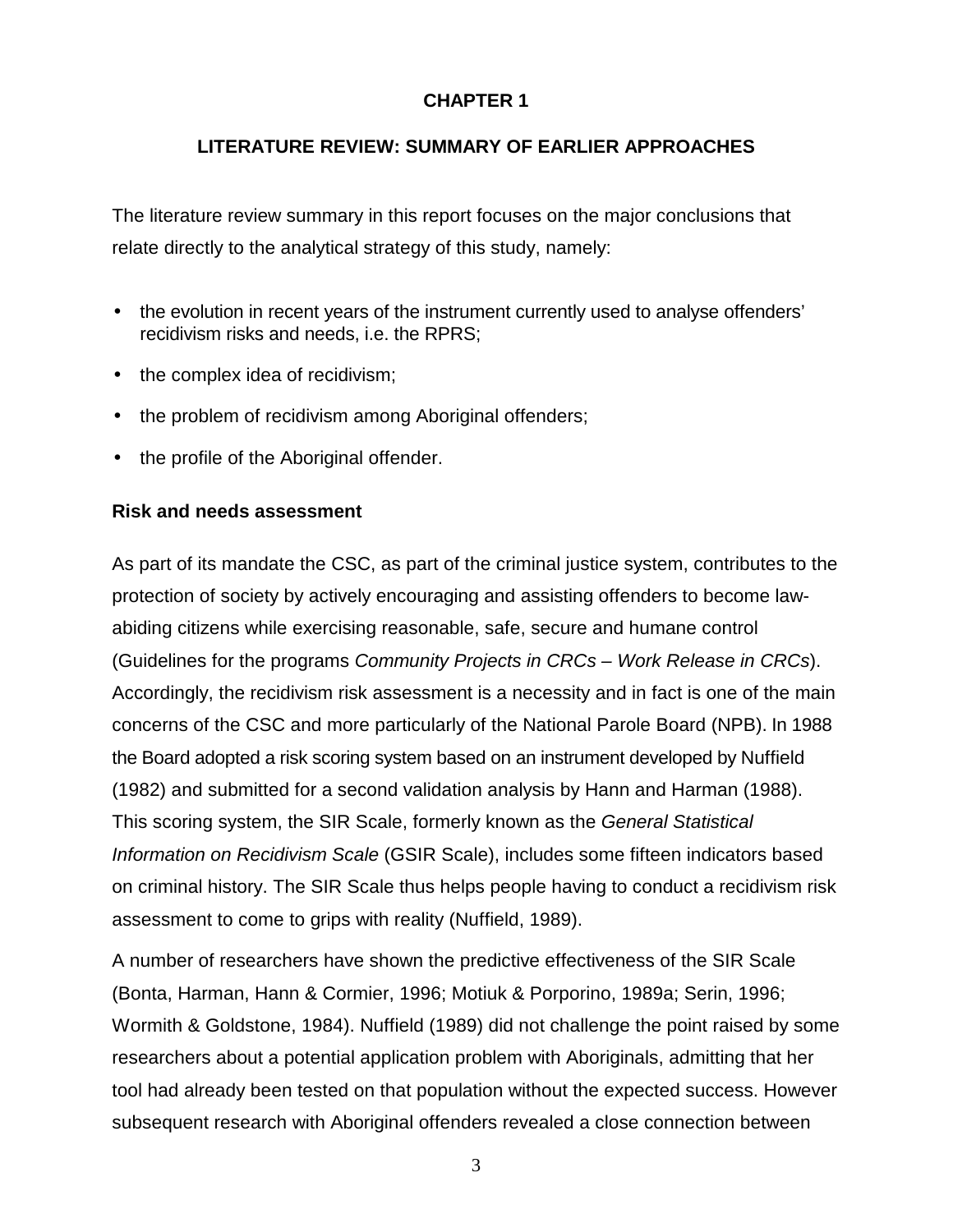# CHAPTER 1

## LITERATURE REVIEW: SUMMARY OF EARLIER APPROACHES

The literature review summary in this report focuses on the major conclusions that relate directly to the analytical strategy of this study, namely:

- the evolution in recent years of the instrument currently used to analyse offenders' recidivism risks and needs, i.e. the RPRS;
- the complex idea of recidivism;
- the problem of recidivism among Aboriginal offenders;
- the profile of the Aboriginal offender.

### Risk and needs assessment

As part of its mandate the CSC, as part of the criminal justice system, contributes to the protection of society by actively encouraging and assisting offenders to become law-abiding citizens while exercising reasonable, safe, secure and humane control (Guidelines for the programs *Community Projects in CRCs – Work Release in CRCs*). Accordingly, the recidivism risk assessment is a necessity and in fact is one of the main concerns of the CSC and more particularly of the National Parole Board (NPB). In 1988 the Board adopted a risk scoring system based on an instrument developed by Nuffield (1982) and submitted for a second validation analysis by Hann and Harman (1988). This scoring system, the SIR Scale, formerly known as the *General Statistical Information on Recidivism Scale* (GSIR Scale), includes some fifteen indicators based on criminal history. The SIR Scale thus helps people having to conduct a recidivism risk assessment to come to grips with reality (Nuffield, 1989).

A number of researchers have shown the predictive effectiveness of the SIR Scale (Bonta, Harman, Hann & Cormier, 1996; Motiuk & Porporino, 1989a; Serin, 1996; Wormith & Goldstone, 1984). Nuffield (1989) did not challenge the point raised by some researchers about a potential application problem with Aboriginals, admitting that her tool had already been tested on that population without the expected success. However subsequent research with Aboriginal offenders revealed a close connection between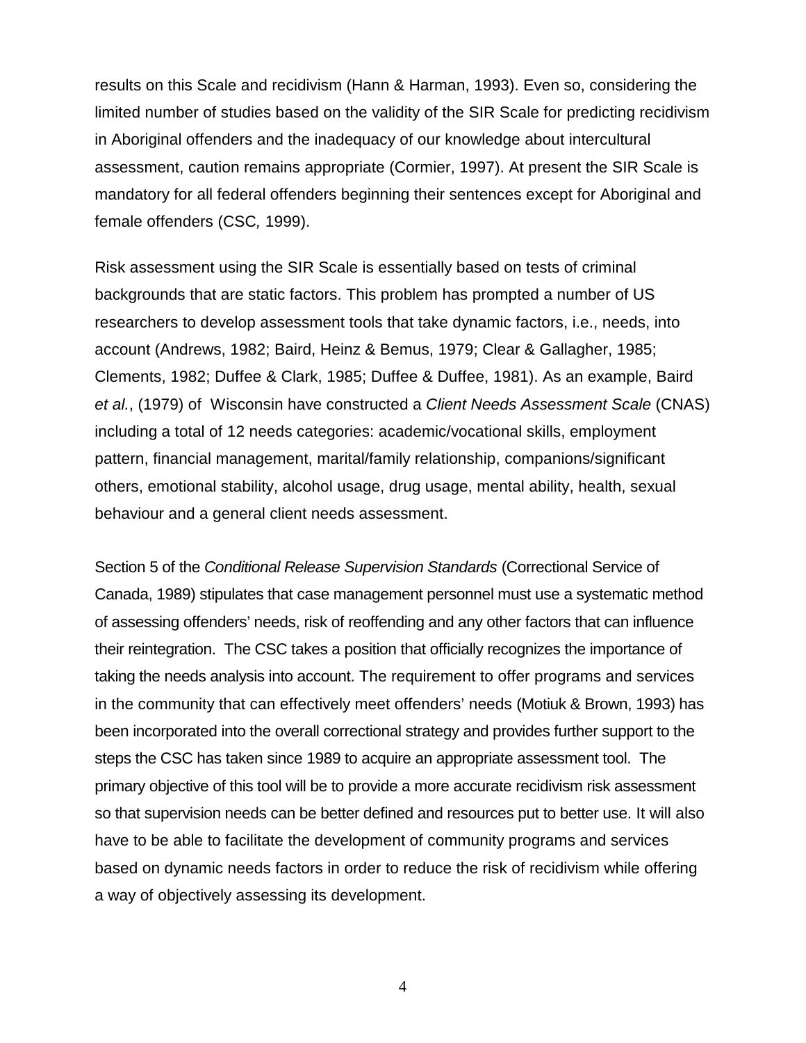results on this Scale and recidivism (Hann & Harman, 1993). Even so, considering the limited number of studies based on the validity of the SIR Scale for predicting recidivism in Aboriginal offenders and the inadequacy of our knowledge about intercultural assessment, caution remains appropriate (Cormier, 1997). At present the SIR Scale is mandatory for all federal offenders beginning their sentences except for Aboriginal and female offenders (CSC*,* 1999).

Risk assessment using the SIR Scale is essentially based on tests of criminal backgrounds that are static factors. This problem has prompted a number of US researchers to develop assessment tools that take dynamic factors, i.e., needs, into account (Andrews, 1982; Baird, Heinz & Bemus, 1979; Clear & Gallagher, 1985; Clements, 1982; Duffee & Clark, 1985; Duffee & Duffee, 1981). As an example, Baird *et al.*, (1979) of Wisconsin have constructed a *Client Needs Assessment Scale* (CNAS) including a total of 12 needs categories: academic/vocational skills, employment pattern, financial management, marital/family relationship, companions/significant others, emotional stability, alcohol usage, drug usage, mental ability, health, sexual behaviour and a general client needs assessment.

Section 5 of the *Conditional Release Supervision Standards* (Correctional Service of Canada, 1989) stipulates that case management personnel must use a systematic method of assessing offenders' needs, risk of reoffending and any other factors that can influence their reintegration. The CSC takes a position that officially recognizes the importance of taking the needs analysis into account. The requirement to offer programs and services in the community that can effectively meet offenders' needs (Motiuk & Brown, 1993) has been incorporated into the overall correctional strategy and provides further support to the steps the CSC has taken since 1989 to acquire an appropriate assessment tool. The primary objective of this tool will be to provide a more accurate recidivism risk assessment so that supervision needs can be better defined and resources put to better use. It will also have to be able to facilitate the development of community programs and services based on dynamic needs factors in order to reduce the risk of recidivism while offering a way of objectively assessing its development.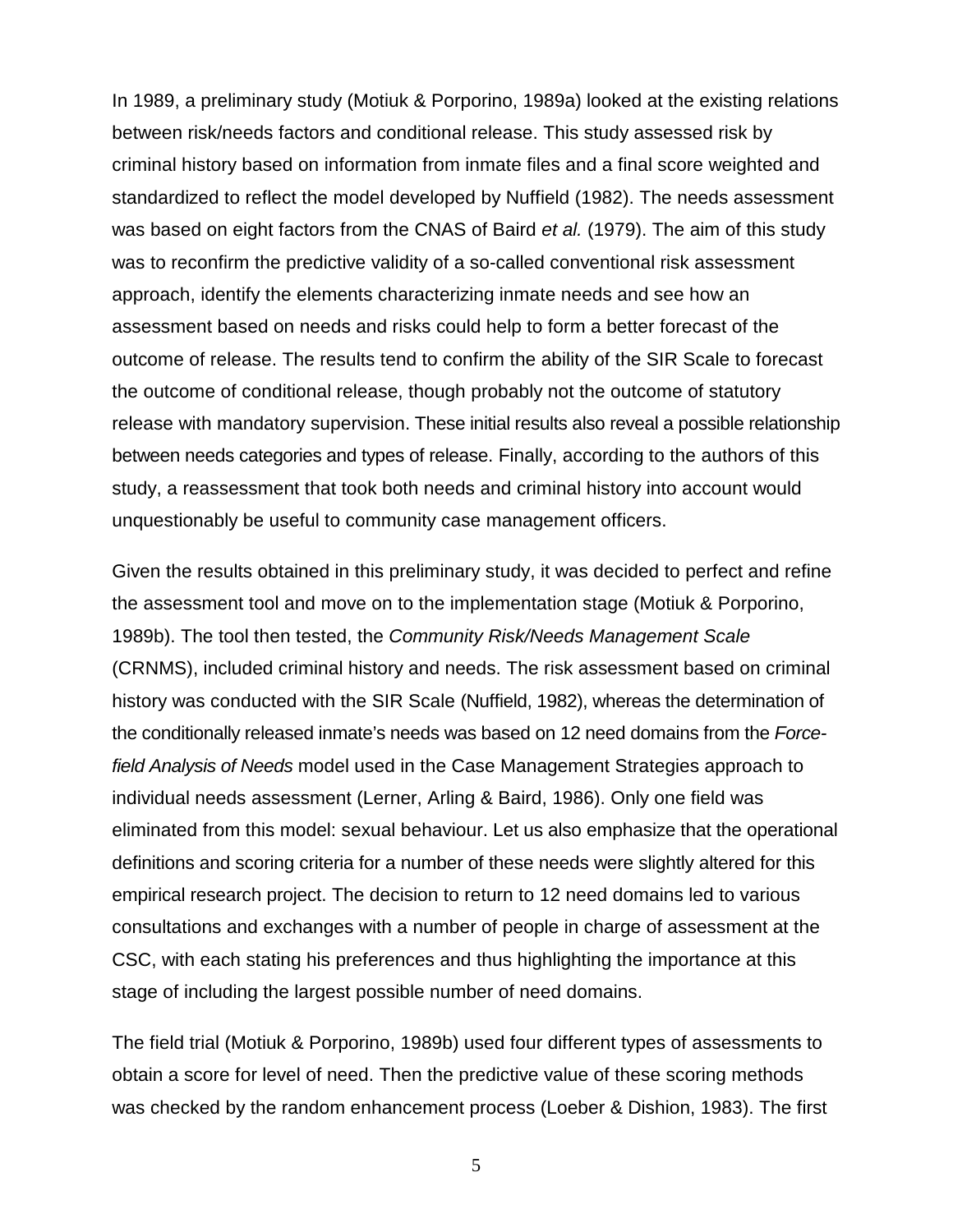In 1989, a preliminary study (Motiuk & Porporino, 1989a) looked at the existing relations between risk/needs factors and conditional release. This study assessed risk by criminal history based on information from inmate files and a final score weighted and standardized to reflect the model developed by Nuffield (1982). The needs assessment was based on eight factors from the CNAS of Baird *et al.* (1979). The aim of this study was to reconfirm the predictive validity of a so-called conventional risk assessment approach, identify the elements characterizing inmate needs and see how an assessment based on needs and risks could help to form a better forecast of the outcome of release. The results tend to confirm the ability of the SIR Scale to forecast the outcome of conditional release, though probably not the outcome of statutory release with mandatory supervision. These initial results also reveal a possible relationship between needs categories and types of release. Finally, according to the authors of this study, a reassessment that took both needs and criminal history into account would unquestionably be useful to community case management officers.

Given the results obtained in this preliminary study, it was decided to perfect and refine the assessment tool and move on to the implementation stage (Motiuk & Porporino, 1989b). The tool then tested, the *Community Risk/Needs Management Scale* (CRNMS), included criminal history and needs. The risk assessment based on criminal history was conducted with the SIR Scale (Nuffield, 1982), whereas the determination of the conditionally released inmate's needs was based on 12 need domains from the *Force-field Analysis of Needs* model used in the Case Management Strategies approach to individual needs assessment (Lerner, Arling & Baird, 1986). Only one field was eliminated from this model: sexual behaviour. Let us also emphasize that the operational definitions and scoring criteria for a number of these needs were slightly altered for this empirical research project. The decision to return to 12 need domains led to various consultations and exchanges with a number of people in charge of assessment at the CSC, with each stating his preferences and thus highlighting the importance at this stage of including the largest possible number of need domains.

The field trial (Motiuk & Porporino, 1989b) used four different types of assessments to obtain a score for level of need. Then the predictive value of these scoring methods was checked by the random enhancement process (Loeber & Dishion, 1983). The first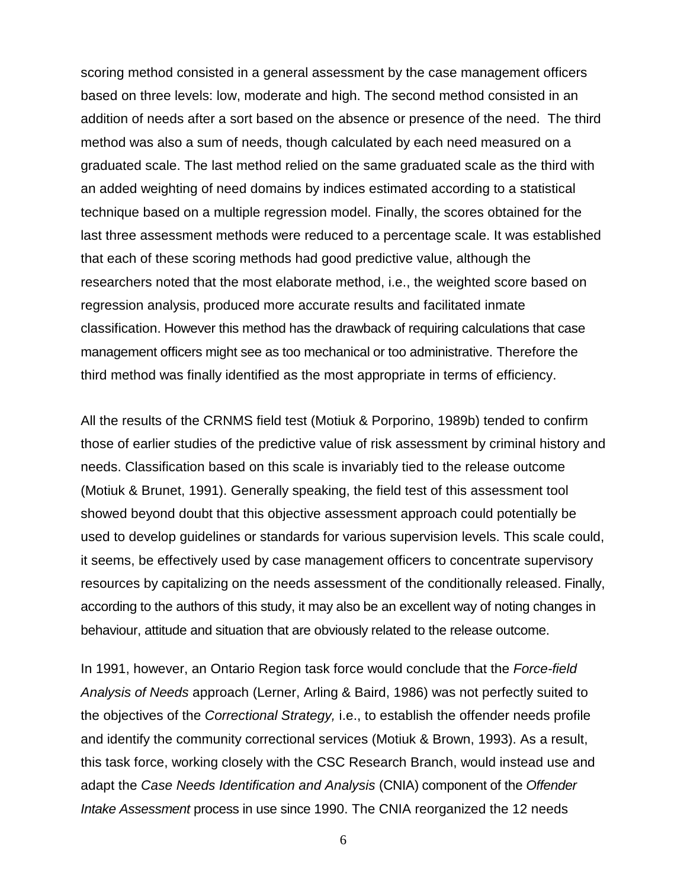scoring method consisted in a general assessment by the case management officers based on three levels: low, moderate and high. The second method consisted in an addition of needs after a sort based on the absence or presence of the need. The third method was also a sum of needs, though calculated by each need measured on a graduated scale. The last method relied on the same graduated scale as the third with an added weighting of need domains by indices estimated according to a statistical technique based on a multiple regression model. Finally, the scores obtained for the last three assessment methods were reduced to a percentage scale. It was established that each of these scoring methods had good predictive value, although the researchers noted that the most elaborate method, i.e., the weighted score based on regression analysis, produced more accurate results and facilitated inmate classification. However this method has the drawback of requiring calculations that case management officers might see as too mechanical or too administrative. Therefore the third method was finally identified as the most appropriate in terms of efficiency.

All the results of the CRNMS field test (Motiuk & Porporino, 1989b) tended to confirm those of earlier studies of the predictive value of risk assessment by criminal history and needs. Classification based on this scale is invariably tied to the release outcome (Motiuk & Brunet, 1991). Generally speaking, the field test of this assessment tool showed beyond doubt that this objective assessment approach could potentially be used to develop guidelines or standards for various supervision levels. This scale could, it seems, be effectively used by case management officers to concentrate supervisory resources by capitalizing on the needs assessment of the conditionally released. Finally, according to the authors of this study, it may also be an excellent way of noting changes in behaviour, attitude and situation that are obviously related to the release outcome.

In 1991, however, an Ontario Region task force would conclude that the *Force-field Analysis of Needs* approach (Lerner, Arling & Baird, 1986) was not perfectly suited to the objectives of the *Correctional Strategy,* i.e., to establish the offender needs profile and identify the community correctional services (Motiuk & Brown, 1993). As a result, this task force, working closely with the CSC Research Branch, would instead use and adapt the *Case Needs Identification and Analysis* (CNIA) component of the *Offender Intake Assessment* process in use since 1990. The CNIA reorganized the 12 needs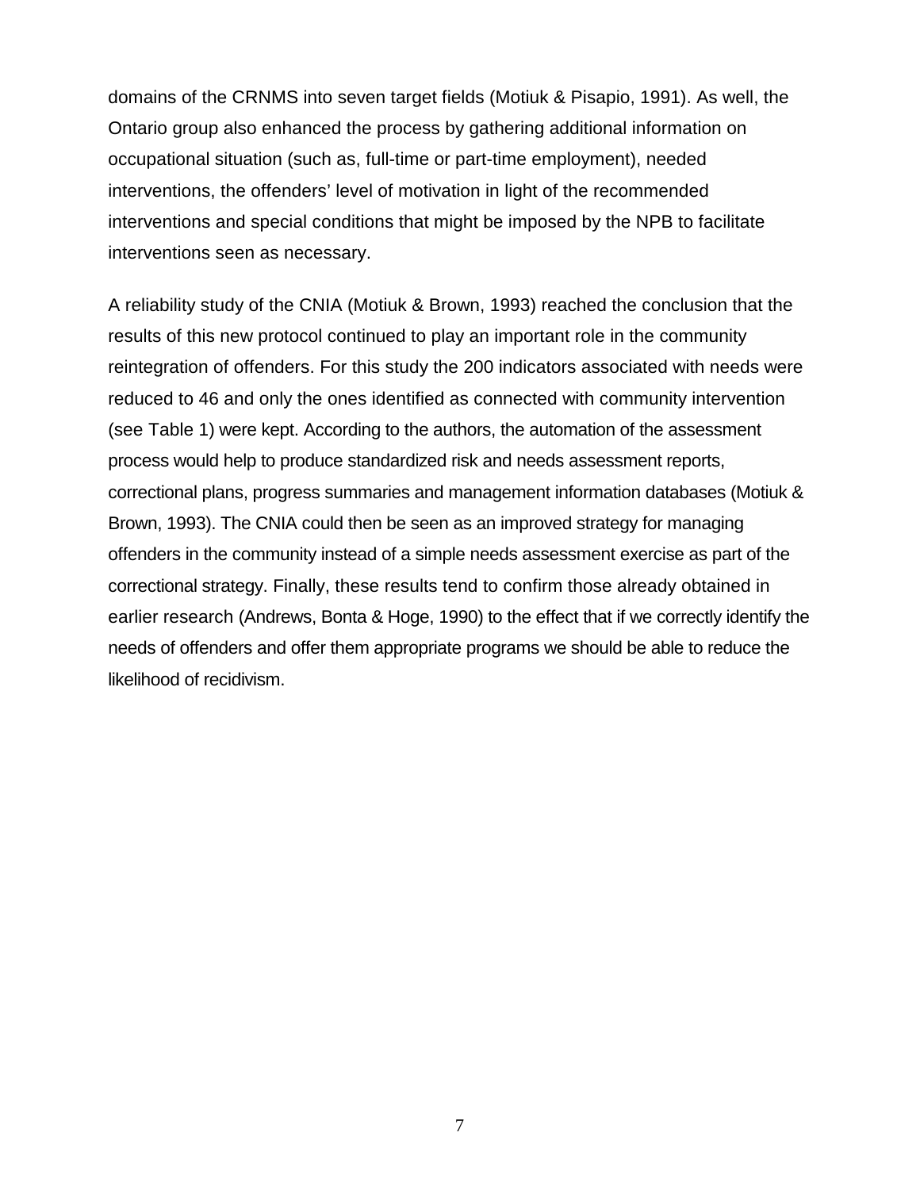domains of the CRNMS into seven target fields (Motiuk & Pisapio, 1991). As well, the Ontario group also enhanced the process by gathering additional information on occupational situation (such as, full-time or part-time employment), needed interventions, the offenders' level of motivation in light of the recommended interventions and special conditions that might be imposed by the NPB to facilitate interventions seen as necessary.

A reliability study of the CNIA (Motiuk & Brown, 1993) reached the conclusion that the results of this new protocol continued to play an important role in the community reintegration of offenders. For this study the 200 indicators associated with needs were reduced to 46 and only the ones identified as connected with community intervention (see Table 1) were kept. According to the authors, the automation of the assessment process would help to produce standardized risk and needs assessment reports, correctional plans, progress summaries and management information databases (Motiuk & Brown, 1993). The CNIA could then be seen as an improved strategy for managing offenders in the community instead of a simple needs assessment exercise as part of the correctional strategy. Finally, these results tend to confirm those already obtained in earlier research (Andrews, Bonta & Hoge, 1990) to the effect that if we correctly identify the needs of offenders and offer them appropriate programs we should be able to reduce the likelihood of recidivism.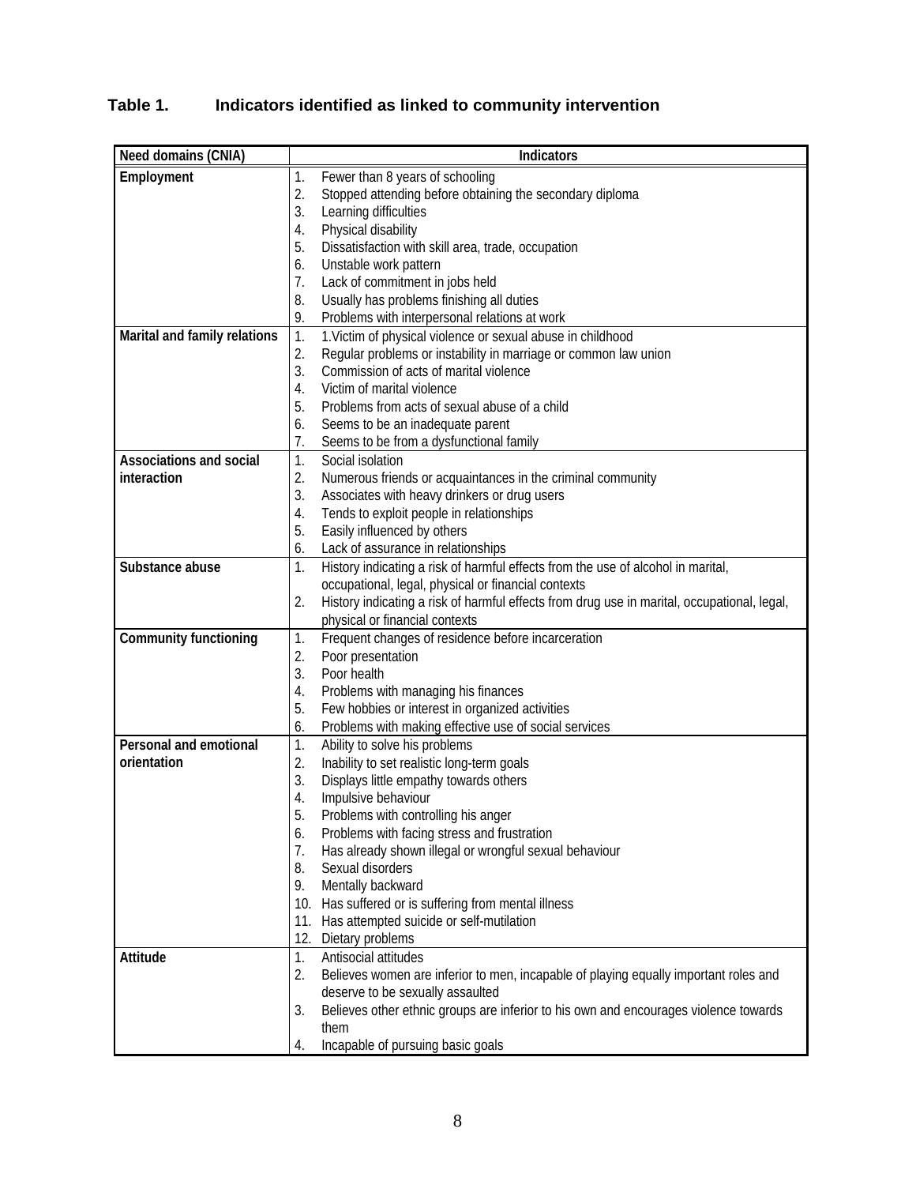**Table 1. Indicators identified as linked to community intervention**

| Need domains (CNIA) | Indicators |
|---|---|
| **Employment** | 1. Fewer than 8 years of schooling<br>2. Stopped attending before obtaining the secondary diploma<br>3. Learning difficulties<br>4. Physical disability<br>5. Dissatisfaction with skill area, trade, occupation<br>6. Unstable work pattern<br>7. Lack of commitment in jobs held<br>8. Usually has problems finishing all duties<br>9. Problems with interpersonal relations at work |
| **Marital and family relations** | 1. 1.Victim of physical violence or sexual abuse in childhood<br>2. Regular problems or instability in marriage or common law union<br>3. Commission of acts of marital violence<br>4. Victim of marital violence<br>5. Problems from acts of sexual abuse of a child<br>6. Seems to be an inadequate parent<br>7. Seems to be from a dysfunctional family |
| **Associations and social interaction** | 1. Social isolation<br>2. Numerous friends or acquaintances in the criminal community<br>3. Associates with heavy drinkers or drug users<br>4. Tends to exploit people in relationships<br>5. Easily influenced by others<br>6. Lack of assurance in relationships |
| **Substance abuse** | 1. History indicating a risk of harmful effects from the use of alcohol in marital, occupational, legal, physical or financial contexts<br>2. History indicating a risk of harmful effects from drug use in marital, occupational, legal, physical or financial contexts |
| **Community functioning** | 1. Frequent changes of residence before incarceration<br>2. Poor presentation<br>3. Poor health<br>4. Problems with managing his finances<br>5. Few hobbies or interest in organized activities<br>6. Problems with making effective use of social services |
| **Personal and emotional orientation** | 1. Ability to solve his problems<br>2. Inability to set realistic long-term goals<br>3. Displays little empathy towards others<br>4. Impulsive behaviour<br>5. Problems with controlling his anger<br>6. Problems with facing stress and frustration<br>7. Has already shown illegal or wrongful sexual behaviour<br>8. Sexual disorders<br>9. Mentally backward<br>10. Has suffered or is suffering from mental illness<br>11. Has attempted suicide or self-mutilation<br>12. Dietary problems |
| **Attitude** | 1. Antisocial attitudes<br>2. Believes women are inferior to men, incapable of playing equally important roles and deserve to be sexually assaulted<br>3. Believes other ethnic groups are inferior to his own and encourages violence towards them<br>4. Incapable of pursuing basic goals |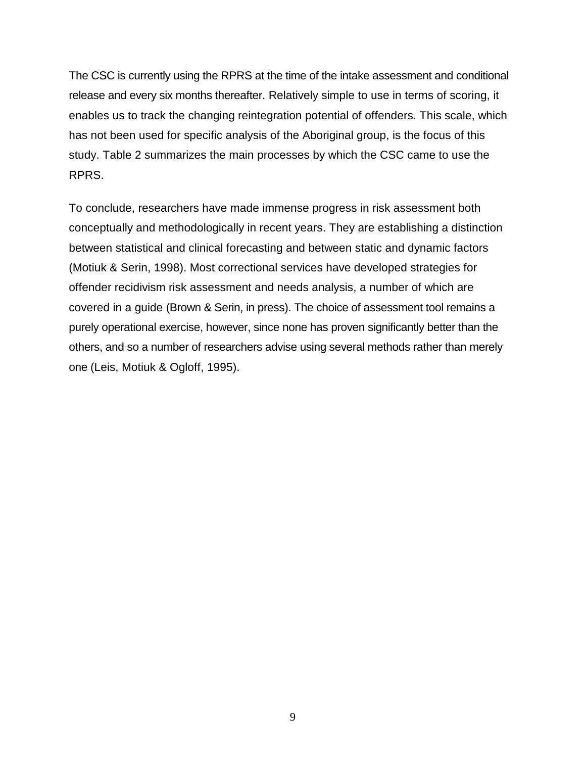The CSC is currently using the RPRS at the time of the intake assessment and conditional release and every six months thereafter. Relatively simple to use in terms of scoring, it enables us to track the changing reintegration potential of offenders. This scale, which has not been used for specific analysis of the Aboriginal group, is the focus of this study. Table 2 summarizes the main processes by which the CSC came to use the RPRS.

To conclude, researchers have made immense progress in risk assessment both conceptually and methodologically in recent years. They are establishing a distinction between statistical and clinical forecasting and between static and dynamic factors (Motiuk & Serin, 1998). Most correctional services have developed strategies for offender recidivism risk assessment and needs analysis, a number of which are covered in a guide (Brown & Serin, in press). The choice of assessment tool remains a purely operational exercise, however, since none has proven significantly better than the others, and so a number of researchers advise using several methods rather than merely one (Leis, Motiuk & Ogloff, 1995).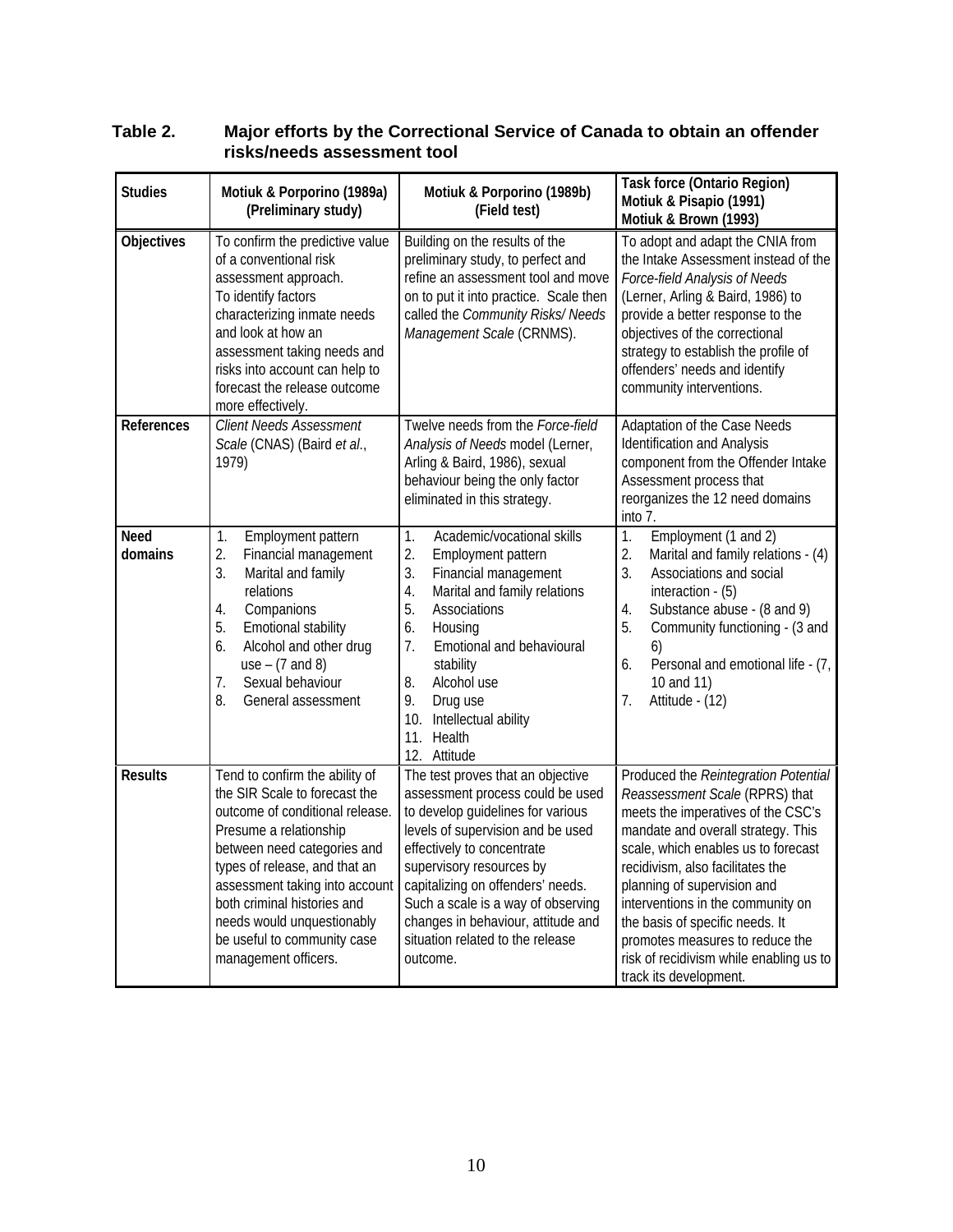**Table 2. Major efforts by the Correctional Service of Canada to obtain an offender risks/needs assessment tool**

| Studies | Motiuk & Porporino (1989a) (Preliminary study) | Motiuk & Porporino (1989b) (Field test) | Task force (Ontario Region) Motiuk & Pisapio (1991) Motiuk & Brown (1993) |
|---|---|---|---|
| **Objectives** | To confirm the predictive value of a conventional risk assessment approach. To identify factors characterizing inmate needs and look at how an assessment taking needs and risks into account can help to forecast the release outcome more effectively. | Building on the results of the preliminary study, to perfect and refine an assessment tool and move on to put it into practice. Scale then called the *Community Risks/ Needs Management Scale* (CRNMS). | To adopt and adapt the CNIA from the Intake Assessment instead of the *Force-field Analysis of Needs* (Lerner, Arling & Baird, 1986) to provide a better response to the objectives of the correctional strategy to establish the profile of offenders' needs and identify community interventions. |
| **References** | *Client Needs Assessment Scale* (CNAS) (Baird *et al*., 1979) | Twelve needs from the *Force-field Analysis of Needs* model (Lerner, Arling & Baird, 1986), sexual behaviour being the only factor eliminated in this strategy. | Adaptation of the Case Needs Identification and Analysis component from the Offender Intake Assessment process that reorganizes the 12 need domains into 7. |
| **Need domains** | 1. Employment pattern<br>2. Financial management<br>3. Marital and family relations<br>4. Companions<br>5. Emotional stability<br>6. Alcohol and other drug use – (7 and 8)<br>7. Sexual behaviour<br>8. General assessment | 1. Academic/vocational skills<br>2. Employment pattern<br>3. Financial management<br>4. Marital and family relations<br>5. Associations<br>6. Housing<br>7. Emotional and behavioural stability<br>8. Alcohol use<br>9. Drug use<br>10. Intellectual ability<br>11. Health<br>12. Attitude | 1. Employment (1 and 2)<br>2. Marital and family relations - (4)<br>3. Associations and social interaction - (5)<br>4. Substance abuse - (8 and 9)<br>5. Community functioning - (3 and 6)<br>6. Personal and emotional life - (7, 10 and 11)<br>7. Attitude - (12) |
| **Results** | Tend to confirm the ability of the SIR Scale to forecast the outcome of conditional release. Presume a relationship between need categories and types of release, and that an assessment taking into account both criminal histories and needs would unquestionably be useful to community case management officers. | The test proves that an objective assessment process could be used to develop guidelines for various levels of supervision and be used effectively to concentrate supervisory resources by capitalizing on offenders' needs. Such a scale is a way of observing changes in behaviour, attitude and situation related to the release outcome. | Produced the *Reintegration Potential Reassessment Scale* (RPRS) that meets the imperatives of the CSC's mandate and overall strategy. This scale, which enables us to forecast recidivism, also facilitates the planning of supervision and interventions in the community on the basis of specific needs. It promotes measures to reduce the risk of recidivism while enabling us to track its development. |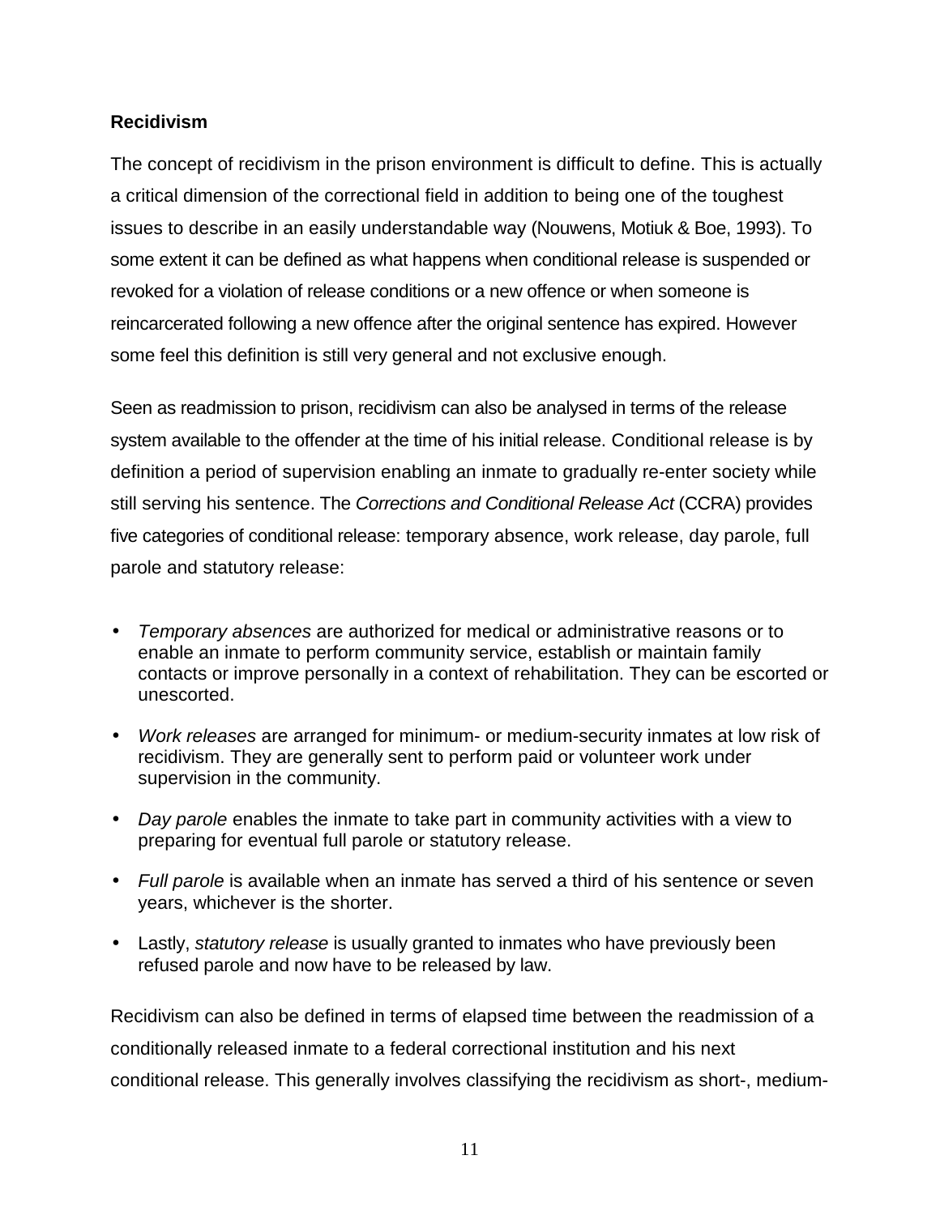**Recidivism**

The concept of recidivism in the prison environment is difficult to define. This is actually a critical dimension of the correctional field in addition to being one of the toughest issues to describe in an easily understandable way (Nouwens, Motiuk & Boe, 1993). To some extent it can be defined as what happens when conditional release is suspended or revoked for a violation of release conditions or a new offence or when someone is reincarcerated following a new offence after the original sentence has expired. However some feel this definition is still very general and not exclusive enough.

Seen as readmission to prison, recidivism can also be analysed in terms of the release system available to the offender at the time of his initial release. Conditional release is by definition a period of supervision enabling an inmate to gradually re-enter society while still serving his sentence. The *Corrections and Conditional Release Act* (CCRA) provides five categories of conditional release: temporary absence, work release, day parole, full parole and statutory release:

- *Temporary absences* are authorized for medical or administrative reasons or to enable an inmate to perform community service, establish or maintain family contacts or improve personally in a context of rehabilitation. They can be escorted or unescorted.
- *Work releases* are arranged for minimum- or medium-security inmates at low risk of recidivism. They are generally sent to perform paid or volunteer work under supervision in the community.
- *Day parole* enables the inmate to take part in community activities with a view to preparing for eventual full parole or statutory release.
- *Full parole* is available when an inmate has served a third of his sentence or seven years, whichever is the shorter.
- Lastly, *statutory release* is usually granted to inmates who have previously been refused parole and now have to be released by law.

Recidivism can also be defined in terms of elapsed time between the readmission of a conditionally released inmate to a federal correctional institution and his next conditional release. This generally involves classifying the recidivism as short-, medium-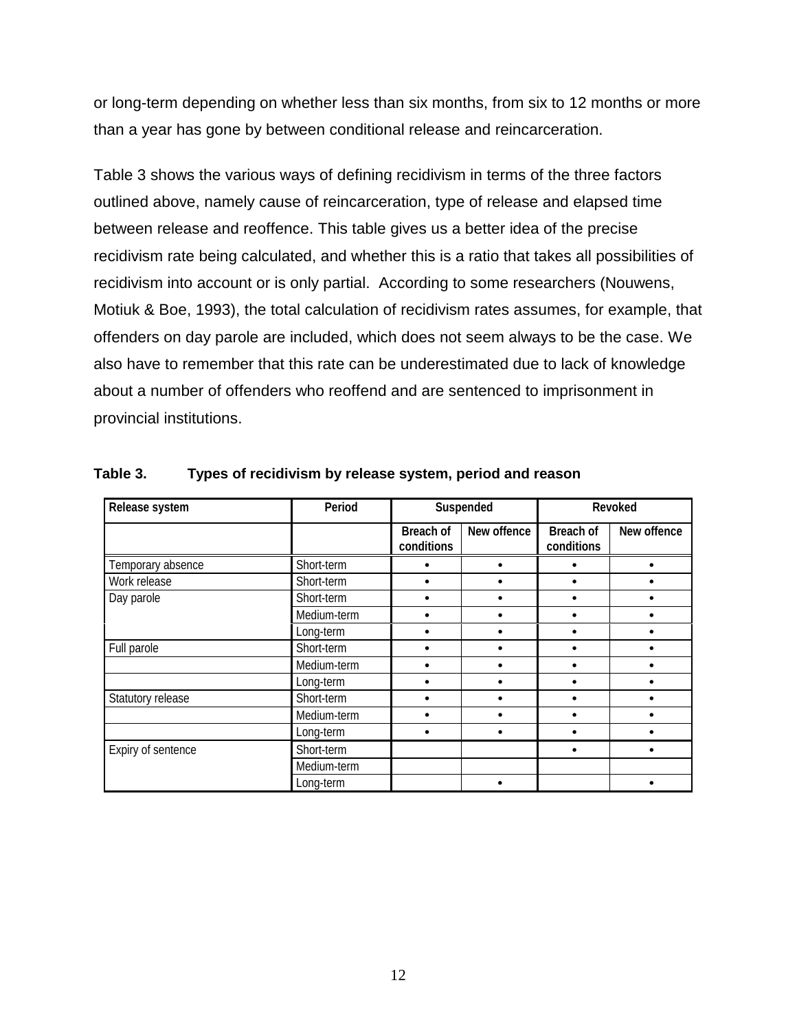or long-term depending on whether less than six months, from six to 12 months or more than a year has gone by between conditional release and reincarceration.

Table 3 shows the various ways of defining recidivism in terms of the three factors outlined above, namely cause of reincarceration, type of release and elapsed time between release and reoffence. This table gives us a better idea of the precise recidivism rate being calculated, and whether this is a ratio that takes all possibilities of recidivism into account or is only partial. According to some researchers (Nouwens, Motiuk & Boe, 1993), the total calculation of recidivism rates assumes, for example, that offenders on day parole are included, which does not seem always to be the case. We also have to remember that this rate can be underestimated due to lack of knowledge about a number of offenders who reoffend and are sentenced to imprisonment in provincial institutions.

**Table 3. Types of recidivism by release system, period and reason**

| Release system | Period | Suspended | | Revoked | |
|---|---|---|---|---|---|
| | | Breach of conditions | New offence | Breach of conditions | New offence |
| Temporary absence | Short-term | • | • | • | • |
| Work release | Short-term | • | • | • | • |
| Day parole | Short-term | • | • | • | • |
| | Medium-term | • | • | • | • |
| | Long-term | • | • | • | • |
| Full parole | Short-term | • | • | • | • |
| | Medium-term | • | • | • | • |
| | Long-term | • | • | • | • |
| Statutory release | Short-term | • | • | • | • |
| | Medium-term | • | • | • | • |
| | Long-term | • | • | • | • |
| Expiry of sentence | Short-term | | | • | • |
| | Medium-term | | | | |
| | Long-term | | • | | • |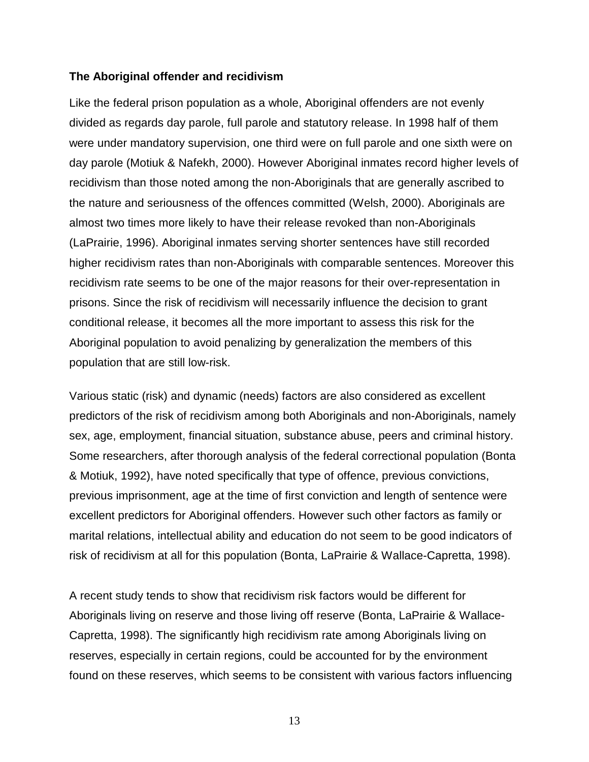### The Aboriginal offender and recidivism

Like the federal prison population as a whole, Aboriginal offenders are not evenly divided as regards day parole, full parole and statutory release. In 1998 half of them were under mandatory supervision, one third were on full parole and one sixth were on day parole (Motiuk & Nafekh, 2000). However Aboriginal inmates record higher levels of recidivism than those noted among the non-Aboriginals that are generally ascribed to the nature and seriousness of the offences committed (Welsh, 2000). Aboriginals are almost two times more likely to have their release revoked than non-Aboriginals (LaPrairie, 1996). Aboriginal inmates serving shorter sentences have still recorded higher recidivism rates than non-Aboriginals with comparable sentences. Moreover this recidivism rate seems to be one of the major reasons for their over-representation in prisons. Since the risk of recidivism will necessarily influence the decision to grant conditional release, it becomes all the more important to assess this risk for the Aboriginal population to avoid penalizing by generalization the members of this population that are still low-risk.

Various static (risk) and dynamic (needs) factors are also considered as excellent predictors of the risk of recidivism among both Aboriginals and non-Aboriginals, namely sex, age, employment, financial situation, substance abuse, peers and criminal history. Some researchers, after thorough analysis of the federal correctional population (Bonta & Motiuk, 1992), have noted specifically that type of offence, previous convictions, previous imprisonment, age at the time of first conviction and length of sentence were excellent predictors for Aboriginal offenders. However such other factors as family or marital relations, intellectual ability and education do not seem to be good indicators of risk of recidivism at all for this population (Bonta, LaPrairie & Wallace-Capretta, 1998).

A recent study tends to show that recidivism risk factors would be different for Aboriginals living on reserve and those living off reserve (Bonta, LaPrairie & Wallace-Capretta, 1998). The significantly high recidivism rate among Aboriginals living on reserves, especially in certain regions, could be accounted for by the environment found on these reserves, which seems to be consistent with various factors influencing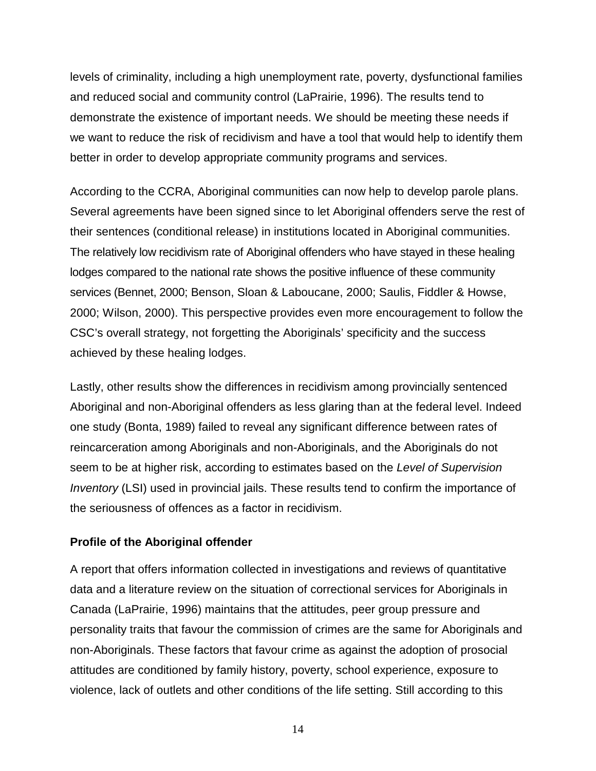levels of criminality, including a high unemployment rate, poverty, dysfunctional families and reduced social and community control (LaPrairie, 1996). The results tend to demonstrate the existence of important needs. We should be meeting these needs if we want to reduce the risk of recidivism and have a tool that would help to identify them better in order to develop appropriate community programs and services.

According to the CCRA, Aboriginal communities can now help to develop parole plans. Several agreements have been signed since to let Aboriginal offenders serve the rest of their sentences (conditional release) in institutions located in Aboriginal communities. The relatively low recidivism rate of Aboriginal offenders who have stayed in these healing lodges compared to the national rate shows the positive influence of these community services (Bennet, 2000; Benson, Sloan & Laboucane, 2000; Saulis, Fiddler & Howse, 2000; Wilson, 2000). This perspective provides even more encouragement to follow the CSC's overall strategy, not forgetting the Aboriginals' specificity and the success achieved by these healing lodges.

Lastly, other results show the differences in recidivism among provincially sentenced Aboriginal and non-Aboriginal offenders as less glaring than at the federal level. Indeed one study (Bonta, 1989) failed to reveal any significant difference between rates of reincarceration among Aboriginals and non-Aboriginals, and the Aboriginals do not seem to be at higher risk, according to estimates based on the *Level of Supervision Inventory* (LSI) used in provincial jails. These results tend to confirm the importance of the seriousness of offences as a factor in recidivism.

**Profile of the Aboriginal offender**

A report that offers information collected in investigations and reviews of quantitative data and a literature review on the situation of correctional services for Aboriginals in Canada (LaPrairie, 1996) maintains that the attitudes, peer group pressure and personality traits that favour the commission of crimes are the same for Aboriginals and non-Aboriginals. These factors that favour crime as against the adoption of prosocial attitudes are conditioned by family history, poverty, school experience, exposure to violence, lack of outlets and other conditions of the life setting. Still according to this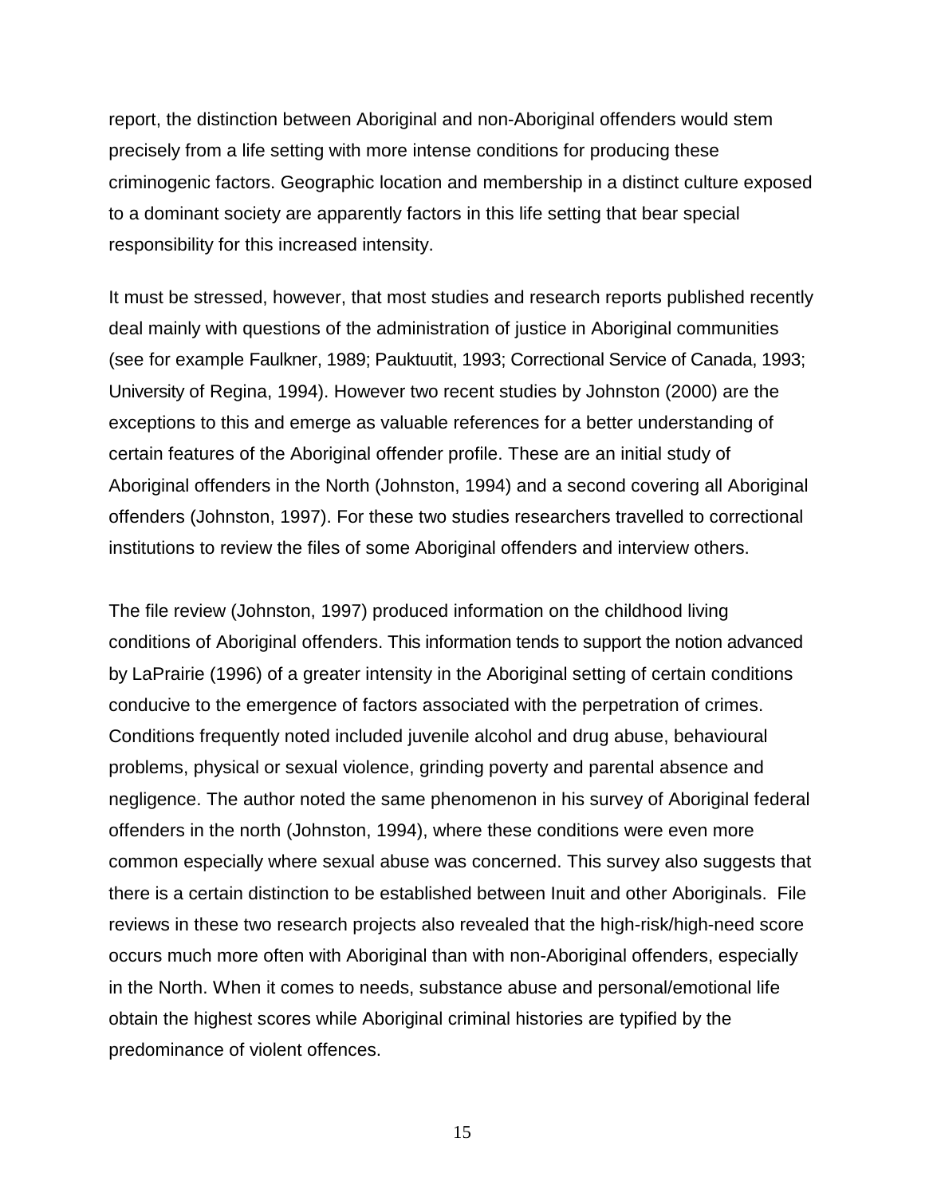report, the distinction between Aboriginal and non-Aboriginal offenders would stem precisely from a life setting with more intense conditions for producing these criminogenic factors. Geographic location and membership in a distinct culture exposed to a dominant society are apparently factors in this life setting that bear special responsibility for this increased intensity.

It must be stressed, however, that most studies and research reports published recently deal mainly with questions of the administration of justice in Aboriginal communities (see for example Faulkner, 1989; Pauktuutit, 1993; Correctional Service of Canada, 1993; University of Regina, 1994). However two recent studies by Johnston (2000) are the exceptions to this and emerge as valuable references for a better understanding of certain features of the Aboriginal offender profile. These are an initial study of Aboriginal offenders in the North (Johnston, 1994) and a second covering all Aboriginal offenders (Johnston, 1997). For these two studies researchers travelled to correctional institutions to review the files of some Aboriginal offenders and interview others.

The file review (Johnston, 1997) produced information on the childhood living conditions of Aboriginal offenders. This information tends to support the notion advanced by LaPrairie (1996) of a greater intensity in the Aboriginal setting of certain conditions conducive to the emergence of factors associated with the perpetration of crimes. Conditions frequently noted included juvenile alcohol and drug abuse, behavioural problems, physical or sexual violence, grinding poverty and parental absence and negligence. The author noted the same phenomenon in his survey of Aboriginal federal offenders in the north (Johnston, 1994), where these conditions were even more common especially where sexual abuse was concerned. This survey also suggests that there is a certain distinction to be established between Inuit and other Aboriginals. File reviews in these two research projects also revealed that the high-risk/high-need score occurs much more often with Aboriginal than with non-Aboriginal offenders, especially in the North. When it comes to needs, substance abuse and personal/emotional life obtain the highest scores while Aboriginal criminal histories are typified by the predominance of violent offences.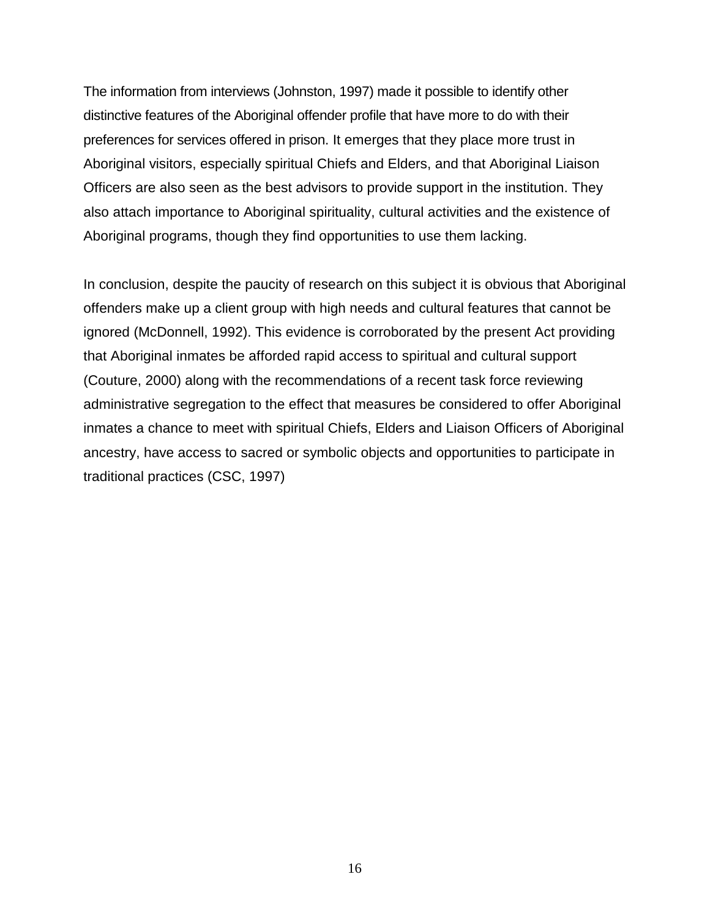The information from interviews (Johnston, 1997) made it possible to identify other distinctive features of the Aboriginal offender profile that have more to do with their preferences for services offered in prison. It emerges that they place more trust in Aboriginal visitors, especially spiritual Chiefs and Elders, and that Aboriginal Liaison Officers are also seen as the best advisors to provide support in the institution. They also attach importance to Aboriginal spirituality, cultural activities and the existence of Aboriginal programs, though they find opportunities to use them lacking.

In conclusion, despite the paucity of research on this subject it is obvious that Aboriginal offenders make up a client group with high needs and cultural features that cannot be ignored (McDonnell, 1992). This evidence is corroborated by the present Act providing that Aboriginal inmates be afforded rapid access to spiritual and cultural support (Couture, 2000) along with the recommendations of a recent task force reviewing administrative segregation to the effect that measures be considered to offer Aboriginal inmates a chance to meet with spiritual Chiefs, Elders and Liaison Officers of Aboriginal ancestry, have access to sacred or symbolic objects and opportunities to participate in traditional practices (CSC, 1997)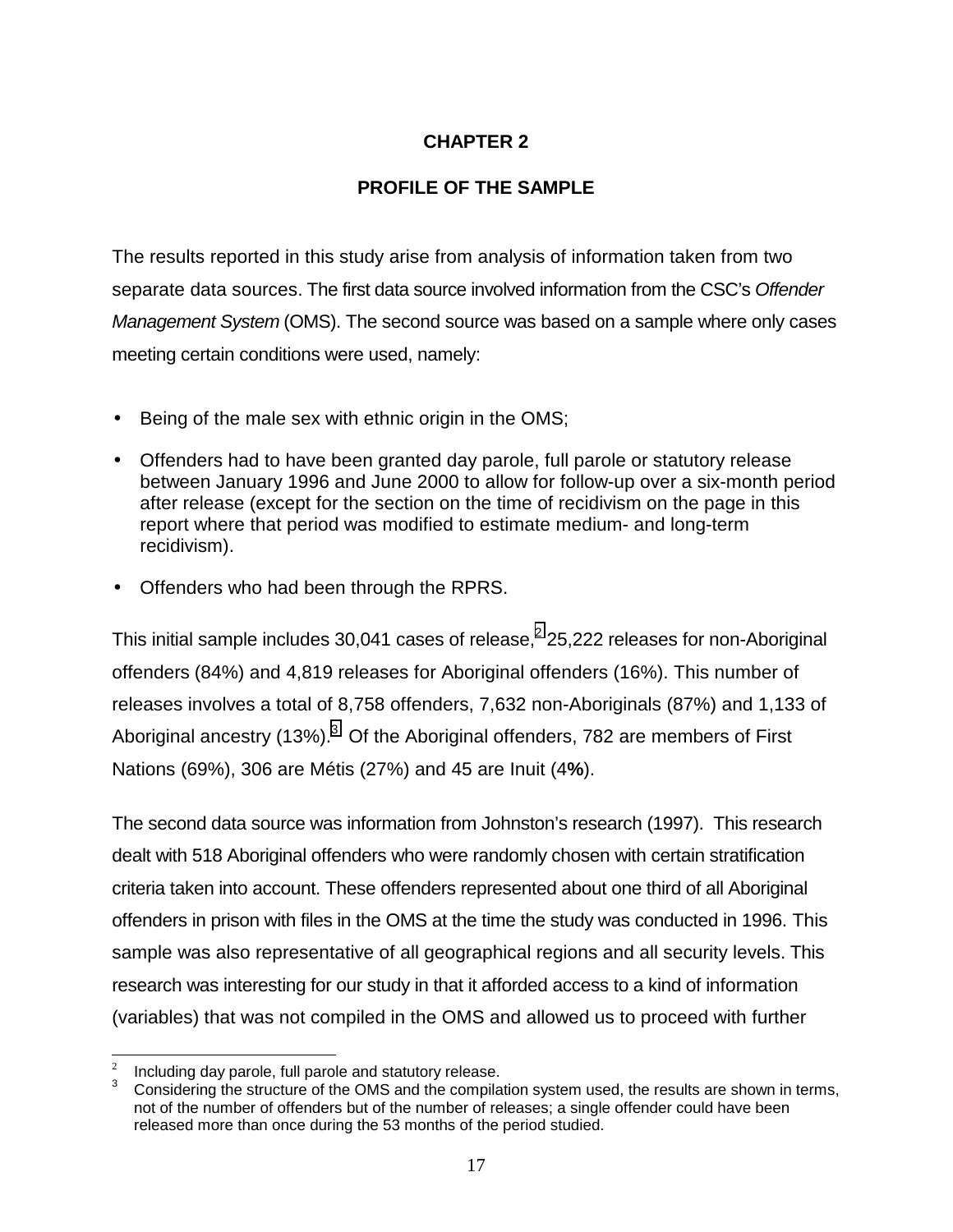# CHAPTER 2

## PROFILE OF THE SAMPLE

The results reported in this study arise from analysis of information taken from two separate data sources. The first data source involved information from the CSC's *Offender Management System* (OMS). The second source was based on a sample where only cases meeting certain conditions were used, namely:

- Being of the male sex with ethnic origin in the OMS;
- Offenders had to have been granted day parole, full parole or statutory release between January 1996 and June 2000 to allow for follow-up over a six-month period after release (except for the section on the time of recidivism on the page in this report where that period was modified to estimate medium- and long-term recidivism).
- Offenders who had been through the RPRS.

This initial sample includes 30,041 cases of release,[2] 25,222 releases for non-Aboriginal offenders (84%) and 4,819 releases for Aboriginal offenders (16%). This number of releases involves a total of 8,758 offenders, 7,632 non-Aboriginals (87%) and 1,133 of Aboriginal ancestry (13%).[3] Of the Aboriginal offenders, 782 are members of First Nations (69%), 306 are Métis (27%) and 45 are Inuit (4**%**).

The second data source was information from Johnston's research (1997). This research dealt with 518 Aboriginal offenders who were randomly chosen with certain stratification criteria taken into account. These offenders represented about one third of all Aboriginal offenders in prison with files in the OMS at the time the study was conducted in 1996. This sample was also representative of all geographical regions and all security levels. This research was interesting for our study in that it afforded access to a kind of information (variables) that was not compiled in the OMS and allowed us to proceed with further

---

[2] Including day parole, full parole and statutory release.

[3] Considering the structure of the OMS and the compilation system used, the results are shown in terms, not of the number of offenders but of the number of releases; a single offender could have been released more than once during the 53 months of the period studied.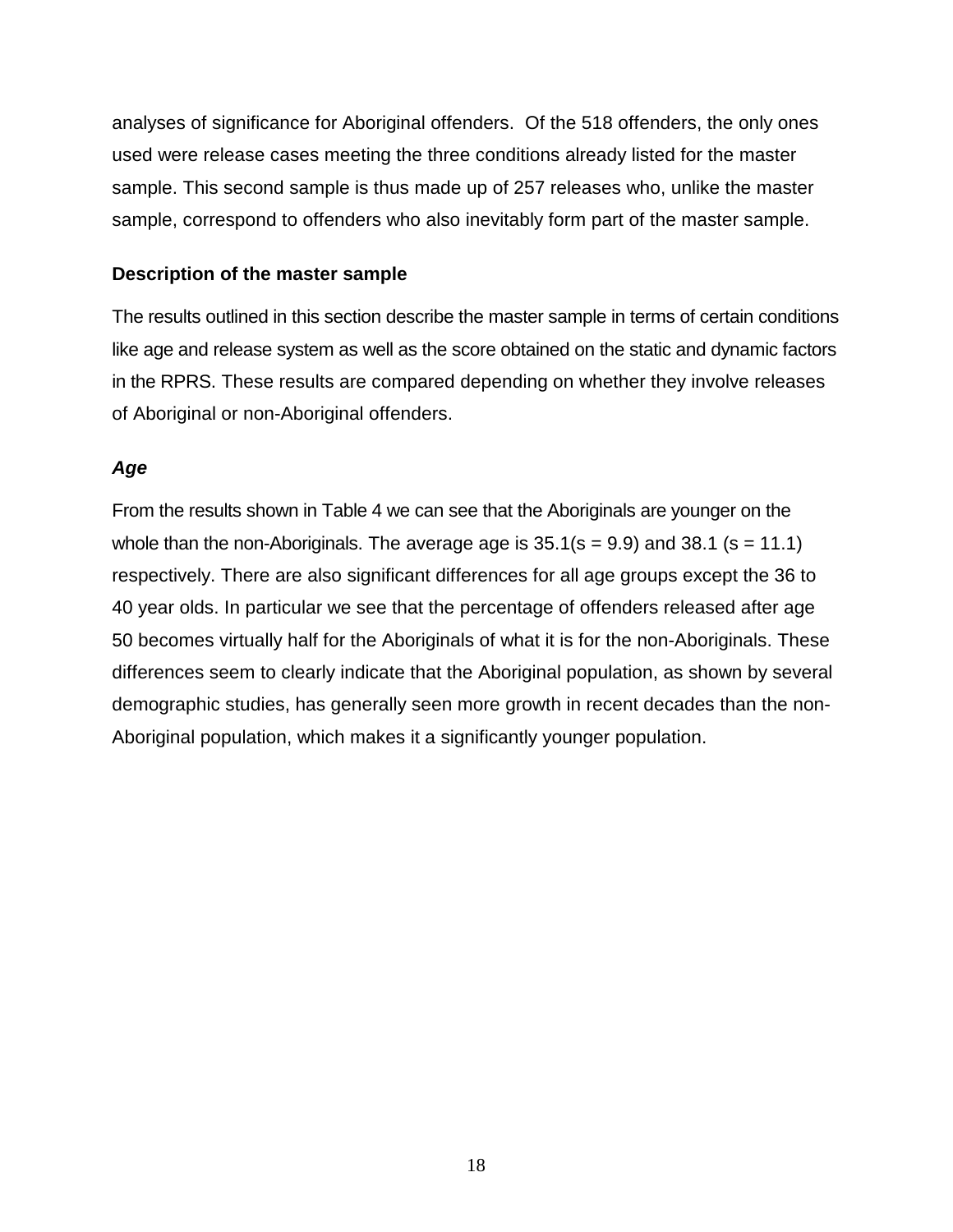analyses of significance for Aboriginal offenders. Of the 518 offenders, the only ones used were release cases meeting the three conditions already listed for the master sample. This second sample is thus made up of 257 releases who, unlike the master sample, correspond to offenders who also inevitably form part of the master sample.

### Description of the master sample

The results outlined in this section describe the master sample in terms of certain conditions like age and release system as well as the score obtained on the static and dynamic factors in the RPRS. These results are compared depending on whether they involve releases of Aboriginal or non-Aboriginal offenders.

#### *Age*

From the results shown in Table 4 we can see that the Aboriginals are younger on the whole than the non-Aboriginals. The average age is 35.1($s = 9.9$) and 38.1 ($s = 11.1$) respectively. There are also significant differences for all age groups except the 36 to 40 year olds. In particular we see that the percentage of offenders released after age 50 becomes virtually half for the Aboriginals of what it is for the non-Aboriginals. These differences seem to clearly indicate that the Aboriginal population, as shown by several demographic studies, has generally seen more growth in recent decades than the non-Aboriginal population, which makes it a significantly younger population.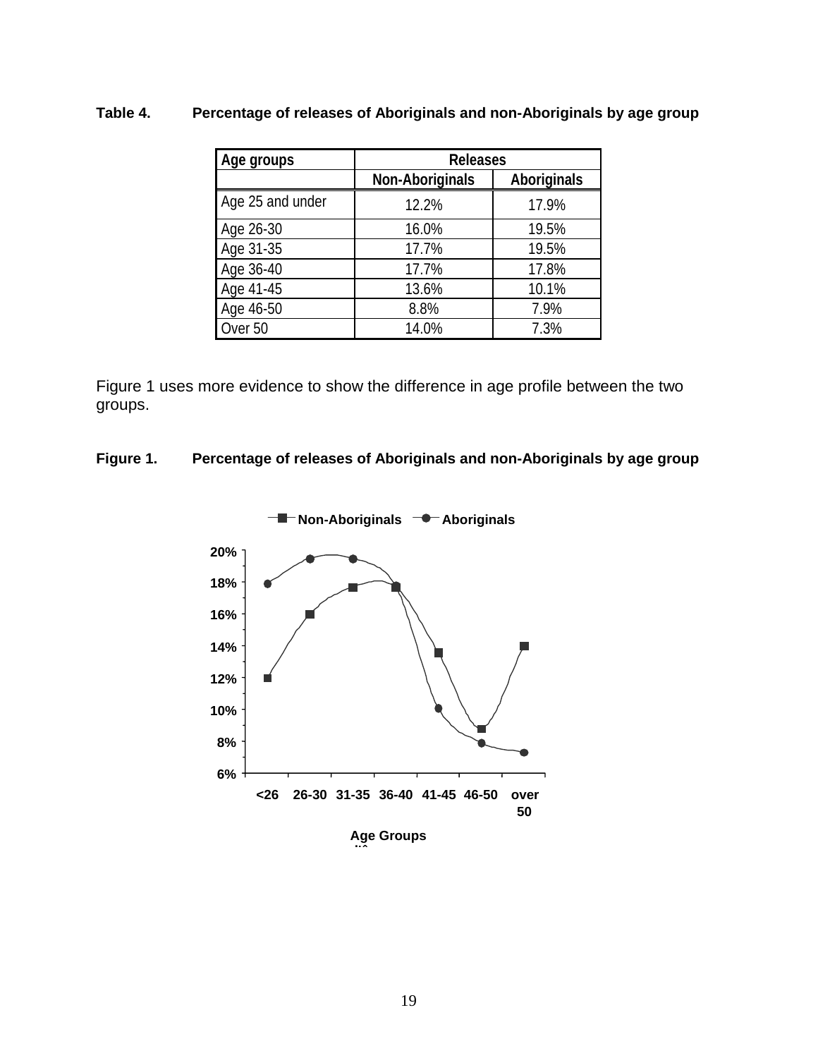**Table 4. Percentage of releases of Aboriginals and non-Aboriginals by age group**

| Age groups | Releases | |
|---|---|---|
| | Non-Aboriginals | Aboriginals |
| Age 25 and under | 12.2% | 17.9% |
| Age 26-30 | 16.0% | 19.5% |
| Age 31-35 | 17.7% | 19.5% |
| Age 36-40 | 17.7% | 17.8% |
| Age 41-45 | 13.6% | 10.1% |
| Age 46-50 | 8.8% | 7.9% |
| Over 50 | 14.0% | 7.3% |

Figure 1 uses more evidence to show the difference in age profile between the two groups.

**Figure 1. Percentage of releases of Aboriginals and non-Aboriginals by age group**

Non-Aboriginals — Aboriginals

20%, 18%, 16%, 14%, 12%, 10%, 8%, 6%

<26, 26-30, 31-35, 36-40, 41-45, 46-50, over 50

Age Groups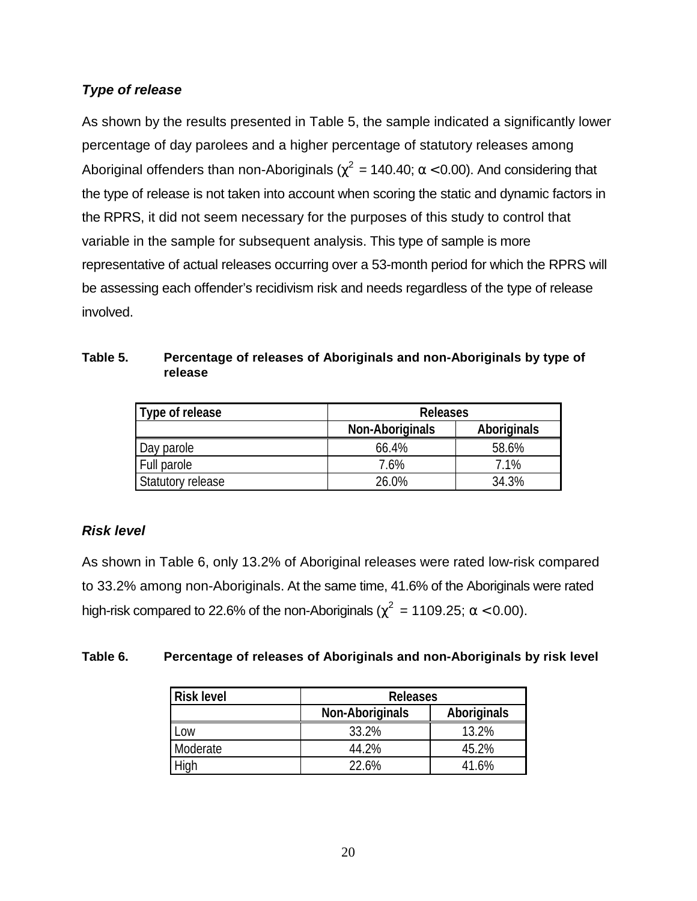### *Type of release*

As shown by the results presented in Table 5, the sample indicated a significantly lower percentage of day parolees and a higher percentage of statutory releases among Aboriginal offenders than non-Aboriginals ($\chi^2$ = 140.40; $\alpha < 0.00$). And considering that the type of release is not taken into account when scoring the static and dynamic factors in the RPRS, it did not seem necessary for the purposes of this study to control that variable in the sample for subsequent analysis. This type of sample is more representative of actual releases occurring over a 53-month period for which the RPRS will be assessing each offender's recidivism risk and needs regardless of the type of release involved.

**Table 5. Percentage of releases of Aboriginals and non-Aboriginals by type of release**

| Type of release | Releases | |
|---|---|---|
| | Non-Aboriginals | Aboriginals |
| Day parole | 66.4% | 58.6% |
| Full parole | 7.6% | 7.1% |
| Statutory release | 26.0% | 34.3% |

### *Risk level*

As shown in Table 6, only 13.2% of Aboriginal releases were rated low-risk compared to 33.2% among non-Aboriginals. At the same time, 41.6% of the Aboriginals were rated high-risk compared to 22.6% of the non-Aboriginals ($\chi^2$ = 1109.25; $\alpha < 0.00$).

**Table 6. Percentage of releases of Aboriginals and non-Aboriginals by risk level**

| Risk level | Releases | |
|---|---|---|
| | Non-Aboriginals | Aboriginals |
| Low | 33.2% | 13.2% |
| Moderate | 44.2% | 45.2% |
| High | 22.6% | 41.6% |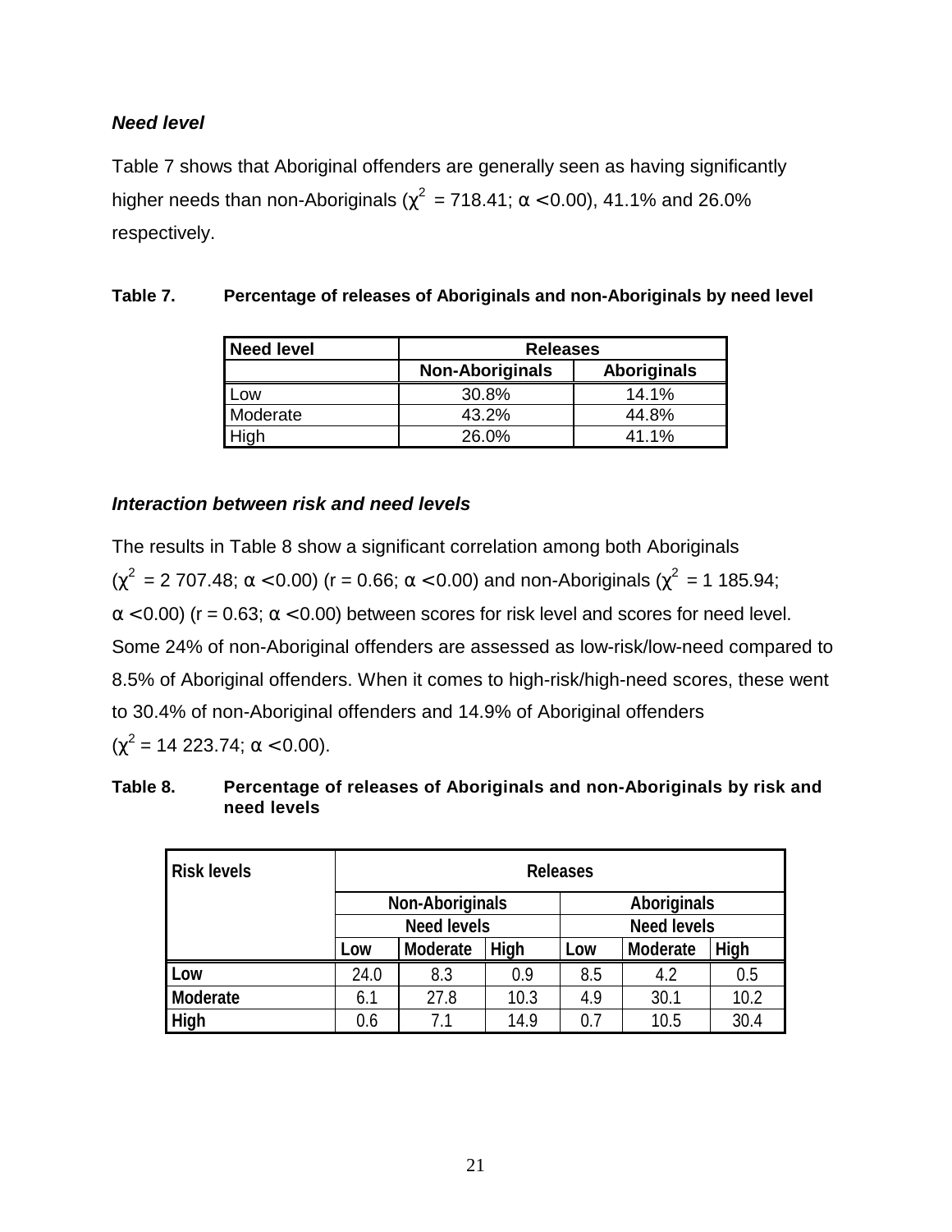### *Need level*

Table 7 shows that Aboriginal offenders are generally seen as having significantly higher needs than non-Aboriginals ($\chi^2$ = 718.41; $\alpha$ < 0.00), 41.1% and 26.0% respectively.

**Table 7. Percentage of releases of Aboriginals and non-Aboriginals by need level**

| Need level | Releases | |
|---|---|---|
| | Non-Aboriginals | Aboriginals |
| Low | 30.8% | 14.1% |
| Moderate | 43.2% | 44.8% |
| High | 26.0% | 41.1% |

### *Interaction between risk and need levels*

The results in Table 8 show a significant correlation among both Aboriginals ($\chi^2$ = 2 707.48; $\alpha$ < 0.00) (r = 0.66; $\alpha$ < 0.00) and non-Aboriginals ($\chi^2$ = 1 185.94; $\alpha$ < 0.00) (r = 0.63; $\alpha$ < 0.00) between scores for risk level and scores for need level. Some 24% of non-Aboriginal offenders are assessed as low-risk/low-need compared to 8.5% of Aboriginal offenders. When it comes to high-risk/high-need scores, these went to 30.4% of non-Aboriginal offenders and 14.9% of Aboriginal offenders ($\chi^2$ = 14 223.74; $\alpha$ < 0.00).

**Table 8. Percentage of releases of Aboriginals and non-Aboriginals by risk and need levels**

| Risk levels | Releases | | | | | |
|---|---|---|---|---|---|---|
| | Non-Aboriginals | | | Aboriginals | | |
| | Need levels | | | Need levels | | |
| | Low | Moderate | High | Low | Moderate | High |
| Low | 24.0 | 8.3 | 0.9 | 8.5 | 4.2 | 0.5 |
| Moderate | 6.1 | 27.8 | 10.3 | 4.9 | 30.1 | 10.2 |
| High | 0.6 | 7.1 | 14.9 | 0.7 | 10.5 | 30.4 |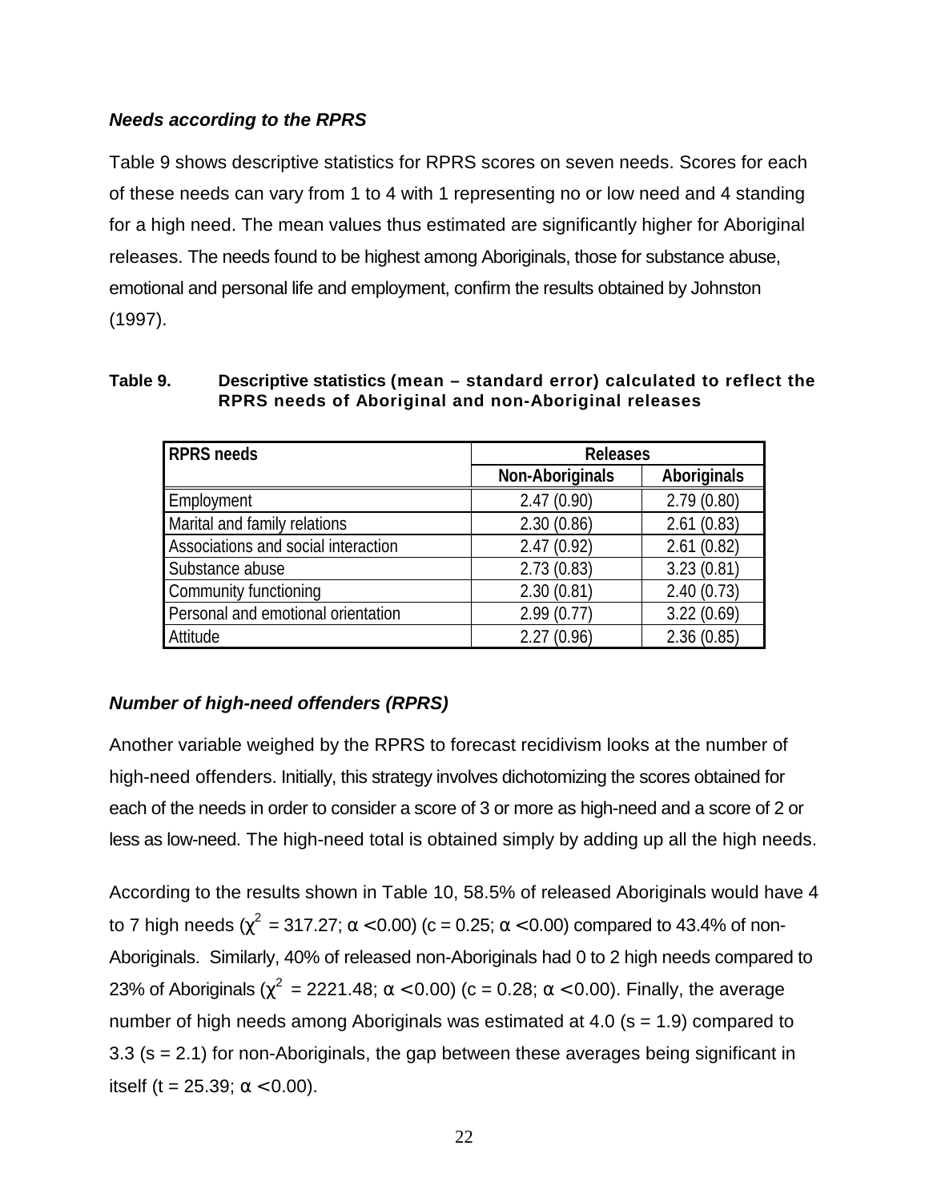### *Needs according to the RPRS*

Table 9 shows descriptive statistics for RPRS scores on seven needs. Scores for each of these needs can vary from 1 to 4 with 1 representing no or low need and 4 standing for a high need. The mean values thus estimated are significantly higher for Aboriginal releases. The needs found to be highest among Aboriginals, those for substance abuse, emotional and personal life and employment, confirm the results obtained by Johnston (1997).

**Table 9. Descriptive statistics (mean – standard error) calculated to reflect the RPRS needs of Aboriginal and non-Aboriginal releases**

| RPRS needs | Releases | |
|---|---|---|
| | Non-Aboriginals | Aboriginals |
| Employment | 2.47 (0.90) | 2.79 (0.80) |
| Marital and family relations | 2.30 (0.86) | 2.61 (0.83) |
| Associations and social interaction | 2.47 (0.92) | 2.61 (0.82) |
| Substance abuse | 2.73 (0.83) | 3.23 (0.81) |
| Community functioning | 2.30 (0.81) | 2.40 (0.73) |
| Personal and emotional orientation | 2.99 (0.77) | 3.22 (0.69) |
| Attitude | 2.27 (0.96) | 2.36 (0.85) |

### *Number of high-need offenders (RPRS)*

Another variable weighed by the RPRS to forecast recidivism looks at the number of high-need offenders. Initially, this strategy involves dichotomizing the scores obtained for each of the needs in order to consider a score of 3 or more as high-need and a score of 2 or less as low-need. The high-need total is obtained simply by adding up all the high needs.

According to the results shown in Table 10, 58.5% of released Aboriginals would have 4 to 7 high needs ($\chi^2 = 317.27$; $\alpha < 0.00$) ($c = 0.25$; $\alpha < 0.00$) compared to 43.4% of non-Aboriginals. Similarly, 40% of released non-Aboriginals had 0 to 2 high needs compared to 23% of Aboriginals ($\chi^2 = 2221.48$; $\alpha < 0.00$) ($c = 0.28$; $\alpha < 0.00$). Finally, the average number of high needs among Aboriginals was estimated at 4.0 ($s = 1.9$) compared to 3.3 ($s = 2.1$) for non-Aboriginals, the gap between these averages being significant in itself ($t = 25.39$; $\alpha < 0.00$).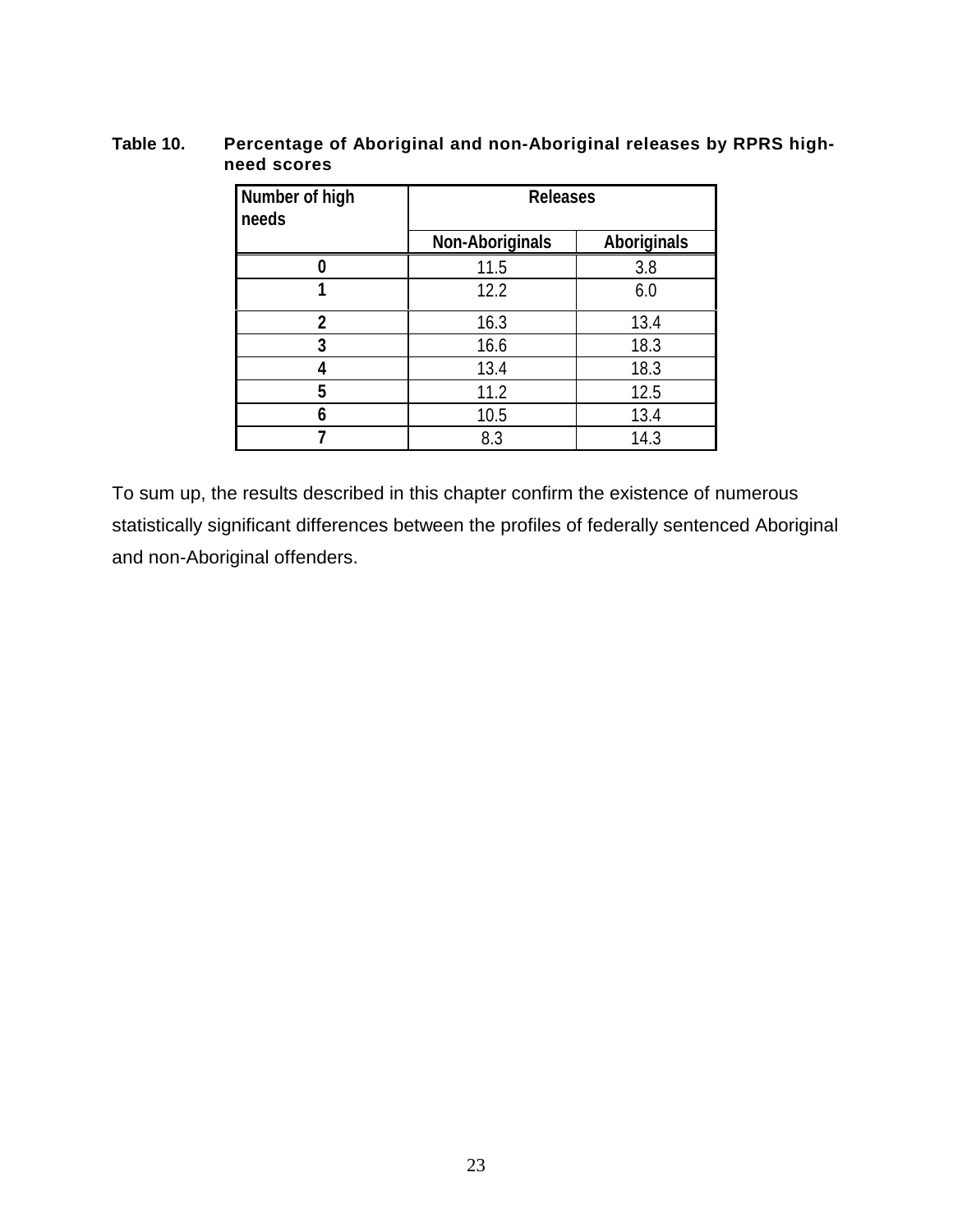**Table 10. Percentage of Aboriginal and non-Aboriginal releases by RPRS high-need scores**

| Number of high needs | Releases | |
|---|---|---|
| | Non-Aboriginals | Aboriginals |
| 0 | 11.5 | 3.8 |
| 1 | 12.2 | 6.0 |
| 2 | 16.3 | 13.4 |
| 3 | 16.6 | 18.3 |
| 4 | 13.4 | 18.3 |
| 5 | 11.2 | 12.5 |
| 6 | 10.5 | 13.4 |
| 7 | 8.3 | 14.3 |

To sum up, the results described in this chapter confirm the existence of numerous statistically significant differences between the profiles of federally sentenced Aboriginal and non-Aboriginal offenders.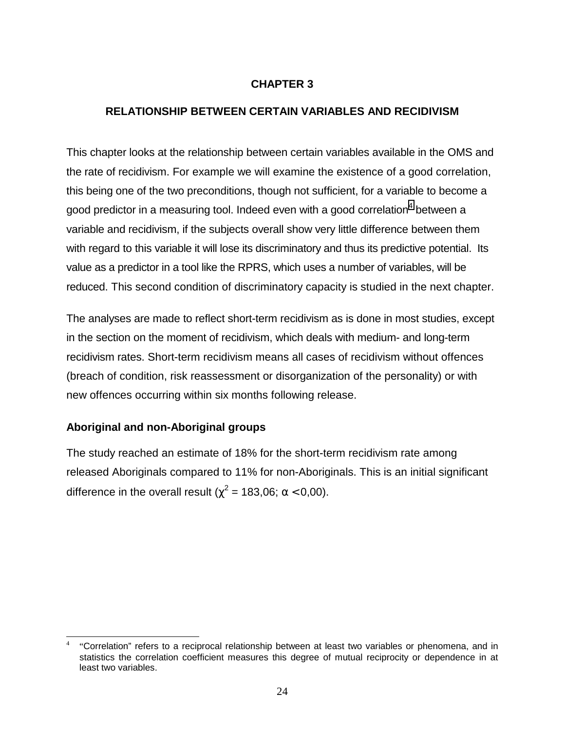# CHAPTER 3

## RELATIONSHIP BETWEEN CERTAIN VARIABLES AND RECIDIVISM

This chapter looks at the relationship between certain variables available in the OMS and the rate of recidivism. For example we will examine the existence of a good correlation, this being one of the two preconditions, though not sufficient, for a variable to become a good predictor in a measuring tool. Indeed even with a good correlation[4] between a variable and recidivism, if the subjects overall show very little difference between them with regard to this variable it will lose its discriminatory and thus its predictive potential. Its value as a predictor in a tool like the RPRS, which uses a number of variables, will be reduced. This second condition of discriminatory capacity is studied in the next chapter.

The analyses are made to reflect short-term recidivism as is done in most studies, except in the section on the moment of recidivism, which deals with medium- and long-term recidivism rates. Short-term recidivism means all cases of recidivism without offences (breach of condition, risk reassessment or disorganization of the personality) or with new offences occurring within six months following release.

### Aboriginal and non-Aboriginal groups

The study reached an estimate of 18% for the short-term recidivism rate among released Aboriginals compared to 11% for non-Aboriginals. This is an initial significant difference in the overall result ($\chi^2$ = 183,06; $\alpha < 0{,}00$).

---

[4] "Correlation" refers to a reciprocal relationship between at least two variables or phenomena, and in statistics the correlation coefficient measures this degree of mutual reciprocity or dependence in at least two variables.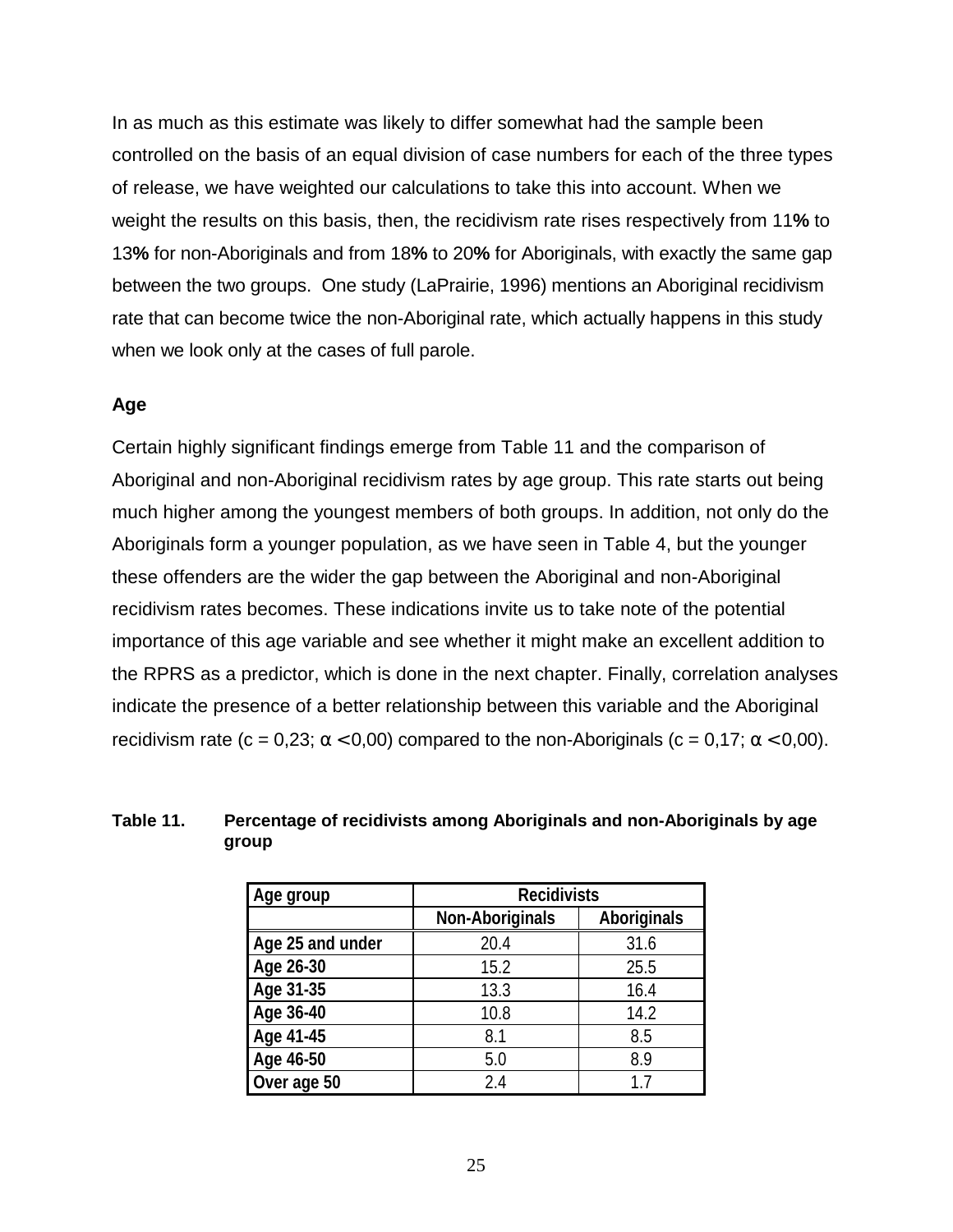In as much as this estimate was likely to differ somewhat had the sample been controlled on the basis of an equal division of case numbers for each of the three types of release, we have weighted our calculations to take this into account. When we weight the results on this basis, then, the recidivism rate rises respectively from 11**%** to 13**%** for non-Aboriginals and from 18**%** to 20**%** for Aboriginals, with exactly the same gap between the two groups. One study (LaPrairie, 1996) mentions an Aboriginal recidivism rate that can become twice the non-Aboriginal rate, which actually happens in this study when we look only at the cases of full parole.

### Age

Certain highly significant findings emerge from Table 11 and the comparison of Aboriginal and non-Aboriginal recidivism rates by age group. This rate starts out being much higher among the youngest members of both groups. In addition, not only do the Aboriginals form a younger population, as we have seen in Table 4, but the younger these offenders are the wider the gap between the Aboriginal and non-Aboriginal recidivism rates becomes. These indications invite us to take note of the potential importance of this age variable and see whether it might make an excellent addition to the RPRS as a predictor, which is done in the next chapter. Finally, correlation analyses indicate the presence of a better relationship between this variable and the Aboriginal recidivism rate ($c = 0,23$; $\alpha < 0,00$) compared to the non-Aboriginals ($c = 0,17$; $\alpha < 0,00$).

**Table 11. Percentage of recidivists among Aboriginals and non-Aboriginals by age group**

| Age group | Recidivists | |
|---|---|---|
| | Non-Aboriginals | Aboriginals |
| Age 25 and under | 20.4 | 31.6 |
| Age 26-30 | 15.2 | 25.5 |
| Age 31-35 | 13.3 | 16.4 |
| Age 36-40 | 10.8 | 14.2 |
| Age 41-45 | 8.1 | 8.5 |
| Age 46-50 | 5.0 | 8.9 |
| Over age 50 | 2.4 | 1.7 |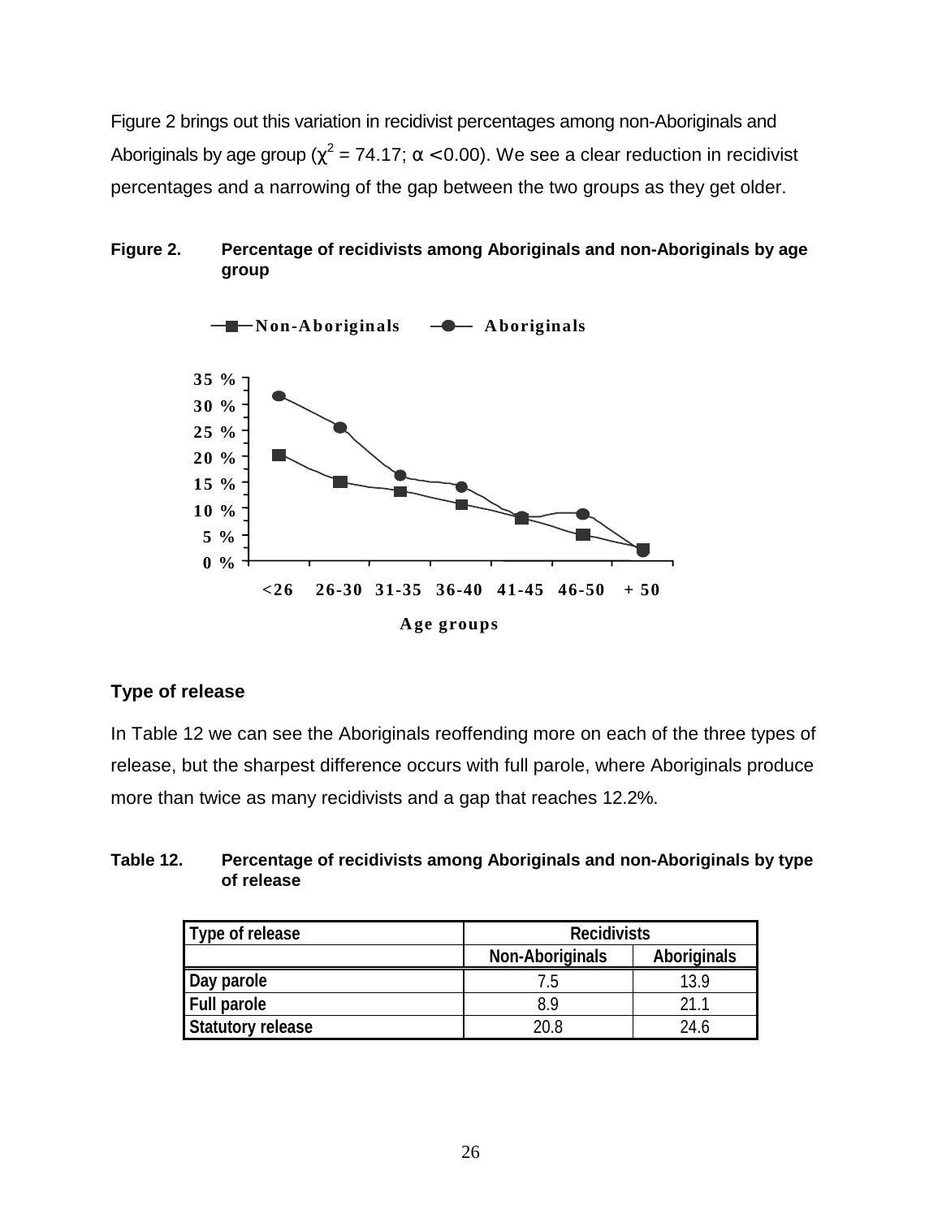Figure 2 brings out this variation in recidivist percentages among non-Aboriginals and Aboriginals by age group ($\chi^2 = 74.17$; $\alpha < 0.00$). We see a clear reduction in recidivist percentages and a narrowing of the gap between the two groups as they get older.

**Figure 2.** **Percentage of recidivists among Aboriginals and non-Aboriginals by age group**

### Type of release

In Table 12 we can see the Aboriginals reoffending more on each of the three types of release, but the sharpest difference occurs with full parole, where Aboriginals produce more than twice as many recidivists and a gap that reaches 12.2%.

**Table 12.** **Percentage of recidivists among Aboriginals and non-Aboriginals by type of release**

| Type of release | Recidivists | |
|---|---|---|
| | Non-Aboriginals | Aboriginals |
| Day parole | 7.5 | 13.9 |
| Full parole | 8.9 | 21.1 |
| Statutory release | 20.8 | 24.6 |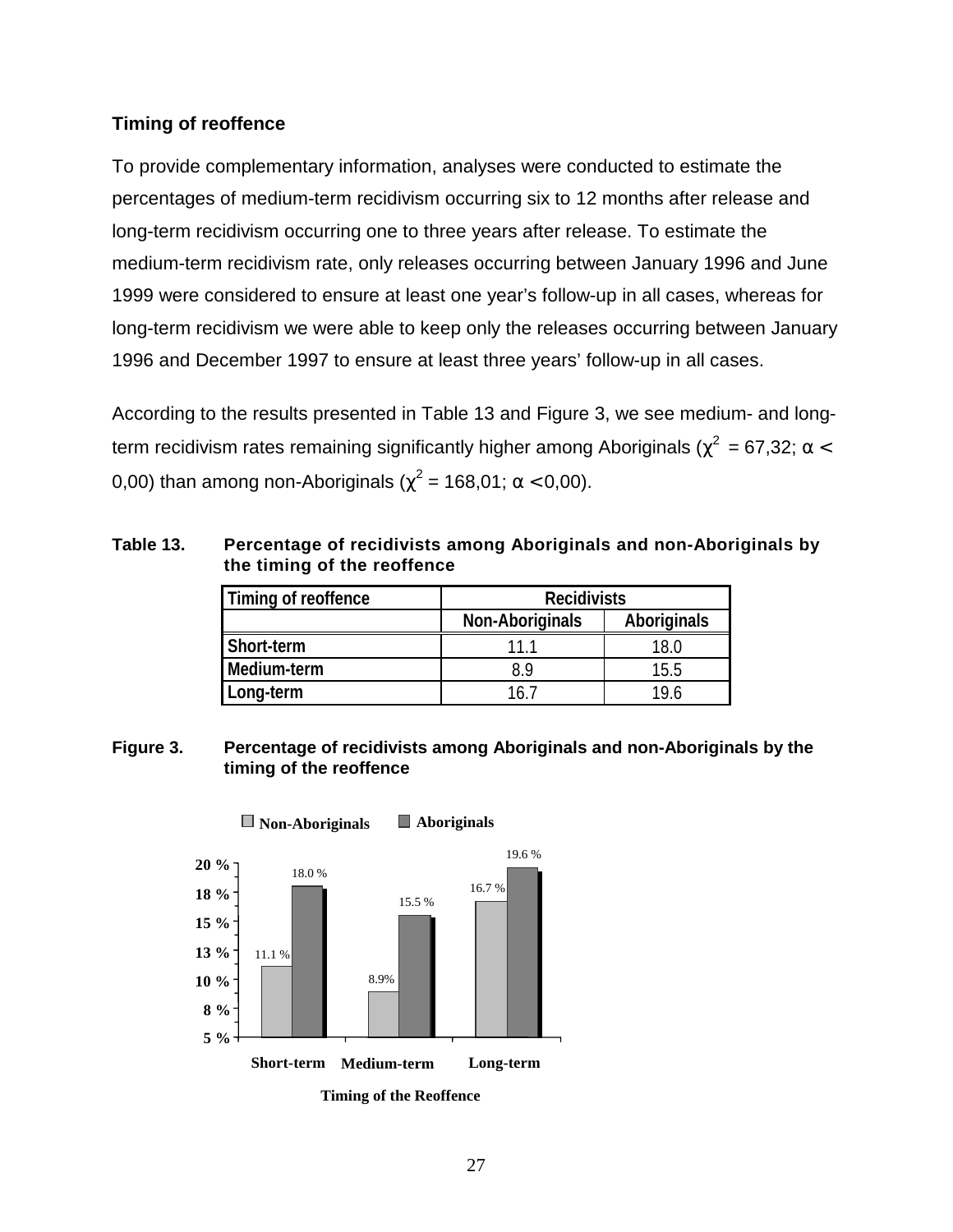### Timing of reoffence

To provide complementary information, analyses were conducted to estimate the percentages of medium-term recidivism occurring six to 12 months after release and long-term recidivism occurring one to three years after release. To estimate the medium-term recidivism rate, only releases occurring between January 1996 and June 1999 were considered to ensure at least one year's follow-up in all cases, whereas for long-term recidivism we were able to keep only the releases occurring between January 1996 and December 1997 to ensure at least three years' follow-up in all cases.

According to the results presented in Table 13 and Figure 3, we see medium- and long-term recidivism rates remaining significantly higher among Aboriginals ($\chi^2$ = 67,32; $\alpha <$ 0,00) than among non-Aboriginals ($\chi^2$ = 168,01; $\alpha <$ 0,00).

**Table 13. Percentage of recidivists among Aboriginals and non-Aboriginals by the timing of the reoffence**

| Timing of reoffence | Recidivists | |
|---|---|---|
| | Non-Aboriginals | Aboriginals |
| Short-term | 11.1 | 18.0 |
| Medium-term | 8.9 | 15.5 |
| Long-term | 16.7 | 19.6 |

**Figure 3. Percentage of recidivists among Aboriginals and non-Aboriginals by the timing of the reoffence**

| Timing of the Reoffence | Non-Aboriginals | Aboriginals |
|---|---|---|
| Short-term | 11.1 % | 18.0 % |
| Medium-term | 8.9% | 15.5 % |
| Long-term | 16.7 % | 19.6 % |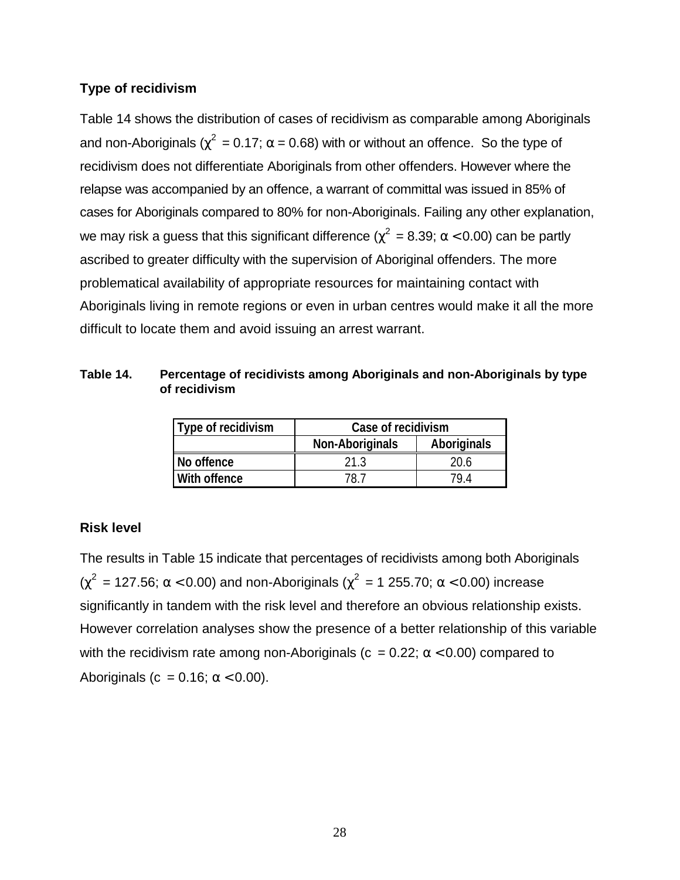### Type of recidivism

Table 14 shows the distribution of cases of recidivism as comparable among Aboriginals and non-Aboriginals ($\chi^2 = 0.17$; $\alpha = 0.68$) with or without an offence. So the type of recidivism does not differentiate Aboriginals from other offenders. However where the relapse was accompanied by an offence, a warrant of committal was issued in 85% of cases for Aboriginals compared to 80% for non-Aboriginals. Failing any other explanation, we may risk a guess that this significant difference ($\chi^2 = 8.39$; $\alpha < 0.00$) can be partly ascribed to greater difficulty with the supervision of Aboriginal offenders. The more problematical availability of appropriate resources for maintaining contact with Aboriginals living in remote regions or even in urban centres would make it all the more difficult to locate them and avoid issuing an arrest warrant.

**Table 14. Percentage of recidivists among Aboriginals and non-Aboriginals by type of recidivism**

| Type of recidivism | Case of recidivism | |
|---|---|---|
| | Non-Aboriginals | Aboriginals |
| No offence | 21.3 | 20.6 |
| With offence | 78.7 | 79.4 |

### Risk level

The results in Table 15 indicate that percentages of recidivists among both Aboriginals ($\chi^2 = 127.56$; $\alpha < 0.00$) and non-Aboriginals ($\chi^2 = 1\,255.70$; $\alpha < 0.00$) increase significantly in tandem with the risk level and therefore an obvious relationship exists. However correlation analyses show the presence of a better relationship of this variable with the recidivism rate among non-Aboriginals ($c = 0.22$; $\alpha < 0.00$) compared to Aboriginals ($c = 0.16$; $\alpha < 0.00$).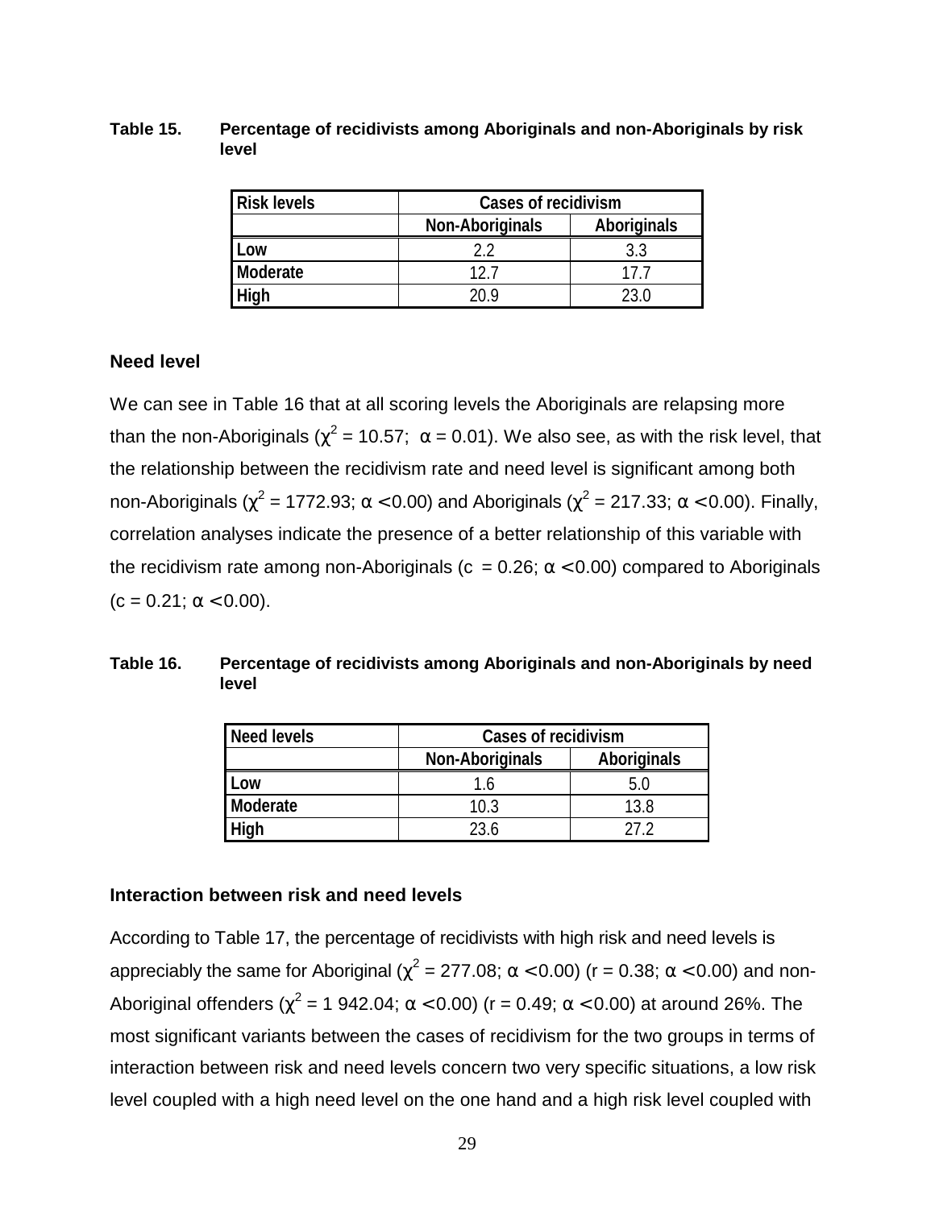**Table 15. Percentage of recidivists among Aboriginals and non-Aboriginals by risk level**

| Risk levels | Cases of recidivism | |
|---|---|---|
| | Non-Aboriginals | Aboriginals |
| Low | 2.2 | 3.3 |
| Moderate | 12.7 | 17.7 |
| High | 20.9 | 23.0 |

### Need level

We can see in Table 16 that at all scoring levels the Aboriginals are relapsing more than the non-Aboriginals ($\chi^2 = 10.57$; $\alpha = 0.01$). We also see, as with the risk level, that the relationship between the recidivism rate and need level is significant among both non-Aboriginals ($\chi^2 = 1772.93$; $\alpha < 0.00$) and Aboriginals ($\chi^2 = 217.33$; $\alpha < 0.00$). Finally, correlation analyses indicate the presence of a better relationship of this variable with the recidivism rate among non-Aboriginals ($c = 0.26$; $\alpha < 0.00$) compared to Aboriginals ($c = 0.21$; $\alpha < 0.00$).

**Table 16. Percentage of recidivists among Aboriginals and non-Aboriginals by need level**

| Need levels | Cases of recidivism | |
|---|---|---|
| | Non-Aboriginals | Aboriginals |
| Low | 1.6 | 5.0 |
| Moderate | 10.3 | 13.8 |
| High | 23.6 | 27.2 |

### Interaction between risk and need levels

According to Table 17, the percentage of recidivists with high risk and need levels is appreciably the same for Aboriginal ($\chi^2 = 277.08$; $\alpha < 0.00$) ($r = 0.38$; $\alpha < 0.00$) and non-Aboriginal offenders ($\chi^2 = 1\,942.04$; $\alpha < 0.00$) ($r = 0.49$; $\alpha < 0.00$) at around 26%. The most significant variants between the cases of recidivism for the two groups in terms of interaction between risk and need levels concern two very specific situations, a low risk level coupled with a high need level on the one hand and a high risk level coupled with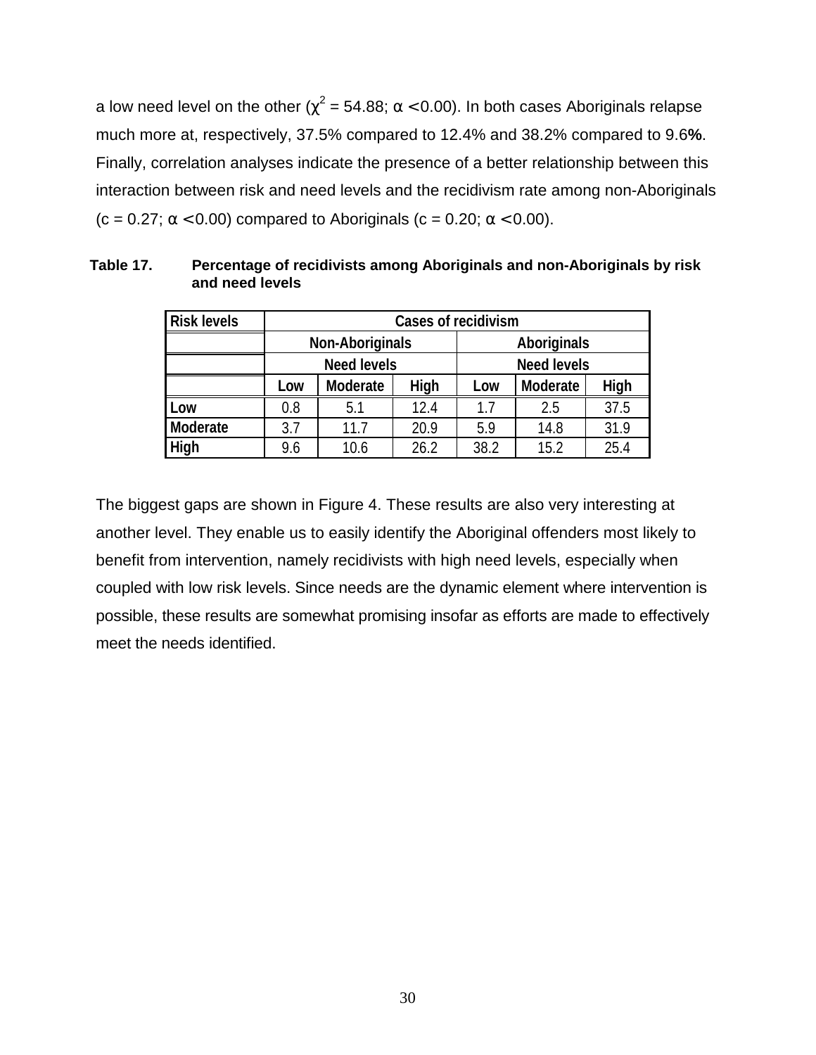a low need level on the other ($\chi^2 = 54.88$; $\alpha < 0.00$). In both cases Aboriginals relapse much more at, respectively, 37.5% compared to 12.4% and 38.2% compared to 9.6**%**. Finally, correlation analyses indicate the presence of a better relationship between this interaction between risk and need levels and the recidivism rate among non-Aboriginals ($c = 0.27$; $\alpha < 0.00$) compared to Aboriginals ($c = 0.20$; $\alpha < 0.00$).

**Table 17. Percentage of recidivists among Aboriginals and non-Aboriginals by risk and need levels**

| Risk levels | Cases of recidivism | | | | | |
|---|---|---|---|---|---|---|
| | Non-Aboriginals | | | Aboriginals | | |
| | Need levels | | | Need levels | | |
| | Low | Moderate | High | Low | Moderate | High |
| Low | 0.8 | 5.1 | 12.4 | 1.7 | 2.5 | 37.5 |
| Moderate | 3.7 | 11.7 | 20.9 | 5.9 | 14.8 | 31.9 |
| High | 9.6 | 10.6 | 26.2 | 38.2 | 15.2 | 25.4 |

The biggest gaps are shown in Figure 4. These results are also very interesting at another level. They enable us to easily identify the Aboriginal offenders most likely to benefit from intervention, namely recidivists with high need levels, especially when coupled with low risk levels. Since needs are the dynamic element where intervention is possible, these results are somewhat promising insofar as efforts are made to effectively meet the needs identified.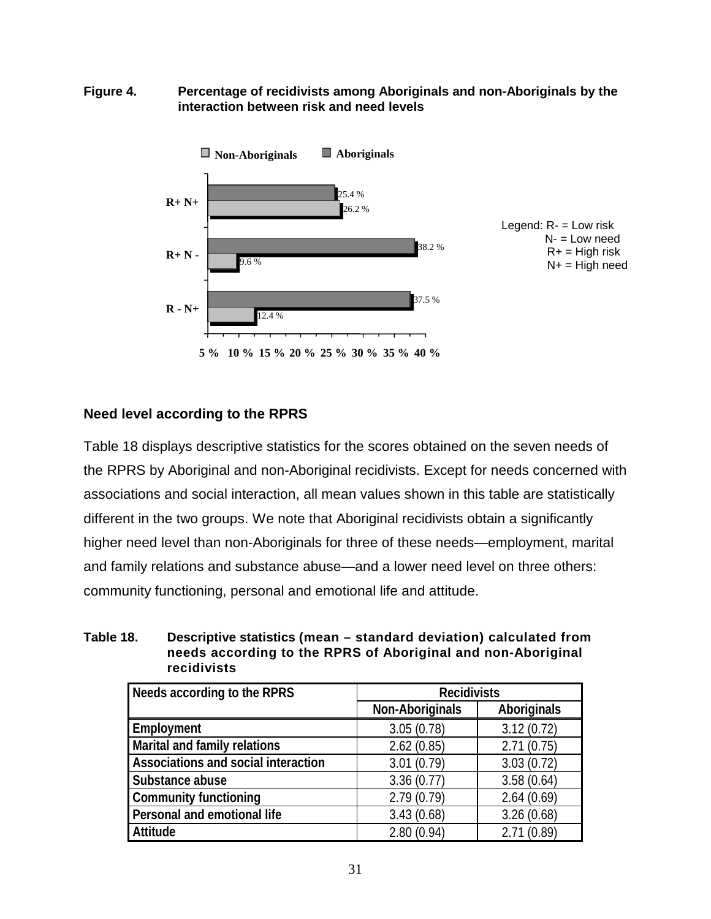**Figure 4. Percentage of recidivists among Aboriginals and non-Aboriginals by the interaction between risk and need levels**

| | Non-Aboriginals | Aboriginals |
|---|---|---|
| R+ N+ | 26.2 % | 25.4 % |
| R+ N - | 9.6 % | 38.2 % |
| R - N+ | 12.4 % | 37.5 % |

Legend: R- = Low risk
N- = Low need
R+ = High risk
N+ = High need

## Need level according to the RPRS

Table 18 displays descriptive statistics for the scores obtained on the seven needs of the RPRS by Aboriginal and non-Aboriginal recidivists. Except for needs concerned with associations and social interaction, all mean values shown in this table are statistically different in the two groups. We note that Aboriginal recidivists obtain a significantly higher need level than non-Aboriginals for three of these needs—employment, marital and family relations and substance abuse—and a lower need level on three others: community functioning, personal and emotional life and attitude.

**Table 18. Descriptive statistics (mean – standard deviation) calculated from needs according to the RPRS of Aboriginal and non-Aboriginal recidivists**

| Needs according to the RPRS | Recidivists | |
|---|---|---|
| | Non-Aboriginals | Aboriginals |
| Employment | 3.05 (0.78) | 3.12 (0.72) |
| Marital and family relations | 2.62 (0.85) | 2.71 (0.75) |
| Associations and social interaction | 3.01 (0.79) | 3.03 (0.72) |
| Substance abuse | 3.36 (0.77) | 3.58 (0.64) |
| Community functioning | 2.79 (0.79) | 2.64 (0.69) |
| Personal and emotional life | 3.43 (0.68) | 3.26 (0.68) |
| Attitude | 2.80 (0.94) | 2.71 (0.89) |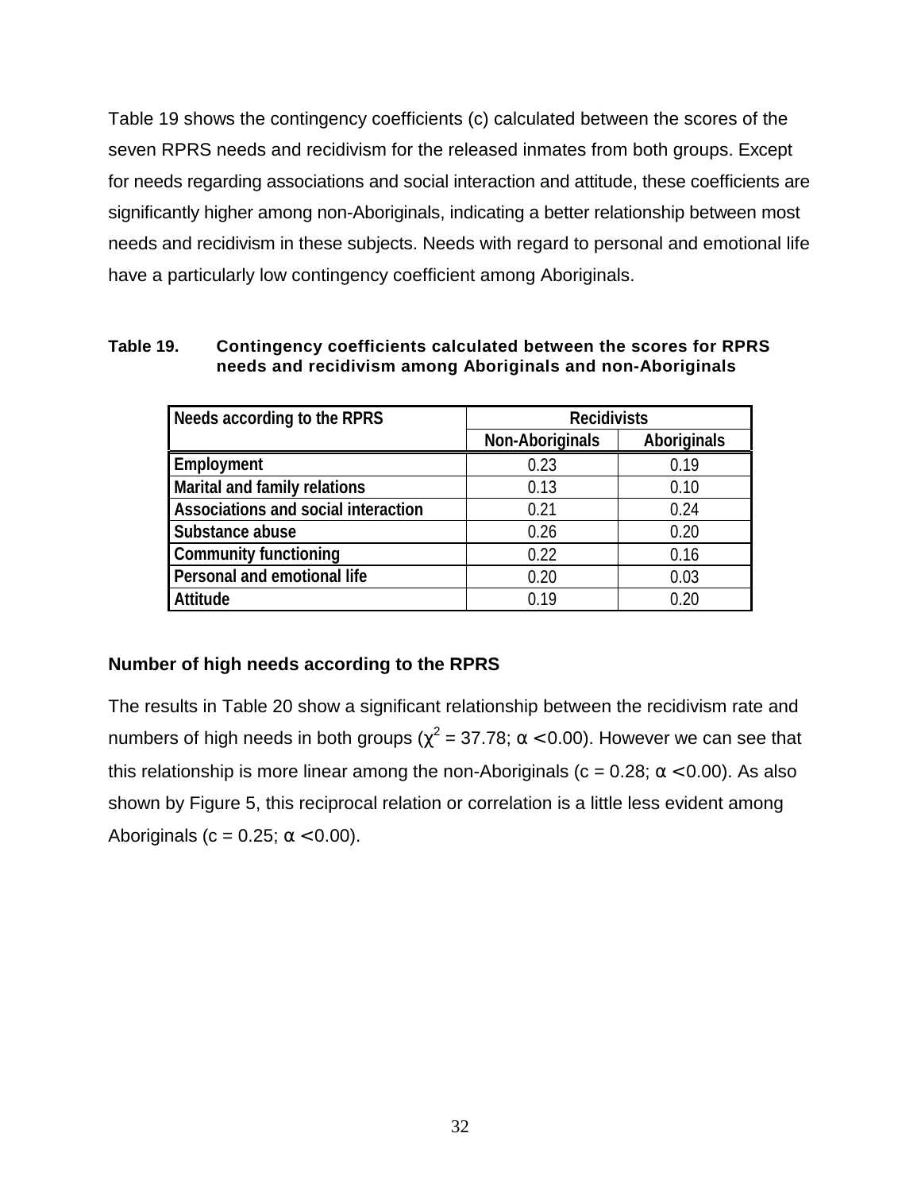Table 19 shows the contingency coefficients (c) calculated between the scores of the seven RPRS needs and recidivism for the released inmates from both groups. Except for needs regarding associations and social interaction and attitude, these coefficients are significantly higher among non-Aboriginals, indicating a better relationship between most needs and recidivism in these subjects. Needs with regard to personal and emotional life have a particularly low contingency coefficient among Aboriginals.

**Table 19. Contingency coefficients calculated between the scores for RPRS needs and recidivism among Aboriginals and non-Aboriginals**

| Needs according to the RPRS | Recidivists | |
|---|---|---|
| | Non-Aboriginals | Aboriginals |
| Employment | 0.23 | 0.19 |
| Marital and family relations | 0.13 | 0.10 |
| Associations and social interaction | 0.21 | 0.24 |
| Substance abuse | 0.26 | 0.20 |
| Community functioning | 0.22 | 0.16 |
| Personal and emotional life | 0.20 | 0.03 |
| Attitude | 0.19 | 0.20 |

### Number of high needs according to the RPRS

The results in Table 20 show a significant relationship between the recidivism rate and numbers of high needs in both groups ($\chi^2 = 37.78$; $\alpha < 0.00$). However we can see that this relationship is more linear among the non-Aboriginals ($c = 0.28$; $\alpha < 0.00$). As also shown by Figure 5, this reciprocal relation or correlation is a little less evident among Aboriginals ($c = 0.25$; $\alpha < 0.00$).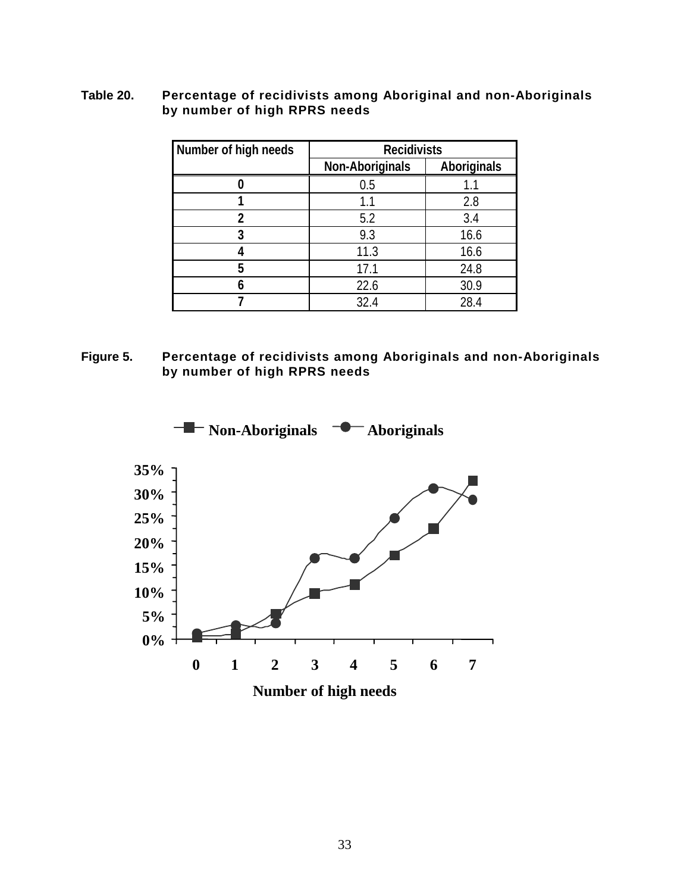**Table 20.** **Percentage of recidivists among Aboriginal and non-Aboriginals by number of high RPRS needs**

| Number of high needs | Recidivists | |
|---|---|---|
| | Non-Aboriginals | Aboriginals |
| 0 | 0.5 | 1.1 |
| 1 | 1.1 | 2.8 |
| 2 | 5.2 | 3.4 |
| 3 | 9.3 | 16.6 |
| 4 | 11.3 | 16.6 |
| 5 | 17.1 | 24.8 |
| 6 | 22.6 | 30.9 |
| 7 | 32.4 | 28.4 |

**Figure 5.** **Percentage of recidivists among Aboriginals and non-Aboriginals by number of high RPRS needs**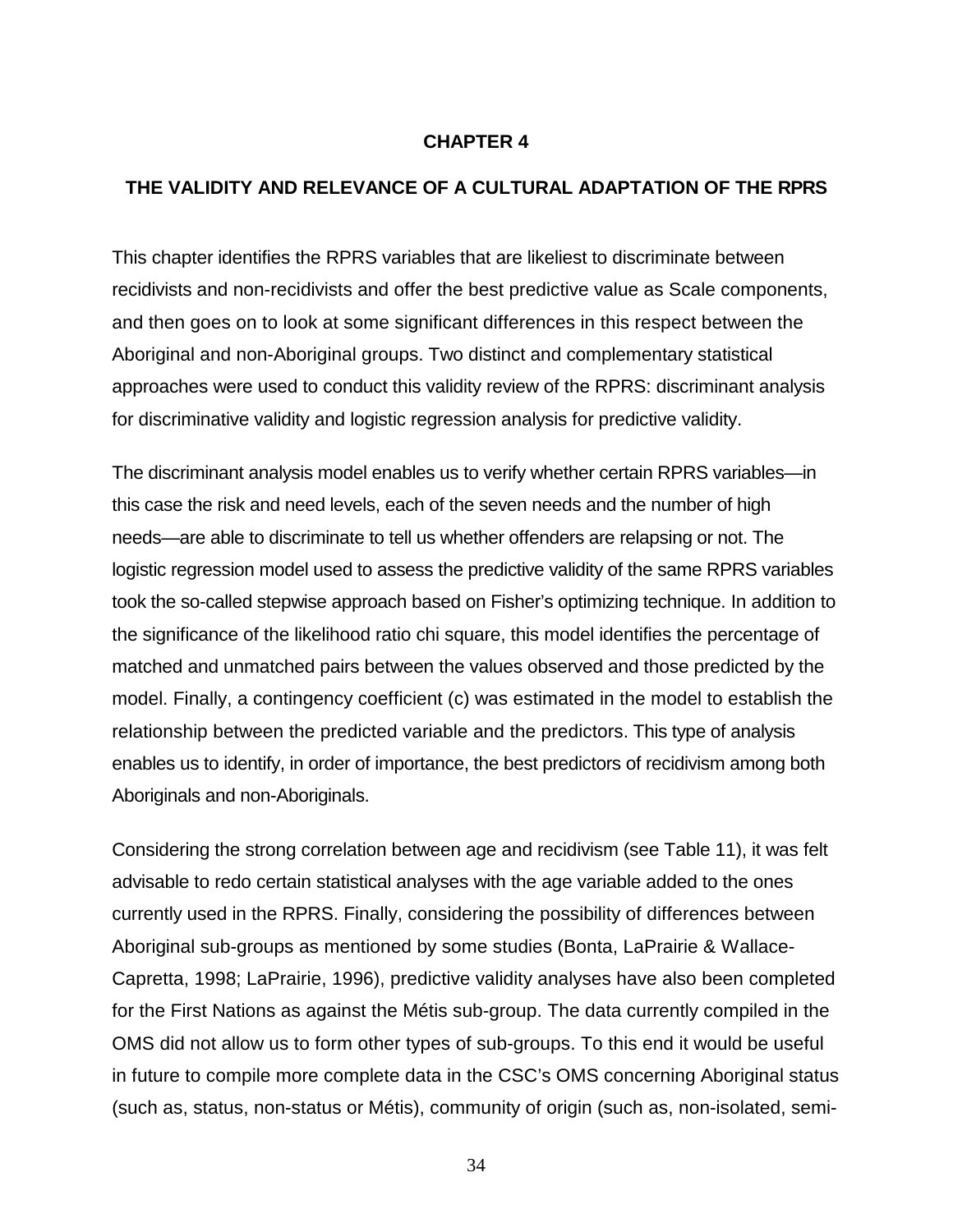# CHAPTER 4

## THE VALIDITY AND RELEVANCE OF A CULTURAL ADAPTATION OF THE RPRS

This chapter identifies the RPRS variables that are likeliest to discriminate between recidivists and non-recidivists and offer the best predictive value as Scale components, and then goes on to look at some significant differences in this respect between the Aboriginal and non-Aboriginal groups. Two distinct and complementary statistical approaches were used to conduct this validity review of the RPRS: discriminant analysis for discriminative validity and logistic regression analysis for predictive validity.

The discriminant analysis model enables us to verify whether certain RPRS variables—in this case the risk and need levels, each of the seven needs and the number of high needs—are able to discriminate to tell us whether offenders are relapsing or not. The logistic regression model used to assess the predictive validity of the same RPRS variables took the so-called stepwise approach based on Fisher's optimizing technique. In addition to the significance of the likelihood ratio chi square, this model identifies the percentage of matched and unmatched pairs between the values observed and those predicted by the model. Finally, a contingency coefficient (c) was estimated in the model to establish the relationship between the predicted variable and the predictors. This type of analysis enables us to identify, in order of importance, the best predictors of recidivism among both Aboriginals and non-Aboriginals.

Considering the strong correlation between age and recidivism (see Table 11), it was felt advisable to redo certain statistical analyses with the age variable added to the ones currently used in the RPRS. Finally, considering the possibility of differences between Aboriginal sub-groups as mentioned by some studies (Bonta, LaPrairie & Wallace-Capretta, 1998; LaPrairie, 1996), predictive validity analyses have also been completed for the First Nations as against the Métis sub-group. The data currently compiled in the OMS did not allow us to form other types of sub-groups. To this end it would be useful in future to compile more complete data in the CSC's OMS concerning Aboriginal status (such as, status, non-status or Métis), community of origin (such as, non-isolated, semi-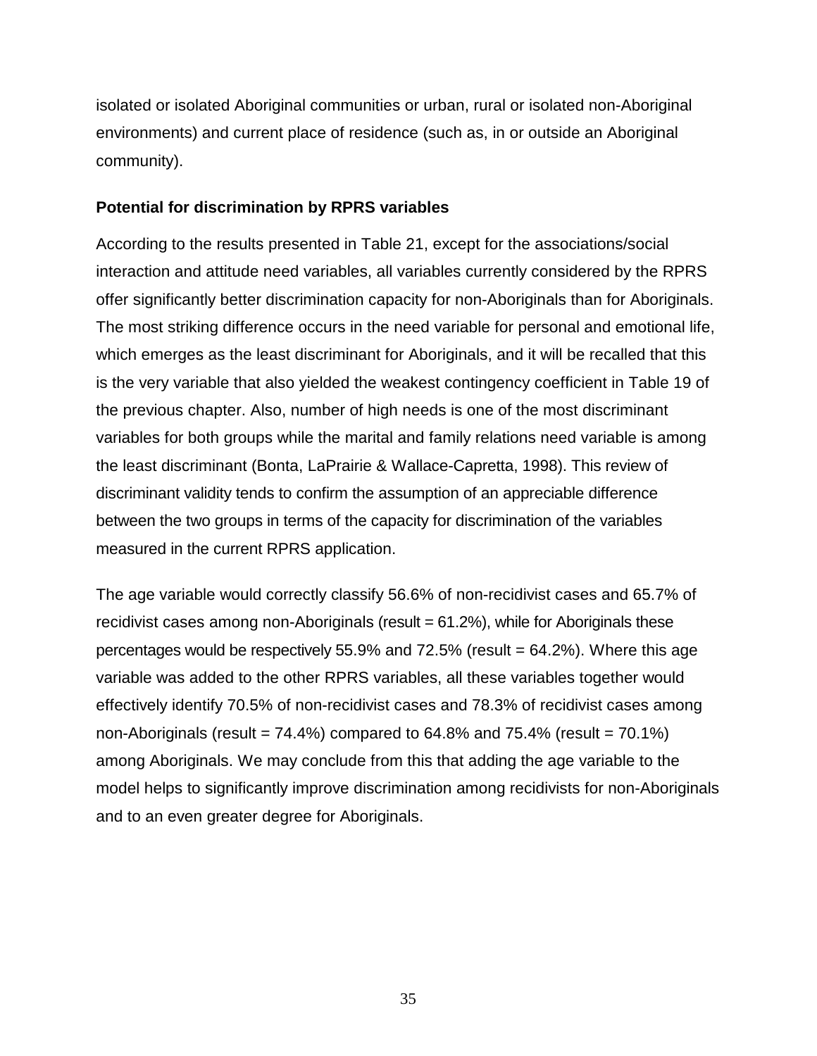isolated or isolated Aboriginal communities or urban, rural or isolated non-Aboriginal environments) and current place of residence (such as, in or outside an Aboriginal community).

### Potential for discrimination by RPRS variables

According to the results presented in Table 21, except for the associations/social interaction and attitude need variables, all variables currently considered by the RPRS offer significantly better discrimination capacity for non-Aboriginals than for Aboriginals. The most striking difference occurs in the need variable for personal and emotional life, which emerges as the least discriminant for Aboriginals, and it will be recalled that this is the very variable that also yielded the weakest contingency coefficient in Table 19 of the previous chapter. Also, number of high needs is one of the most discriminant variables for both groups while the marital and family relations need variable is among the least discriminant (Bonta, LaPrairie & Wallace-Capretta, 1998). This review of discriminant validity tends to confirm the assumption of an appreciable difference between the two groups in terms of the capacity for discrimination of the variables measured in the current RPRS application.

The age variable would correctly classify 56.6% of non-recidivist cases and 65.7% of recidivist cases among non-Aboriginals (result = 61.2%), while for Aboriginals these percentages would be respectively 55.9% and 72.5% (result = 64.2%). Where this age variable was added to the other RPRS variables, all these variables together would effectively identify 70.5% of non-recidivist cases and 78.3% of recidivist cases among non-Aboriginals (result = 74.4%) compared to 64.8% and 75.4% (result = 70.1%) among Aboriginals. We may conclude from this that adding the age variable to the model helps to significantly improve discrimination among recidivists for non-Aboriginals and to an even greater degree for Aboriginals.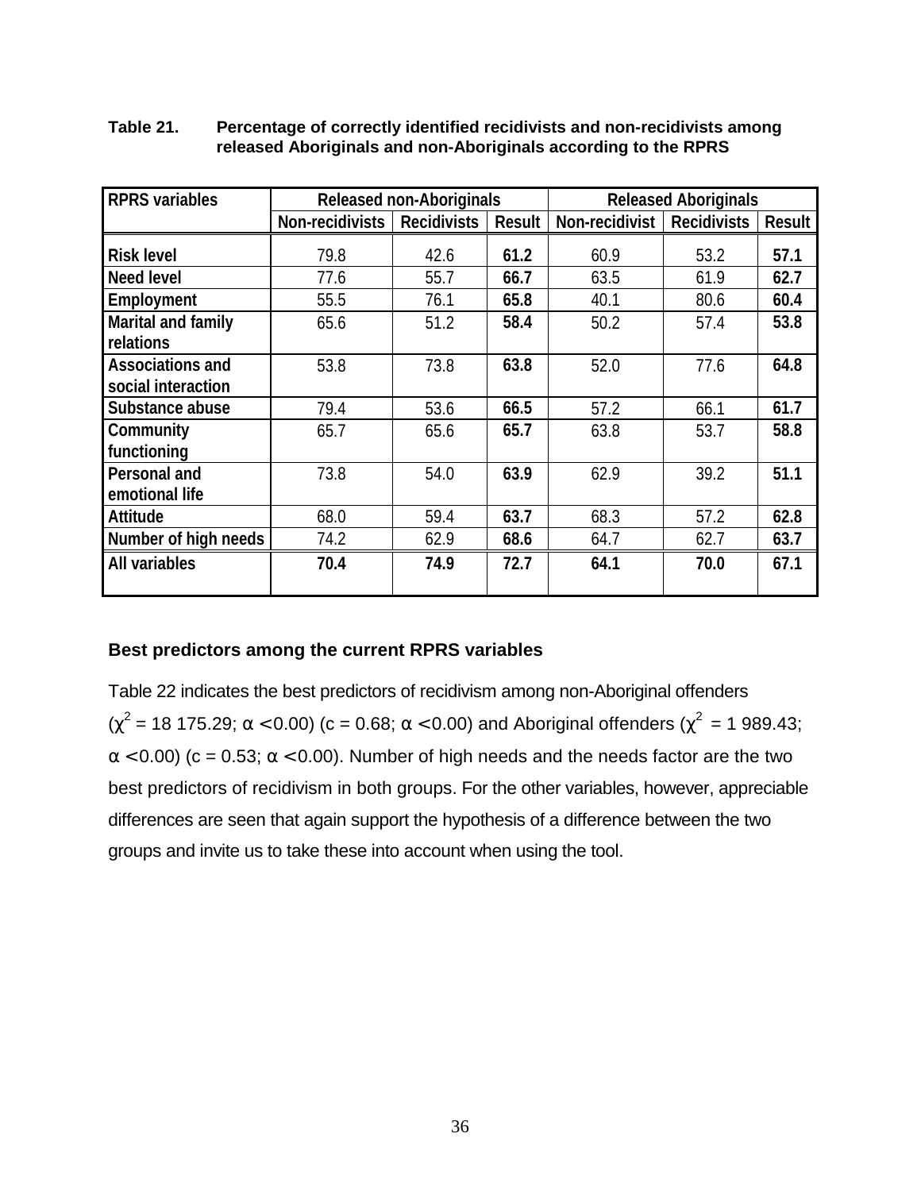**Table 21. Percentage of correctly identified recidivists and non-recidivists among released Aboriginals and non-Aboriginals according to the RPRS**

| RPRS variables | Released non-Aboriginals | | | Released Aboriginals | | |
|---|---|---|---|---|---|---|
| | Non-recidivists | Recidivists | Result | Non-recidivist | Recidivists | Result |
| Risk level | 79.8 | 42.6 | **61.2** | 60.9 | 53.2 | **57.1** |
| Need level | 77.6 | 55.7 | **66.7** | 63.5 | 61.9 | **62.7** |
| Employment | 55.5 | 76.1 | **65.8** | 40.1 | 80.6 | **60.4** |
| Marital and family relations | 65.6 | 51.2 | **58.4** | 50.2 | 57.4 | **53.8** |
| Associations and social interaction | 53.8 | 73.8 | **63.8** | 52.0 | 77.6 | **64.8** |
| Substance abuse | 79.4 | 53.6 | **66.5** | 57.2 | 66.1 | **61.7** |
| Community functioning | 65.7 | 65.6 | **65.7** | 63.8 | 53.7 | **58.8** |
| Personal and emotional life | 73.8 | 54.0 | **63.9** | 62.9 | 39.2 | **51.1** |
| Attitude | 68.0 | 59.4 | **63.7** | 68.3 | 57.2 | **62.8** |
| Number of high needs | 74.2 | 62.9 | **68.6** | 64.7 | 62.7 | **63.7** |
| All variables | **70.4** | **74.9** | **72.7** | **64.1** | **70.0** | **67.1** |

## Best predictors among the current RPRS variables

Table 22 indicates the best predictors of recidivism among non-Aboriginal offenders ($\chi^2$ = 18 175.29; $\alpha < 0.00$) (c = 0.68; $\alpha < 0.00$) and Aboriginal offenders ($\chi^2$ = 1 989.43; $\alpha < 0.00$) (c = 0.53; $\alpha < 0.00$). Number of high needs and the needs factor are the two best predictors of recidivism in both groups. For the other variables, however, appreciable differences are seen that again support the hypothesis of a difference between the two groups and invite us to take these into account when using the tool.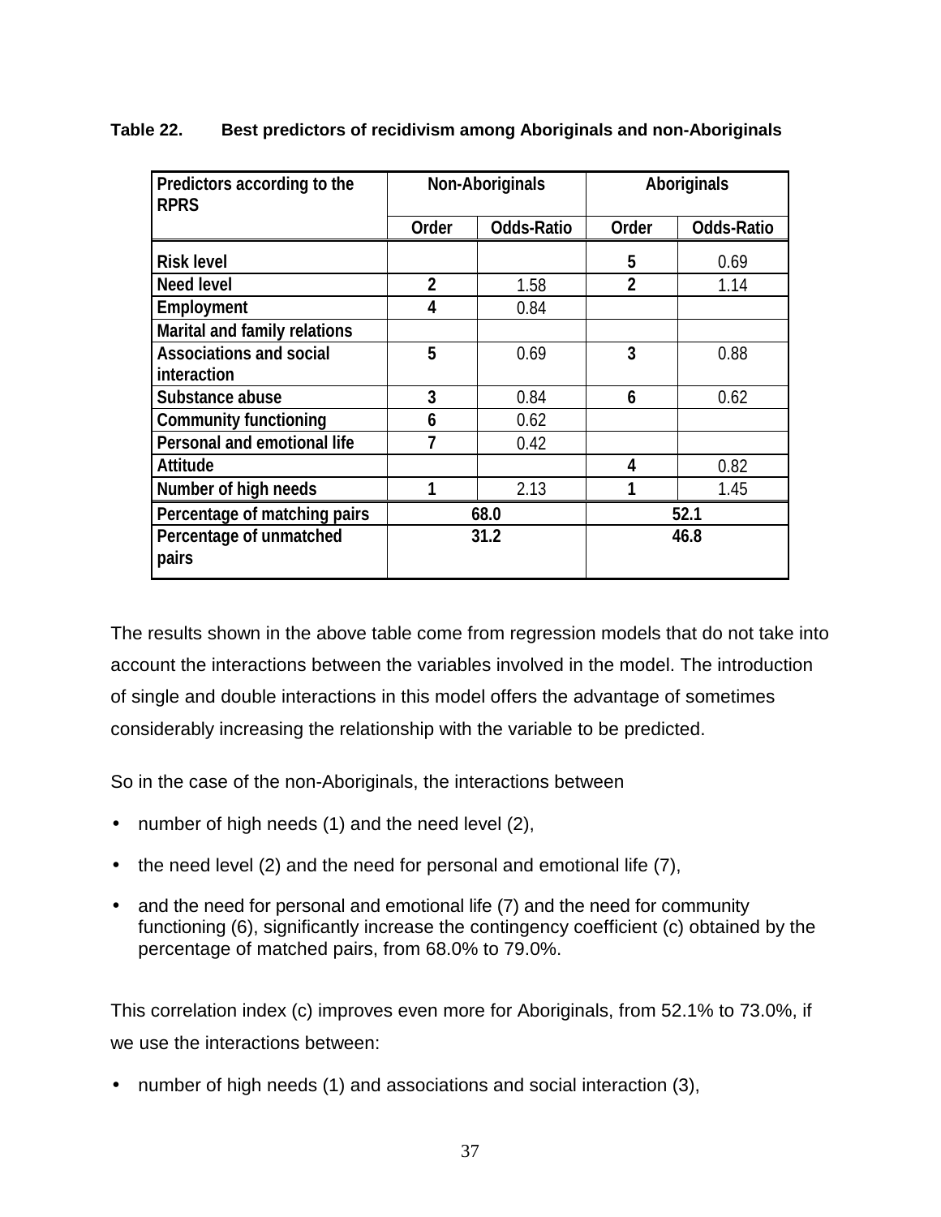**Table 22. Best predictors of recidivism among Aboriginals and non-Aboriginals**

| Predictors according to the RPRS | Non-Aboriginals | | Aboriginals | |
|---|---|---|---|---|
| | Order | Odds-Ratio | Order | Odds-Ratio |
| Risk level | | | 5 | 0.69 |
| Need level | 2 | 1.58 | 2 | 1.14 |
| Employment | 4 | 0.84 | | |
| Marital and family relations | | | | |
| Associations and social interaction | 5 | 0.69 | 3 | 0.88 |
| Substance abuse | 3 | 0.84 | 6 | 0.62 |
| Community functioning | 6 | 0.62 | | |
| Personal and emotional life | 7 | 0.42 | | |
| Attitude | | | 4 | 0.82 |
| Number of high needs | 1 | 2.13 | 1 | 1.45 |
| Percentage of matching pairs | 68.0 | | 52.1 | |
| Percentage of unmatched pairs | 31.2 | | 46.8 | |

The results shown in the above table come from regression models that do not take into account the interactions between the variables involved in the model. The introduction of single and double interactions in this model offers the advantage of sometimes considerably increasing the relationship with the variable to be predicted.

So in the case of the non-Aboriginals, the interactions between

- number of high needs (1) and the need level (2),
- the need level (2) and the need for personal and emotional life (7),
- and the need for personal and emotional life (7) and the need for community functioning (6), significantly increase the contingency coefficient (c) obtained by the percentage of matched pairs, from 68.0% to 79.0%.

This correlation index (c) improves even more for Aboriginals, from 52.1% to 73.0%, if we use the interactions between:

- number of high needs (1) and associations and social interaction (3),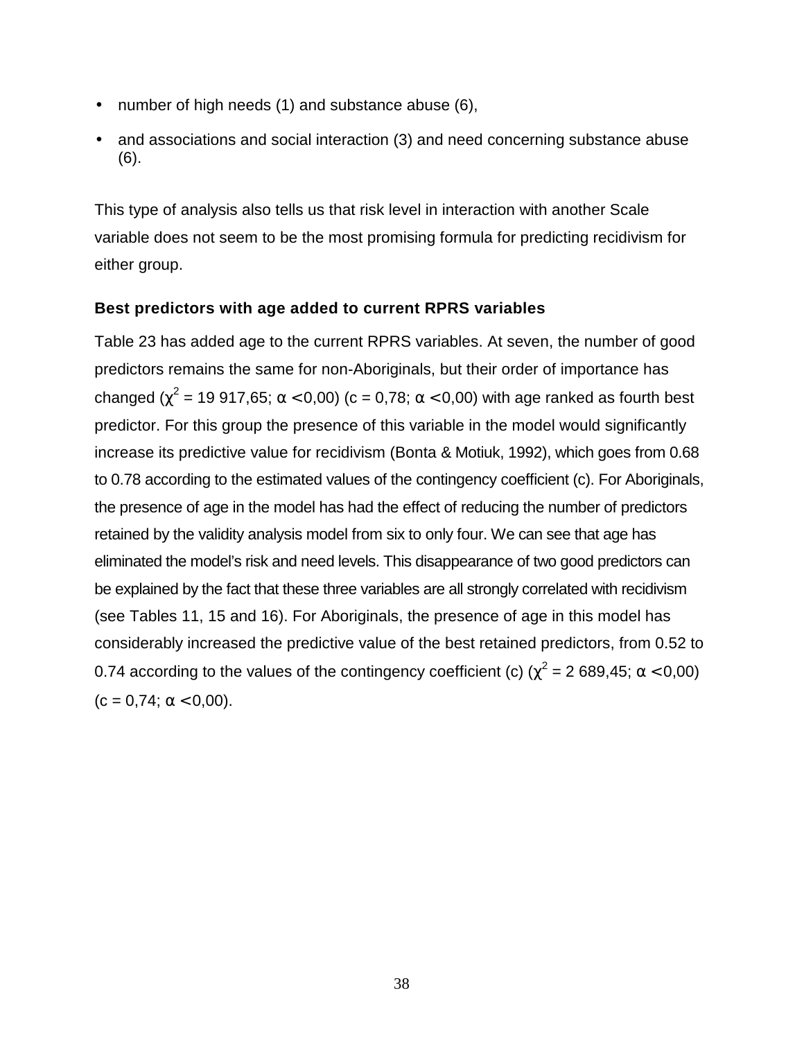- number of high needs (1) and substance abuse (6),
- and associations and social interaction (3) and need concerning substance abuse (6).

This type of analysis also tells us that risk level in interaction with another Scale variable does not seem to be the most promising formula for predicting recidivism for either group.

**Best predictors with age added to current RPRS variables**

Table 23 has added age to the current RPRS variables. At seven, the number of good predictors remains the same for non-Aboriginals, but their order of importance has changed ($\chi^2$ = 19 917,65; $\alpha < 0{,}00$) (c = 0,78; $\alpha < 0{,}00$) with age ranked as fourth best predictor. For this group the presence of this variable in the model would significantly increase its predictive value for recidivism (Bonta & Motiuk, 1992), which goes from 0.68 to 0.78 according to the estimated values of the contingency coefficient (c). For Aboriginals, the presence of age in the model has had the effect of reducing the number of predictors retained by the validity analysis model from six to only four. We can see that age has eliminated the model's risk and need levels. This disappearance of two good predictors can be explained by the fact that these three variables are all strongly correlated with recidivism (see Tables 11, 15 and 16). For Aboriginals, the presence of age in this model has considerably increased the predictive value of the best retained predictors, from 0.52 to 0.74 according to the values of the contingency coefficient (c) ($\chi^2$ = 2 689,45; $\alpha < 0{,}00$) (c = 0,74; $\alpha < 0{,}00$).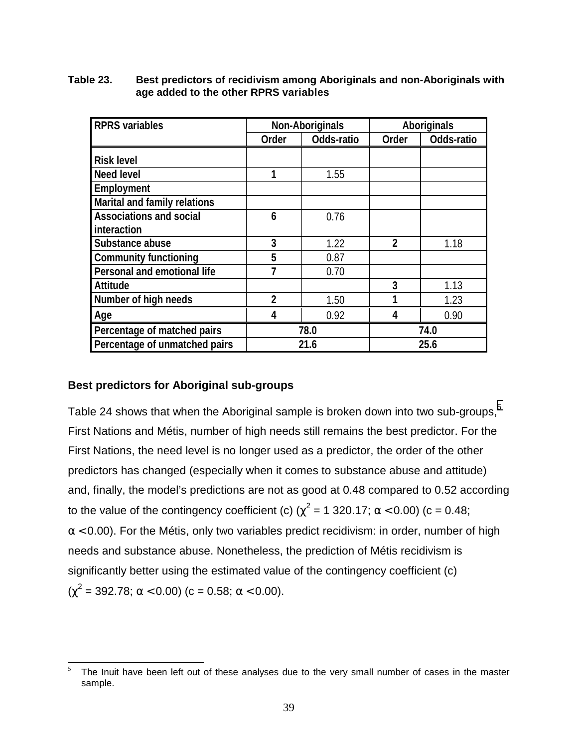**Table 23. Best predictors of recidivism among Aboriginals and non-Aboriginals with age added to the other RPRS variables**

| RPRS variables | Non-Aboriginals | | Aboriginals | |
|---|---|---|---|---|
| | Order | Odds-ratio | Order | Odds-ratio |
| Risk level | | | | |
| Need level | 1 | 1.55 | | |
| Employment | | | | |
| Marital and family relations | | | | |
| Associations and social interaction | 6 | 0.76 | | |
| Substance abuse | 3 | 1.22 | 2 | 1.18 |
| Community functioning | 5 | 0.87 | | |
| Personal and emotional life | 7 | 0.70 | | |
| Attitude | | | 3 | 1.13 |
| Number of high needs | 2 | 1.50 | 1 | 1.23 |
| Age | 4 | 0.92 | 4 | 0.90 |
| Percentage of matched pairs | 78.0 | | 74.0 | |
| Percentage of unmatched pairs | 21.6 | | 25.6 | |

## Best predictors for Aboriginal sub-groups

Table 24 shows that when the Aboriginal sample is broken down into two sub-groups,[5] First Nations and Métis, number of high needs still remains the best predictor. For the First Nations, the need level is no longer used as a predictor, the order of the other predictors has changed (especially when it comes to substance abuse and attitude) and, finally, the model's predictions are not as good at 0.48 compared to 0.52 according to the value of the contingency coefficient (c) ($\chi^2$ = 1 320.17; $\alpha < 0.00$) (c = 0.48; $\alpha < 0.00$). For the Métis, only two variables predict recidivism: in order, number of high needs and substance abuse. Nonetheless, the prediction of Métis recidivism is significantly better using the estimated value of the contingency coefficient (c) ($\chi^2$ = 392.78; $\alpha < 0.00$) (c = 0.58; $\alpha < 0.00$).

[5] The Inuit have been left out of these analyses due to the very small number of cases in the master sample.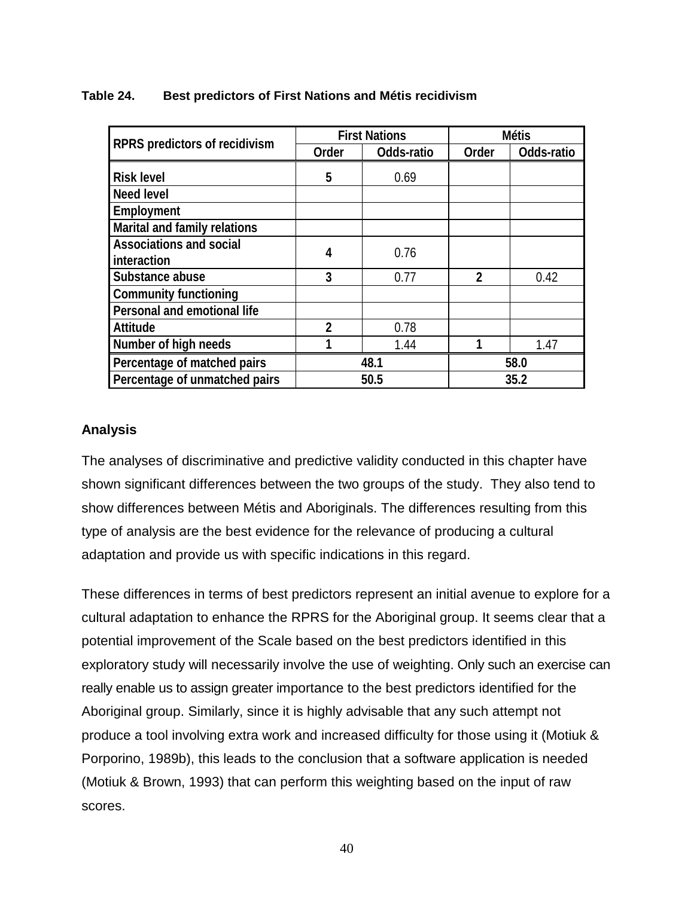**Table 24. Best predictors of First Nations and Métis recidivism**

| RPRS predictors of recidivism | First Nations | | Métis | |
|---|---|---|---|---|
| | Order | Odds-ratio | Order | Odds-ratio |
| Risk level | 5 | 0.69 | | |
| Need level | | | | |
| Employment | | | | |
| Marital and family relations | | | | |
| Associations and social interaction | 4 | 0.76 | | |
| Substance abuse | 3 | 0.77 | 2 | 0.42 |
| Community functioning | | | | |
| Personal and emotional life | | | | |
| Attitude | 2 | 0.78 | | |
| Number of high needs | 1 | 1.44 | 1 | 1.47 |
| Percentage of matched pairs | 48.1 | | 58.0 | |
| Percentage of unmatched pairs | 50.5 | | 35.2 | |

### Analysis

The analyses of discriminative and predictive validity conducted in this chapter have shown significant differences between the two groups of the study. They also tend to show differences between Métis and Aboriginals. The differences resulting from this type of analysis are the best evidence for the relevance of producing a cultural adaptation and provide us with specific indications in this regard.

These differences in terms of best predictors represent an initial avenue to explore for a cultural adaptation to enhance the RPRS for the Aboriginal group. It seems clear that a potential improvement of the Scale based on the best predictors identified in this exploratory study will necessarily involve the use of weighting. Only such an exercise can really enable us to assign greater importance to the best predictors identified for the Aboriginal group. Similarly, since it is highly advisable that any such attempt not produce a tool involving extra work and increased difficulty for those using it (Motiuk & Porporino, 1989b), this leads to the conclusion that a software application is needed (Motiuk & Brown, 1993) that can perform this weighting based on the input of raw scores.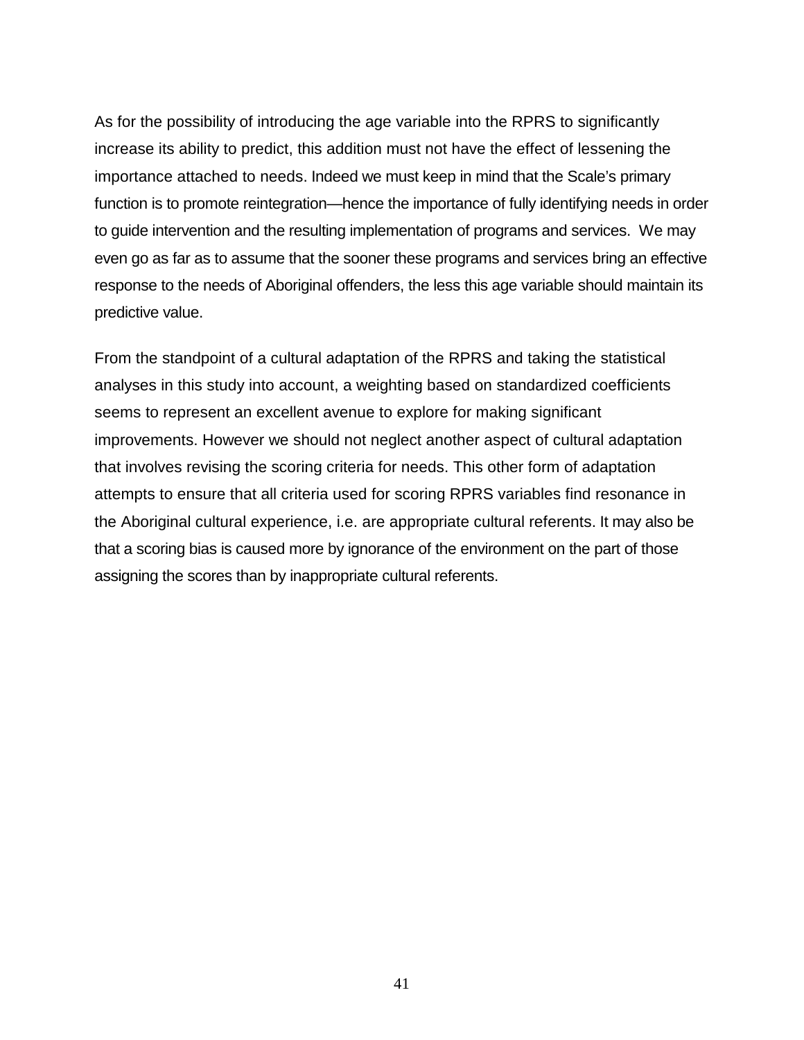As for the possibility of introducing the age variable into the RPRS to significantly increase its ability to predict, this addition must not have the effect of lessening the importance attached to needs. Indeed we must keep in mind that the Scale's primary function is to promote reintegration—hence the importance of fully identifying needs in order to guide intervention and the resulting implementation of programs and services. We may even go as far as to assume that the sooner these programs and services bring an effective response to the needs of Aboriginal offenders, the less this age variable should maintain its predictive value.

From the standpoint of a cultural adaptation of the RPRS and taking the statistical analyses in this study into account, a weighting based on standardized coefficients seems to represent an excellent avenue to explore for making significant improvements. However we should not neglect another aspect of cultural adaptation that involves revising the scoring criteria for needs. This other form of adaptation attempts to ensure that all criteria used for scoring RPRS variables find resonance in the Aboriginal cultural experience, i.e. are appropriate cultural referents. It may also be that a scoring bias is caused more by ignorance of the environment on the part of those assigning the scores than by inappropriate cultural referents.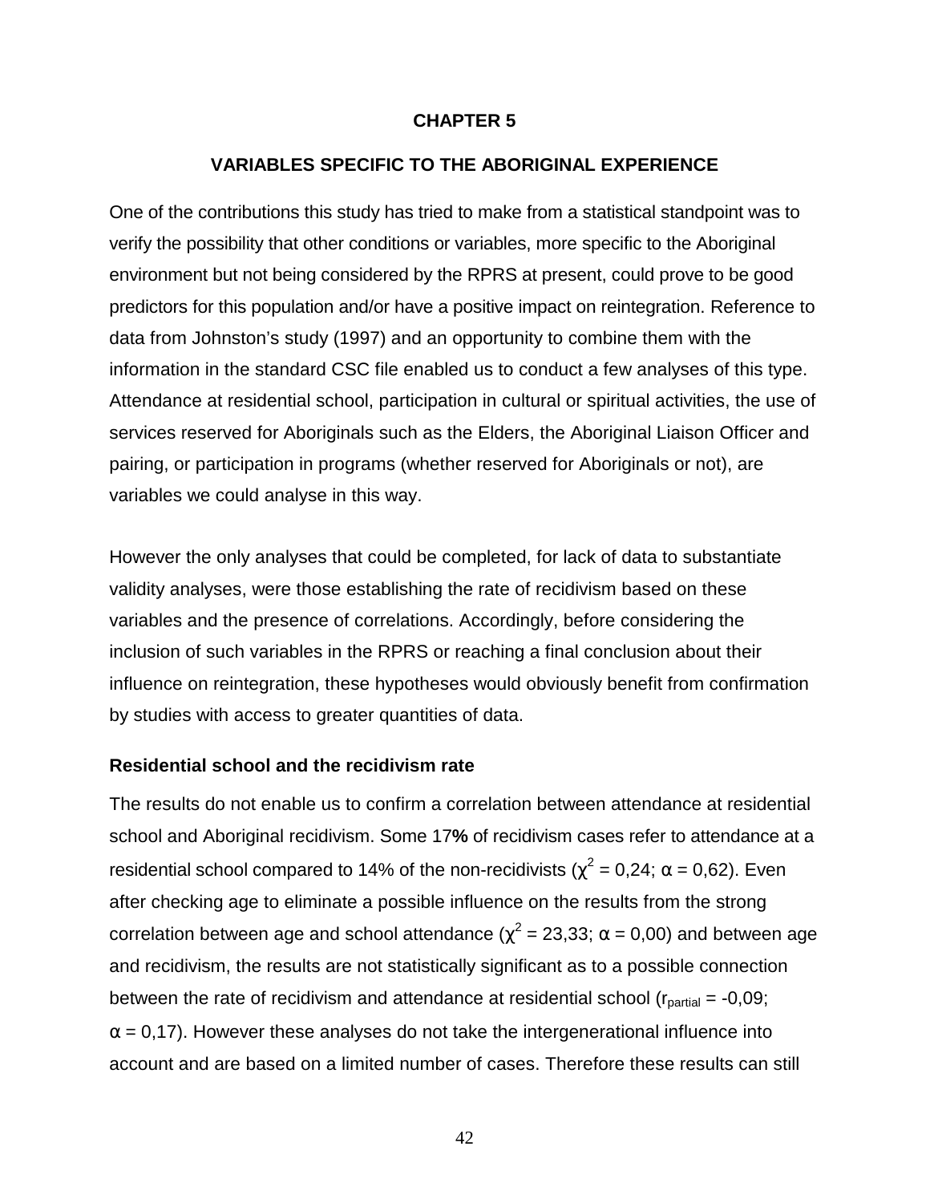## CHAPTER 5

## VARIABLES SPECIFIC TO THE ABORIGINAL EXPERIENCE

One of the contributions this study has tried to make from a statistical standpoint was to verify the possibility that other conditions or variables, more specific to the Aboriginal environment but not being considered by the RPRS at present, could prove to be good predictors for this population and/or have a positive impact on reintegration. Reference to data from Johnston's study (1997) and an opportunity to combine them with the information in the standard CSC file enabled us to conduct a few analyses of this type. Attendance at residential school, participation in cultural or spiritual activities, the use of services reserved for Aboriginals such as the Elders, the Aboriginal Liaison Officer and pairing, or participation in programs (whether reserved for Aboriginals or not), are variables we could analyse in this way.

However the only analyses that could be completed, for lack of data to substantiate validity analyses, were those establishing the rate of recidivism based on these variables and the presence of correlations. Accordingly, before considering the inclusion of such variables in the RPRS or reaching a final conclusion about their influence on reintegration, these hypotheses would obviously benefit from confirmation by studies with access to greater quantities of data.

### Residential school and the recidivism rate

The results do not enable us to confirm a correlation between attendance at residential school and Aboriginal recidivism. Some 17**%** of recidivism cases refer to attendance at a residential school compared to 14% of the non-recidivists ($\chi^2$ = 0,24; $\alpha$ = 0,62). Even after checking age to eliminate a possible influence on the results from the strong correlation between age and school attendance ($\chi^2$ = 23,33; $\alpha$ = 0,00) and between age and recidivism, the results are not statistically significant as to a possible connection between the rate of recidivism and attendance at residential school ($r_{partial}$ = -0,09; $\alpha$ = 0,17). However these analyses do not take the intergenerational influence into account and are based on a limited number of cases. Therefore these results can still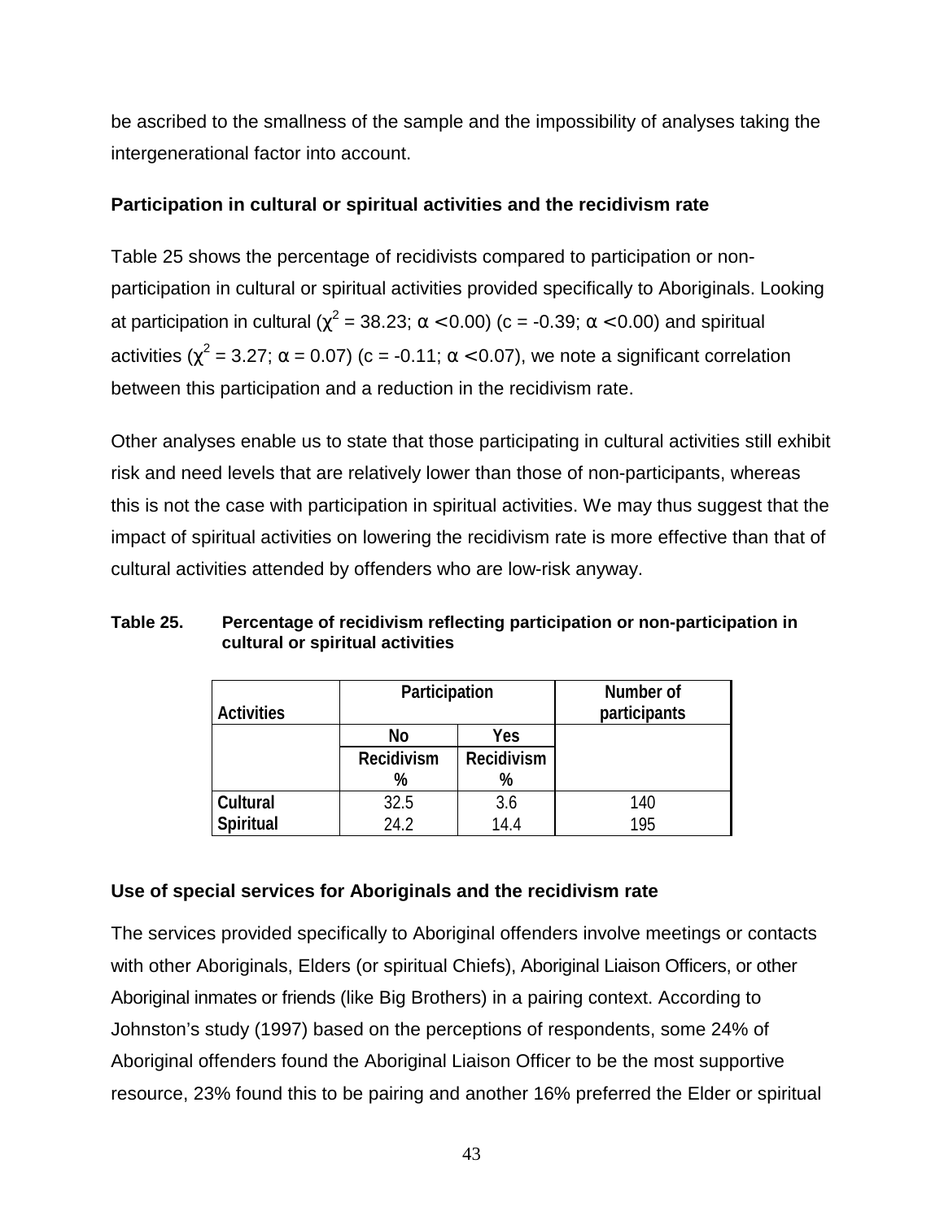be ascribed to the smallness of the sample and the impossibility of analyses taking the intergenerational factor into account.

**Participation in cultural or spiritual activities and the recidivism rate**

Table 25 shows the percentage of recidivists compared to participation or non-participation in cultural or spiritual activities provided specifically to Aboriginals. Looking at participation in cultural ($\chi^2 = 38.23$; $\alpha < 0.00$) ($c = -0.39$; $\alpha < 0.00$) and spiritual activities ($\chi^2 = 3.27$; $\alpha = 0.07$) ($c = -0.11$; $\alpha < 0.07$), we note a significant correlation between this participation and a reduction in the recidivism rate.

Other analyses enable us to state that those participating in cultural activities still exhibit risk and need levels that are relatively lower than those of non-participants, whereas this is not the case with participation in spiritual activities. We may thus suggest that the impact of spiritual activities on lowering the recidivism rate is more effective than that of cultural activities attended by offenders who are low-risk anyway.

**Table 25. Percentage of recidivism reflecting participation or non-participation in cultural or spiritual activities**

| Activities | Participation | | Number of participants |
|---|---|---|---|
| | No | Yes | |
| | Recidivism % | Recidivism % | |
| **Cultural** | 32.5 | 3.6 | 140 |
| **Spiritual** | 24.2 | 14.4 | 195 |

**Use of special services for Aboriginals and the recidivism rate**

The services provided specifically to Aboriginal offenders involve meetings or contacts with other Aboriginals, Elders (or spiritual Chiefs), Aboriginal Liaison Officers, or other Aboriginal inmates or friends (like Big Brothers) in a pairing context. According to Johnston's study (1997) based on the perceptions of respondents, some 24% of Aboriginal offenders found the Aboriginal Liaison Officer to be the most supportive resource, 23% found this to be pairing and another 16% preferred the Elder or spiritual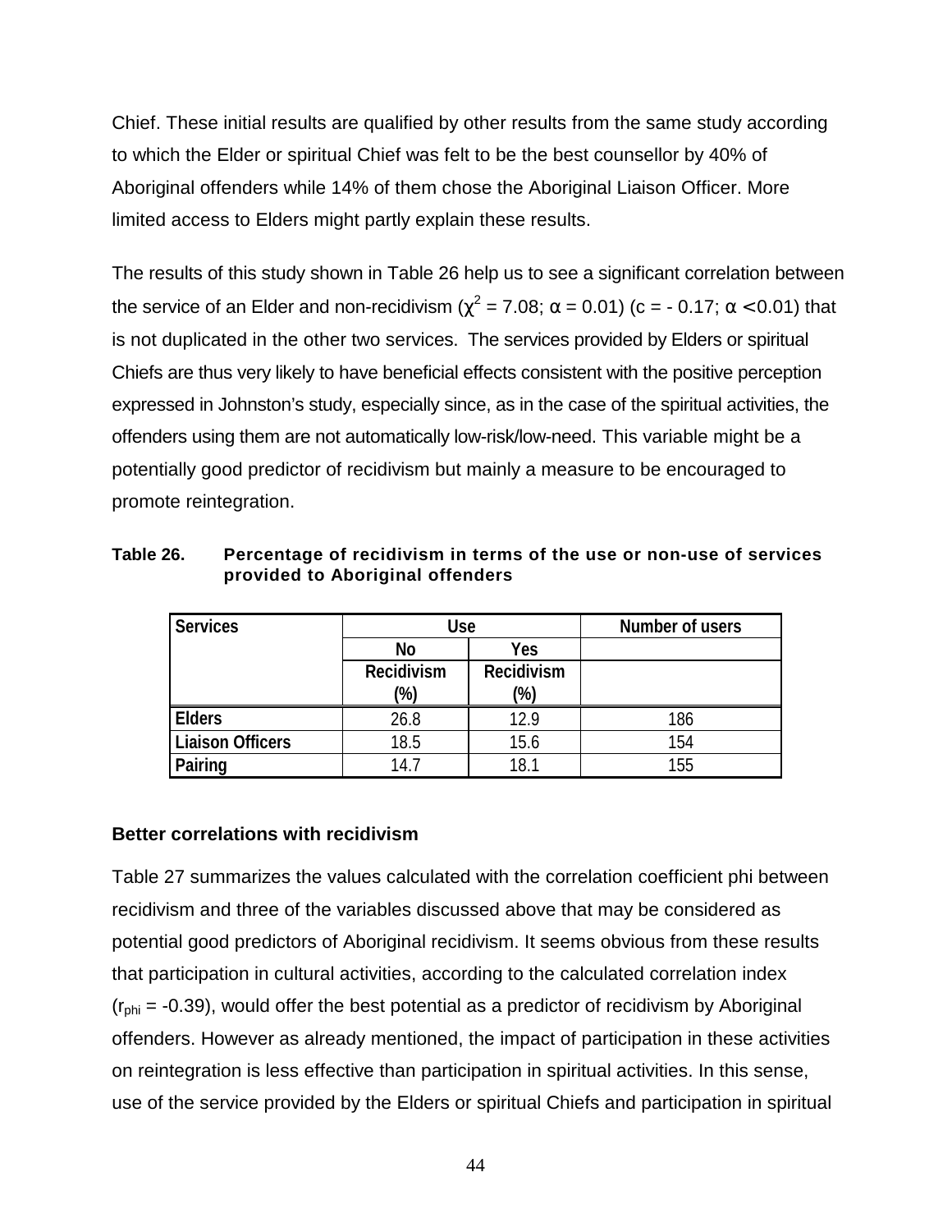Chief. These initial results are qualified by other results from the same study according to which the Elder or spiritual Chief was felt to be the best counsellor by 40% of Aboriginal offenders while 14% of them chose the Aboriginal Liaison Officer. More limited access to Elders might partly explain these results.

The results of this study shown in Table 26 help us to see a significant correlation between the service of an Elder and non-recidivism ($\chi^2 = 7.08$; $\alpha = 0.01$) ($c = -0.17$; $\alpha < 0.01$) that is not duplicated in the other two services. The services provided by Elders or spiritual Chiefs are thus very likely to have beneficial effects consistent with the positive perception expressed in Johnston's study, especially since, as in the case of the spiritual activities, the offenders using them are not automatically low-risk/low-need. This variable might be a potentially good predictor of recidivism but mainly a measure to be encouraged to promote reintegration.

**Table 26. Percentage of recidivism in terms of the use or non-use of services provided to Aboriginal offenders**

| Services | Use | | Number of users |
|---|---|---|---|
| | No | Yes | |
| | Recidivism (%) | Recidivism (%) | |
| **Elders** | 26.8 | 12.9 | 186 |
| **Liaison Officers** | 18.5 | 15.6 | 154 |
| **Pairing** | 14.7 | 18.1 | 155 |

### Better correlations with recidivism

Table 27 summarizes the values calculated with the correlation coefficient phi between recidivism and three of the variables discussed above that may be considered as potential good predictors of Aboriginal recidivism. It seems obvious from these results that participation in cultural activities, according to the calculated correlation index ($r_{phi} = -0.39$), would offer the best potential as a predictor of recidivism by Aboriginal offenders. However as already mentioned, the impact of participation in these activities on reintegration is less effective than participation in spiritual activities. In this sense, use of the service provided by the Elders or spiritual Chiefs and participation in spiritual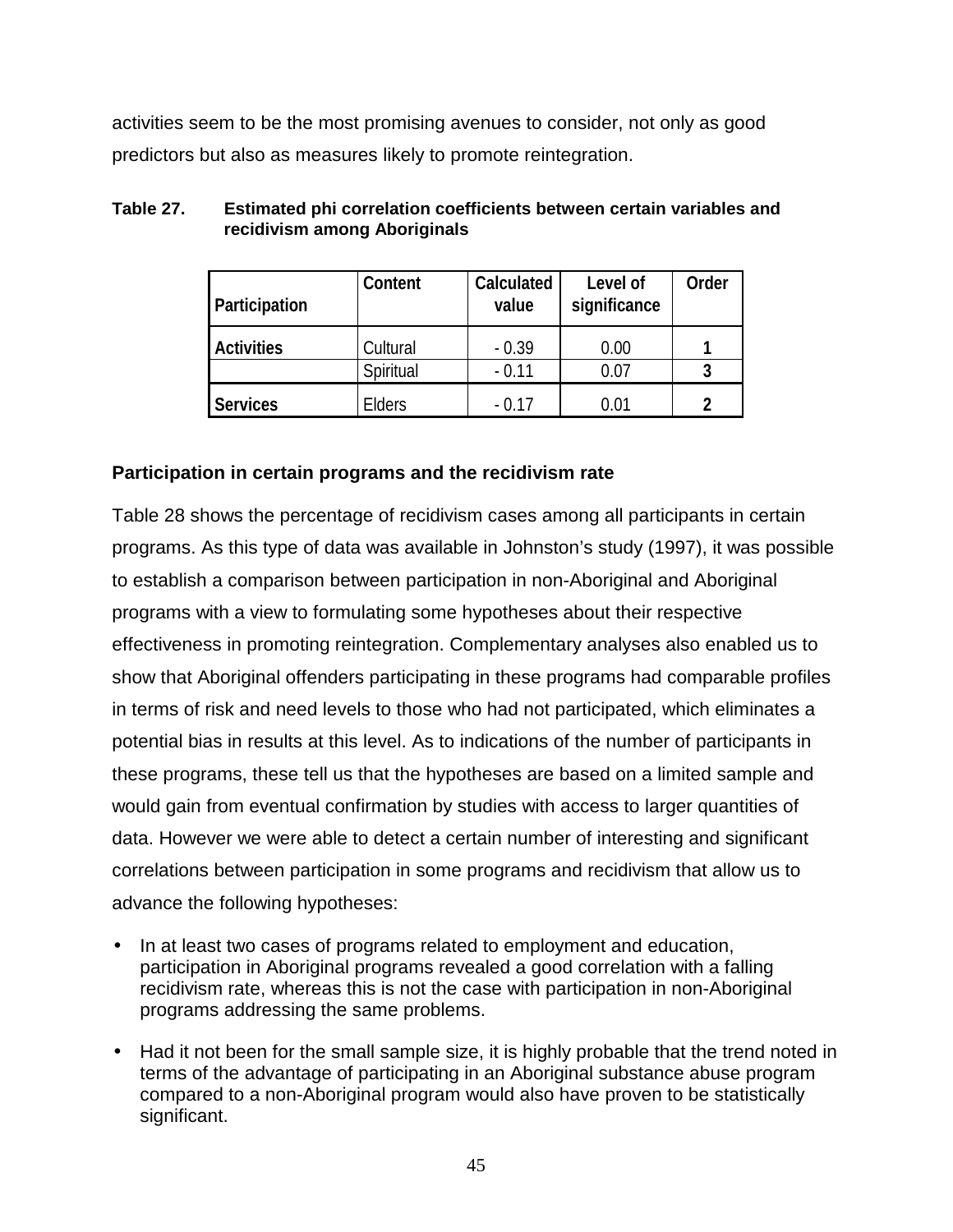activities seem to be the most promising avenues to consider, not only as good predictors but also as measures likely to promote reintegration.

**Table 27. Estimated phi correlation coefficients between certain variables and recidivism among Aboriginals**

| Participation | Content | Calculated value | Level of significance | Order |
|---|---|---|---|---|
| **Activities** | Cultural | - 0.39 | 0.00 | **1** |
| | Spiritual | - 0.11 | 0.07 | **3** |
| **Services** | Elders | - 0.17 | 0.01 | **2** |

### Participation in certain programs and the recidivism rate

Table 28 shows the percentage of recidivism cases among all participants in certain programs. As this type of data was available in Johnston's study (1997), it was possible to establish a comparison between participation in non-Aboriginal and Aboriginal programs with a view to formulating some hypotheses about their respective effectiveness in promoting reintegration. Complementary analyses also enabled us to show that Aboriginal offenders participating in these programs had comparable profiles in terms of risk and need levels to those who had not participated, which eliminates a potential bias in results at this level. As to indications of the number of participants in these programs, these tell us that the hypotheses are based on a limited sample and would gain from eventual confirmation by studies with access to larger quantities of data. However we were able to detect a certain number of interesting and significant correlations between participation in some programs and recidivism that allow us to advance the following hypotheses:

- In at least two cases of programs related to employment and education, participation in Aboriginal programs revealed a good correlation with a falling recidivism rate, whereas this is not the case with participation in non-Aboriginal programs addressing the same problems.
- Had it not been for the small sample size, it is highly probable that the trend noted in terms of the advantage of participating in an Aboriginal substance abuse program compared to a non-Aboriginal program would also have proven to be statistically significant.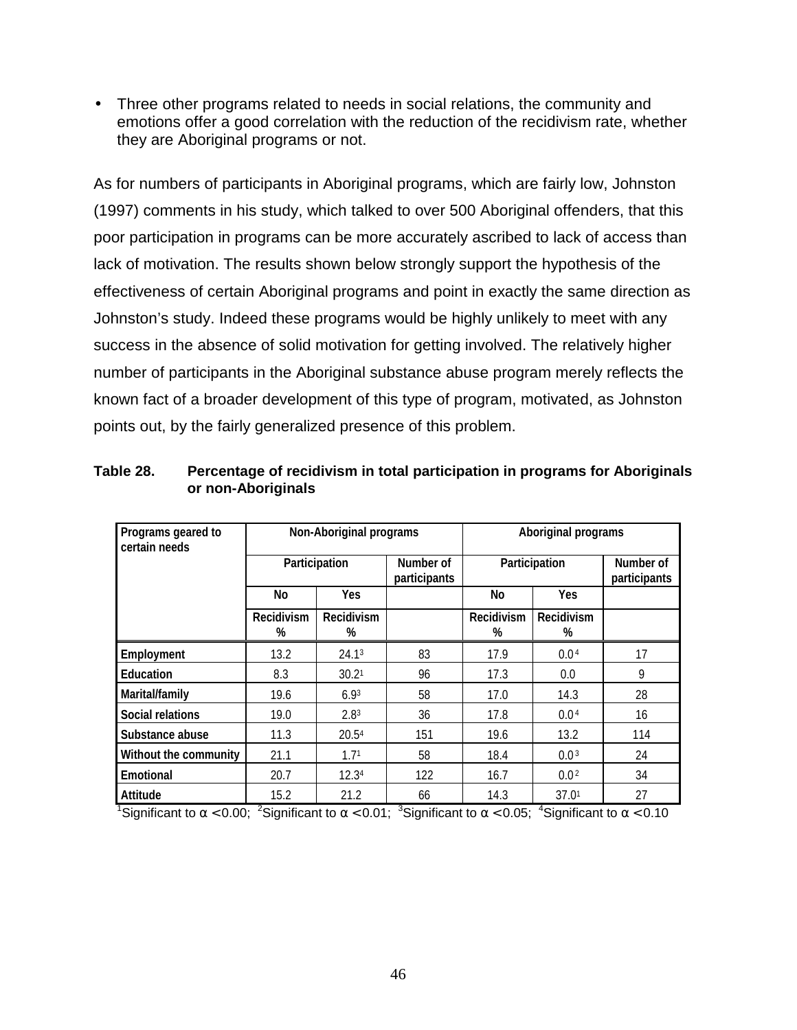- Three other programs related to needs in social relations, the community and emotions offer a good correlation with the reduction of the recidivism rate, whether they are Aboriginal programs or not.

As for numbers of participants in Aboriginal programs, which are fairly low, Johnston (1997) comments in his study, which talked to over 500 Aboriginal offenders, that this poor participation in programs can be more accurately ascribed to lack of access than lack of motivation. The results shown below strongly support the hypothesis of the effectiveness of certain Aboriginal programs and point in exactly the same direction as Johnston's study. Indeed these programs would be highly unlikely to meet with any success in the absence of solid motivation for getting involved. The relatively higher number of participants in the Aboriginal substance abuse program merely reflects the known fact of a broader development of this type of program, motivated, as Johnston points out, by the fairly generalized presence of this problem.

**Table 28. Percentage of recidivism in total participation in programs for Aboriginals or non-Aboriginals**

| Programs geared to certain needs | Non-Aboriginal programs | | | Aboriginal programs | | |
|---|---|---|---|---|---|---|
| | Participation | | Number of participants | Participation | | Number of participants |
| | No | Yes | | No | Yes | |
| | Recidivism % | Recidivism % | | Recidivism % | Recidivism % | |
| **Employment** | 13.2 | 24.1[3] | 83 | 17.9 | 0.0[4] | 17 |
| **Education** | 8.3 | 30.2[1] | 96 | 17.3 | 0.0 | 9 |
| **Marital/family** | 19.6 | 6.9[3] | 58 | 17.0 | 14.3 | 28 |
| **Social relations** | 19.0 | 2.8[3] | 36 | 17.8 | 0.0[4] | 16 |
| **Substance abuse** | 11.3 | 20.5[4] | 151 | 19.6 | 13.2 | 114 |
| **Without the community** | 21.1 | 1.7[1] | 58 | 18.4 | 0.0[3] | 24 |
| **Emotional** | 20.7 | 12.3[4] | 122 | 16.7 | 0.0[2] | 34 |
| **Attitude** | 15.2 | 21.2 | 66 | 14.3 | 37.0[1] | 27 |

[1]Significant to $\alpha < 0.00$; [2]Significant to $\alpha < 0.01$; [3]Significant to $\alpha < 0.05$; [4]Significant to $\alpha < 0.10$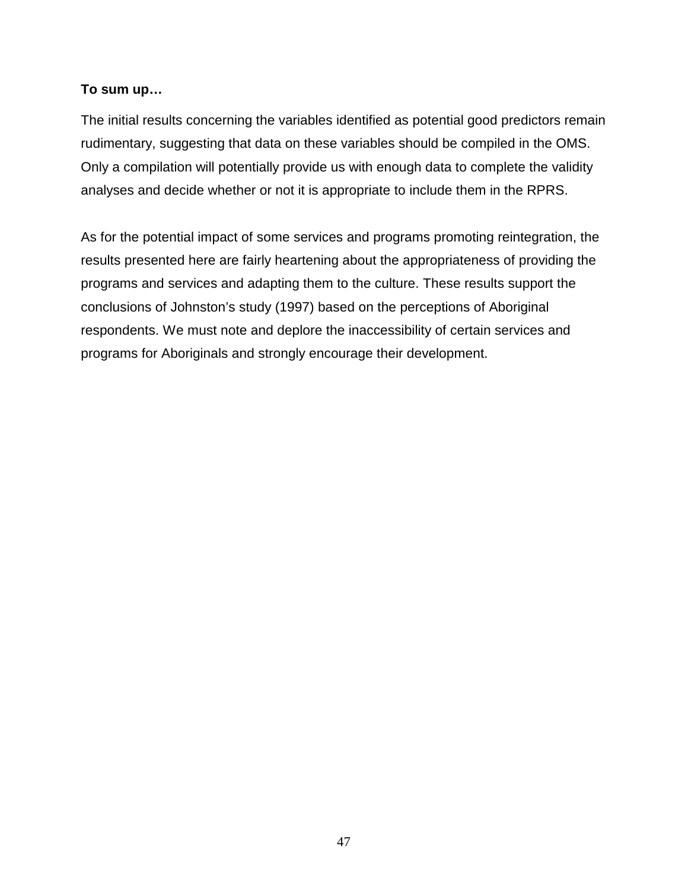**To sum up…**

The initial results concerning the variables identified as potential good predictors remain rudimentary, suggesting that data on these variables should be compiled in the OMS. Only a compilation will potentially provide us with enough data to complete the validity analyses and decide whether or not it is appropriate to include them in the RPRS.

As for the potential impact of some services and programs promoting reintegration, the results presented here are fairly heartening about the appropriateness of providing the programs and services and adapting them to the culture. These results support the conclusions of Johnston's study (1997) based on the perceptions of Aboriginal respondents. We must note and deplore the inaccessibility of certain services and programs for Aboriginals and strongly encourage their development.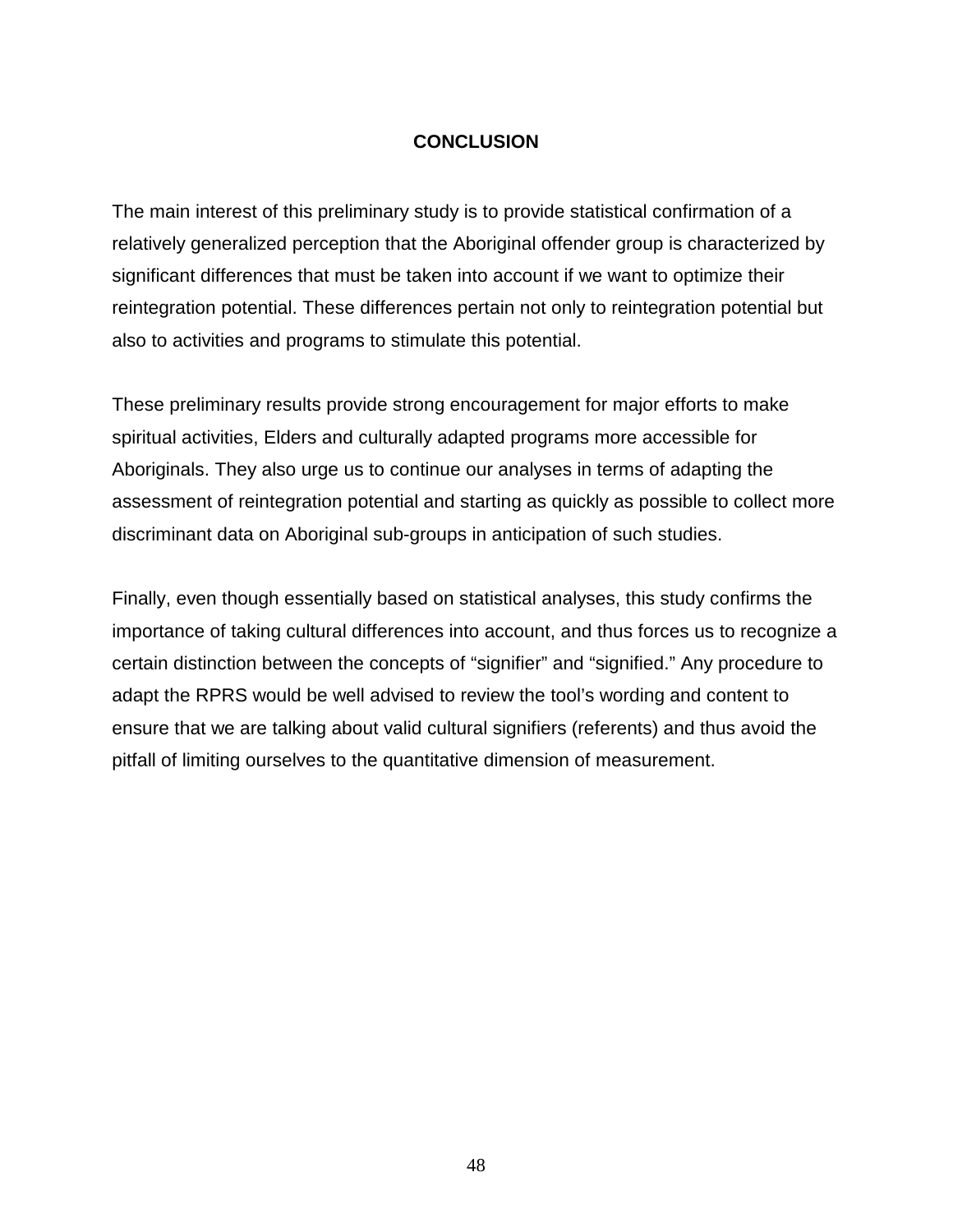## CONCLUSION

The main interest of this preliminary study is to provide statistical confirmation of a relatively generalized perception that the Aboriginal offender group is characterized by significant differences that must be taken into account if we want to optimize their reintegration potential. These differences pertain not only to reintegration potential but also to activities and programs to stimulate this potential.

These preliminary results provide strong encouragement for major efforts to make spiritual activities, Elders and culturally adapted programs more accessible for Aboriginals. They also urge us to continue our analyses in terms of adapting the assessment of reintegration potential and starting as quickly as possible to collect more discriminant data on Aboriginal sub-groups in anticipation of such studies.

Finally, even though essentially based on statistical analyses, this study confirms the importance of taking cultural differences into account, and thus forces us to recognize a certain distinction between the concepts of "signifier" and "signified." Any procedure to adapt the RPRS would be well advised to review the tool's wording and content to ensure that we are talking about valid cultural signifiers (referents) and thus avoid the pitfall of limiting ourselves to the quantitative dimension of measurement.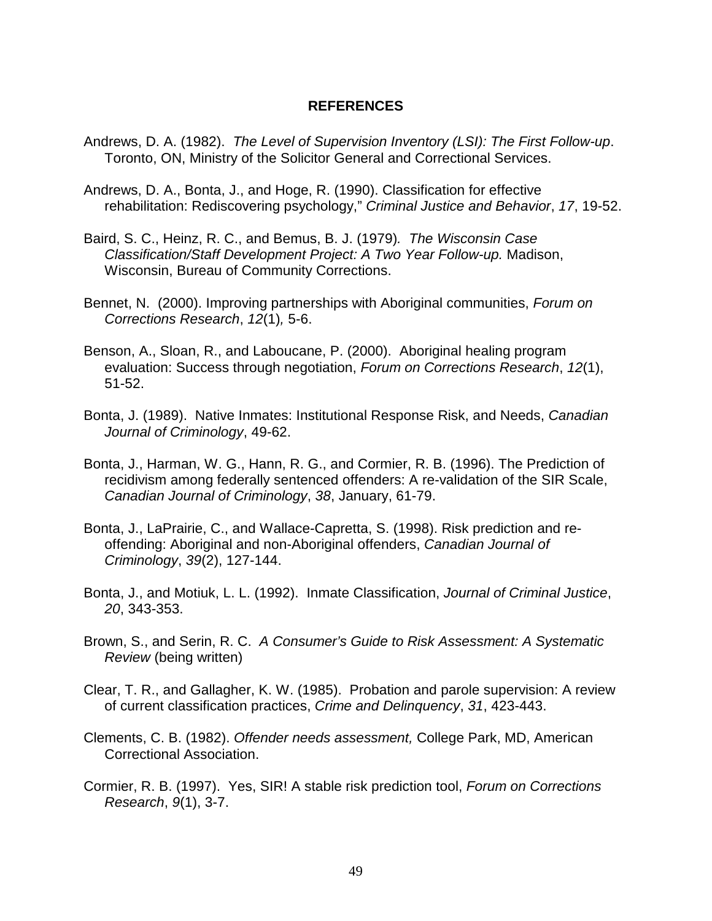# REFERENCES

Andrews, D. A. (1982). *The Level of Supervision Inventory (LSI): The First Follow-up*. Toronto, ON, Ministry of the Solicitor General and Correctional Services.

Andrews, D. A., Bonta, J., and Hoge, R. (1990). Classification for effective rehabilitation: Rediscovering psychology," *Criminal Justice and Behavior*, *17*, 19-52.

Baird, S. C., Heinz, R. C., and Bemus, B. J. (1979). *The Wisconsin Case Classification/Staff Development Project: A Two Year Follow-up.* Madison, Wisconsin, Bureau of Community Corrections.

Bennet, N. (2000). Improving partnerships with Aboriginal communities, *Forum on Corrections Research*, *12*(1), 5-6.

Benson, A., Sloan, R., and Laboucane, P. (2000). Aboriginal healing program evaluation: Success through negotiation, *Forum on Corrections Research*, *12*(1), 51-52.

Bonta, J. (1989). Native Inmates: Institutional Response Risk, and Needs, *Canadian Journal of Criminology*, 49-62.

Bonta, J., Harman, W. G., Hann, R. G., and Cormier, R. B. (1996). The Prediction of recidivism among federally sentenced offenders: A re-validation of the SIR Scale, *Canadian Journal of Criminology*, *38*, January, 61-79.

Bonta, J., LaPrairie, C., and Wallace-Capretta, S. (1998). Risk prediction and re-offending: Aboriginal and non-Aboriginal offenders, *Canadian Journal of Criminology*, *39*(2), 127-144.

Bonta, J., and Motiuk, L. L. (1992). Inmate Classification, *Journal of Criminal Justice*, *20*, 343-353.

Brown, S., and Serin, R. C. *A Consumer's Guide to Risk Assessment: A Systematic Review* (being written)

Clear, T. R., and Gallagher, K. W. (1985). Probation and parole supervision: A review of current classification practices, *Crime and Delinquency*, *31*, 423-443.

Clements, C. B. (1982). *Offender needs assessment,* College Park, MD, American Correctional Association.

Cormier, R. B. (1997). Yes, SIR! A stable risk prediction tool, *Forum on Corrections Research*, *9*(1), 3-7.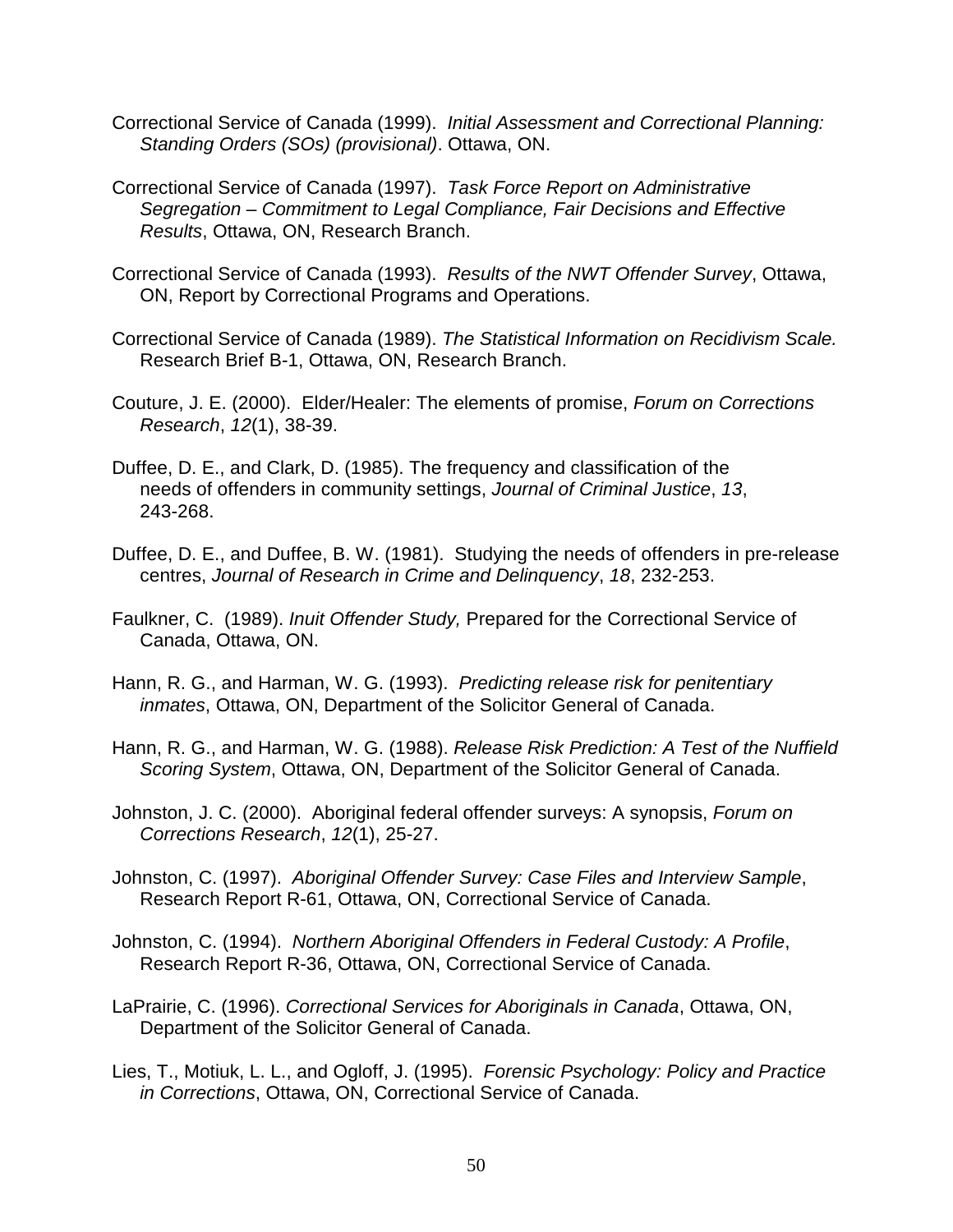Correctional Service of Canada (1999). *Initial Assessment and Correctional Planning: Standing Orders (SOs) (provisional)*. Ottawa, ON.

Correctional Service of Canada (1997). *Task Force Report on Administrative Segregation – Commitment to Legal Compliance, Fair Decisions and Effective Results*, Ottawa, ON, Research Branch.

Correctional Service of Canada (1993). *Results of the NWT Offender Survey*, Ottawa, ON, Report by Correctional Programs and Operations.

Correctional Service of Canada (1989). *The Statistical Information on Recidivism Scale.* Research Brief B-1, Ottawa, ON, Research Branch.

Couture, J. E. (2000). Elder/Healer: The elements of promise, *Forum on Corrections Research*, *12*(1), 38-39.

Duffee, D. E., and Clark, D. (1985). The frequency and classification of the needs of offenders in community settings, *Journal of Criminal Justice*, *13*, 243-268.

Duffee, D. E., and Duffee, B. W. (1981). Studying the needs of offenders in pre-release centres, *Journal of Research in Crime and Delinquency*, *18*, 232-253.

Faulkner, C. (1989). *Inuit Offender Study,* Prepared for the Correctional Service of Canada, Ottawa, ON.

Hann, R. G., and Harman, W. G. (1993). *Predicting release risk for penitentiary inmates*, Ottawa, ON, Department of the Solicitor General of Canada.

Hann, R. G., and Harman, W. G. (1988). *Release Risk Prediction: A Test of the Nuffield Scoring System*, Ottawa, ON, Department of the Solicitor General of Canada.

Johnston, J. C. (2000). Aboriginal federal offender surveys: A synopsis, *Forum on Corrections Research*, *12*(1), 25-27.

Johnston, C. (1997). *Aboriginal Offender Survey: Case Files and Interview Sample*, Research Report R-61, Ottawa, ON, Correctional Service of Canada.

Johnston, C. (1994). *Northern Aboriginal Offenders in Federal Custody: A Profile*, Research Report R-36, Ottawa, ON, Correctional Service of Canada.

LaPrairie, C. (1996). *Correctional Services for Aboriginals in Canada*, Ottawa, ON, Department of the Solicitor General of Canada.

Lies, T., Motiuk, L. L., and Ogloff, J. (1995). *Forensic Psychology: Policy and Practice in Corrections*, Ottawa, ON, Correctional Service of Canada.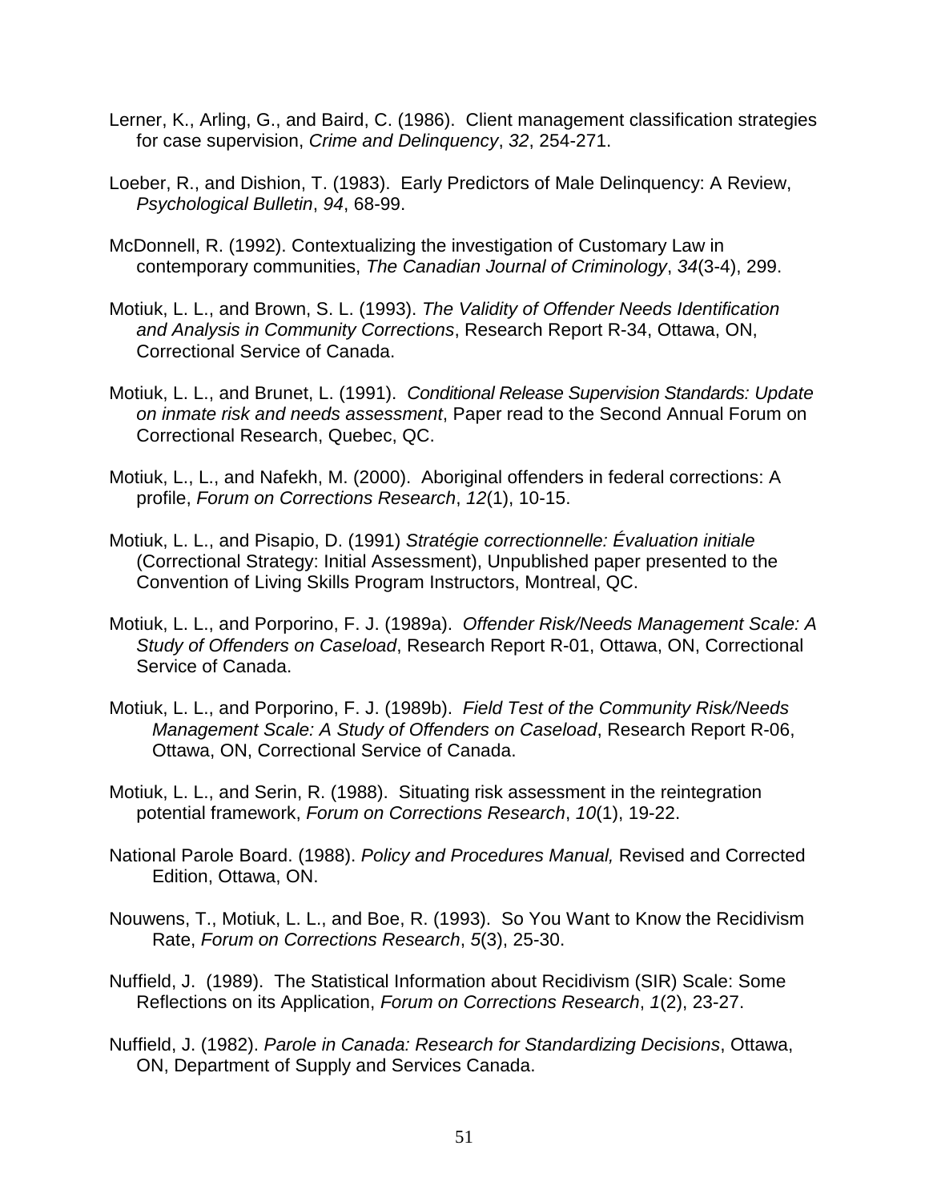Lerner, K., Arling, G., and Baird, C. (1986). Client management classification strategies for case supervision, *Crime and Delinquency*, *32*, 254-271.

Loeber, R., and Dishion, T. (1983). Early Predictors of Male Delinquency: A Review, *Psychological Bulletin*, *94*, 68-99.

McDonnell, R. (1992). Contextualizing the investigation of Customary Law in contemporary communities, *The Canadian Journal of Criminology*, *34*(3-4), 299.

Motiuk, L. L., and Brown, S. L. (1993). *The Validity of Offender Needs Identification and Analysis in Community Corrections*, Research Report R-34, Ottawa, ON, Correctional Service of Canada.

Motiuk, L. L., and Brunet, L. (1991). *Conditional Release Supervision Standards: Update on inmate risk and needs assessment*, Paper read to the Second Annual Forum on Correctional Research, Quebec, QC.

Motiuk, L., L., and Nafekh, M. (2000). Aboriginal offenders in federal corrections: A profile, *Forum on Corrections Research*, *12*(1), 10-15.

Motiuk, L. L., and Pisapio, D. (1991) *Stratégie correctionnelle: Évaluation initiale* (Correctional Strategy: Initial Assessment), Unpublished paper presented to the Convention of Living Skills Program Instructors, Montreal, QC.

Motiuk, L. L., and Porporino, F. J. (1989a). *Offender Risk/Needs Management Scale: A Study of Offenders on Caseload*, Research Report R-01, Ottawa, ON, Correctional Service of Canada.

Motiuk, L. L., and Porporino, F. J. (1989b). *Field Test of the Community Risk/Needs Management Scale: A Study of Offenders on Caseload*, Research Report R-06, Ottawa, ON, Correctional Service of Canada.

Motiuk, L. L., and Serin, R. (1988). Situating risk assessment in the reintegration potential framework, *Forum on Corrections Research*, *10*(1), 19-22.

National Parole Board. (1988). *Policy and Procedures Manual,* Revised and Corrected Edition, Ottawa, ON.

Nouwens, T., Motiuk, L. L., and Boe, R. (1993). So You Want to Know the Recidivism Rate, *Forum on Corrections Research*, *5*(3), 25-30.

Nuffield, J. (1989). The Statistical Information about Recidivism (SIR) Scale: Some Reflections on its Application, *Forum on Corrections Research*, *1*(2), 23-27.

Nuffield, J. (1982). *Parole in Canada: Research for Standardizing Decisions*, Ottawa, ON, Department of Supply and Services Canada.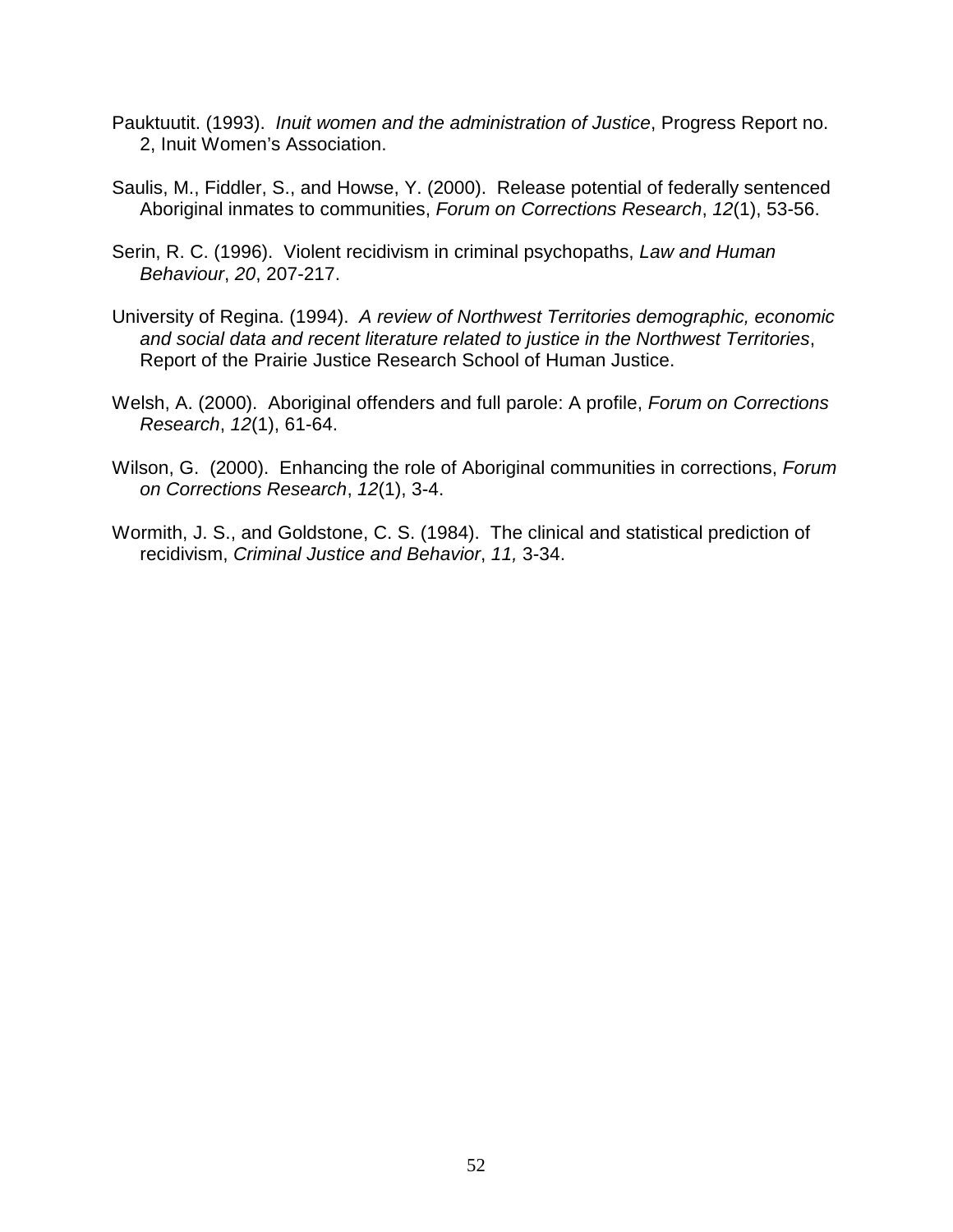Pauktuutit. (1993). *Inuit women and the administration of Justice*, Progress Report no. 2, Inuit Women's Association.

Saulis, M., Fiddler, S., and Howse, Y. (2000). Release potential of federally sentenced Aboriginal inmates to communities, *Forum on Corrections Research*, *12*(1), 53-56.

Serin, R. C. (1996). Violent recidivism in criminal psychopaths, *Law and Human Behaviour*, *20*, 207-217.

University of Regina. (1994). *A review of Northwest Territories demographic, economic and social data and recent literature related to justice in the Northwest Territories*, Report of the Prairie Justice Research School of Human Justice.

Welsh, A. (2000). Aboriginal offenders and full parole: A profile, *Forum on Corrections Research*, *12*(1), 61-64.

Wilson, G. (2000). Enhancing the role of Aboriginal communities in corrections, *Forum on Corrections Research*, *12*(1), 3-4.

Wormith, J. S., and Goldstone, C. S. (1984). The clinical and statistical prediction of recidivism, *Criminal Justice and Behavior*, *11,* 3-34.